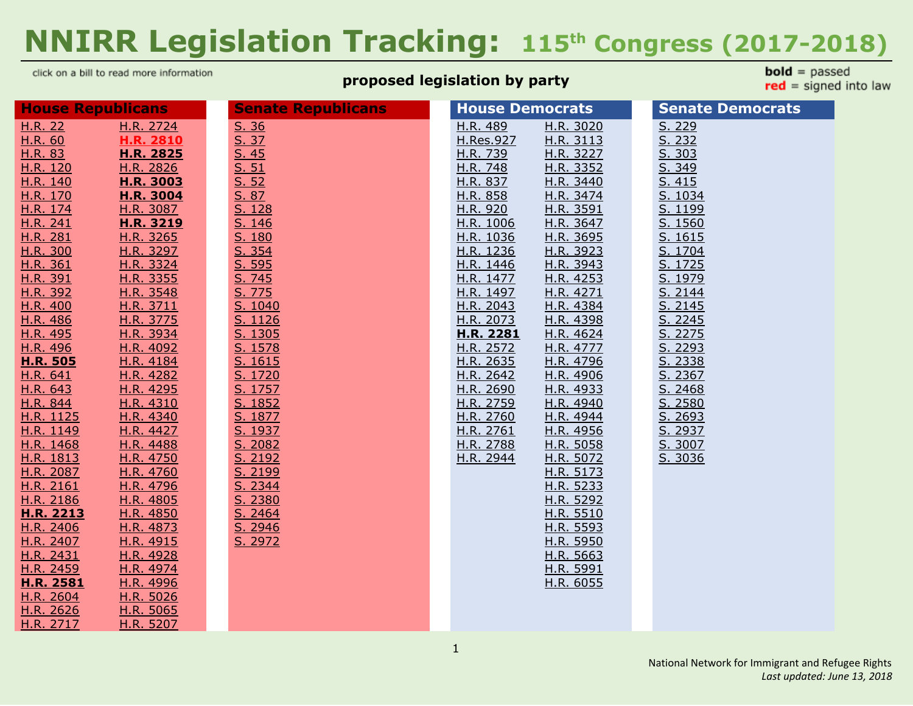# NNIRR Legislation Tracking: 115th Congress (2017-2018)

click on a bill to read more information

**proposed legislation by party**

**bold** = passed
red = signed into law

## House Republicans

H.R. 22
H.R. 60
H.R. 83
H.R. 120
H.R. 140
H.R. 170
H.R. 174
H.R. 241
H.R. 281
H.R. 300
H.R. 361
H.R. 391
H.R. 392
H.R. 400
H.R. 486
H.R. 495
H.R. 496
**H.R. 505**
H.R. 641
H.R. 643
H.R. 844
H.R. 1125
H.R. 1149
H.R. 1468
H.R. 1813
H.R. 2087
H.R. 2161
H.R. 2186
**H.R. 2213**
H.R. 2406
H.R. 2407
H.R. 2431
H.R. 2459
**H.R. 2581**
H.R. 2604
H.R. 2626
H.R. 2717
H.R. 2724
**H.R. 2810** (red)
**H.R. 2825**
H.R. 2826
**H.R. 3003**
**H.R. 3004**
H.R. 3087
**H.R. 3219**
H.R. 3265
H.R. 3297
H.R. 3324
H.R. 3355
H.R. 3548
H.R. 3711
H.R. 3775
H.R. 3934
H.R. 4092
H.R. 4184
H.R. 4282
H.R. 4295
H.R. 4310
H.R. 4340
H.R. 4427
H.R. 4488
H.R. 4750
H.R. 4760
H.R. 4796
H.R. 4805
H.R. 4850
H.R. 4873
H.R. 4915
H.R. 4928
H.R. 4974
H.R. 4996
H.R. 5026
H.R. 5065
H.R. 5207

## Senate Republicans

S. 36
S. 37
S. 45
S. 51
S. 52
S. 87
S. 128
S. 146
S. 180
S. 354
S. 595
S. 745
S. 775
S. 1040
S. 1126
S. 1305
S. 1578
S. 1615
S. 1720
S. 1757
S. 1852
S. 1877
S. 1937
S. 2082
S. 2192
S. 2199
S. 2344
S. 2380
S. 2464
S. 2946
S. 2972

## House Democrats

H.R. 489
H.Res.927
H.R. 739
H.R. 748
H.R. 837
H.R. 858
H.R. 920
H.R. 1006
H.R. 1036
H.R. 1236
H.R. 1446
H.R. 1477
H.R. 1497
H.R. 2043
H.R. 2073
**H.R. 2281**
H.R. 2572
H.R. 2635
H.R. 2642
H.R. 2690
H.R. 2759
H.R. 2760
H.R. 2761
H.R. 2788
H.R. 2944
H.R. 3020
H.R. 3113
H.R. 3227
H.R. 3352
H.R. 3440
H.R. 3474
H.R. 3591
H.R. 3647
H.R. 3695
H.R. 3923
H.R. 3943
H.R. 4253
H.R. 4271
H.R. 4384
H.R. 4398
H.R. 4624
H.R. 4777
H.R. 4796
H.R. 4906
H.R. 4933
H.R. 4940
H.R. 4944
H.R. 4956
H.R. 5058
H.R. 5072
H.R. 5173
H.R. 5233
H.R. 5292
H.R. 5510
H.R. 5593
H.R. 5950
H.R. 5663
H.R. 5991
H.R. 6055

## Senate Democrats

S. 229
S. 232
S. 303
S. 349
S. 415
S. 1034
S. 1199
S. 1560
S. 1615
S. 1704
S. 1725
S. 1979
S. 2144
S. 2145
S. 2245
S. 2275
S. 2293
S. 2338
S. 2367
S. 2468
S. 2580
S. 2693
S. 2937
S. 3007
S. 3036

National Network for Immigrant and Refugee Rights
*Last updated: June 13, 2018*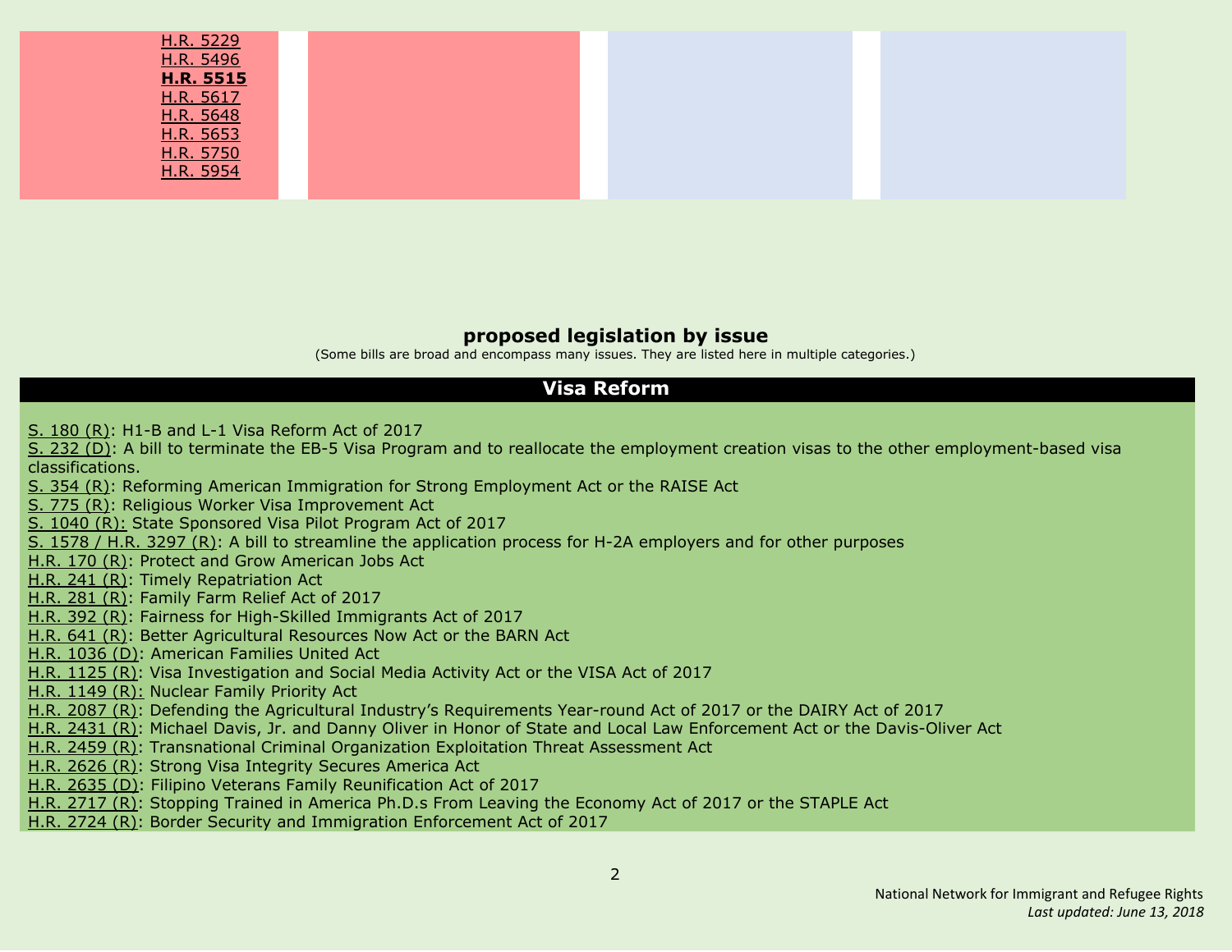| | | | |
|---|---|---|---|
| H.R. 5229<br>H.R. 5496<br>**H.R. 5515**<br>H.R. 5617<br>H.R. 5648<br>H.R. 5653<br>H.R. 5750<br>H.R. 5954 | | | |

## proposed legislation by issue

(Some bills are broad and encompass many issues. They are listed here in multiple categories.)

### Visa Reform

S. 180 (R): H1-B and L-1 Visa Reform Act of 2017
S. 232 (D): A bill to terminate the EB-5 Visa Program and to reallocate the employment creation visas to the other employment-based visa classifications.
S. 354 (R): Reforming American Immigration for Strong Employment Act or the RAISE Act
S. 775 (R): Religious Worker Visa Improvement Act
S. 1040 (R): State Sponsored Visa Pilot Program Act of 2017
S. 1578 / H.R. 3297 (R): A bill to streamline the application process for H-2A employers and for other purposes
H.R. 170 (R): Protect and Grow American Jobs Act
H.R. 241 (R): Timely Repatriation Act
H.R. 281 (R): Family Farm Relief Act of 2017
H.R. 392 (R): Fairness for High-Skilled Immigrants Act of 2017
H.R. 641 (R): Better Agricultural Resources Now Act or the BARN Act
H.R. 1036 (D): American Families United Act
H.R. 1125 (R): Visa Investigation and Social Media Activity Act or the VISA Act of 2017
H.R. 1149 (R): Nuclear Family Priority Act
H.R. 2087 (R): Defending the Agricultural Industry's Requirements Year-round Act of 2017 or the DAIRY Act of 2017
H.R. 2431 (R): Michael Davis, Jr. and Danny Oliver in Honor of State and Local Law Enforcement Act or the Davis-Oliver Act
H.R. 2459 (R): Transnational Criminal Organization Exploitation Threat Assessment Act
H.R. 2626 (R): Strong Visa Integrity Secures America Act
H.R. 2635 (D): Filipino Veterans Family Reunification Act of 2017
H.R. 2717 (R): Stopping Trained in America Ph.D.s From Leaving the Economy Act of 2017 or the STAPLE Act
H.R. 2724 (R): Border Security and Immigration Enforcement Act of 2017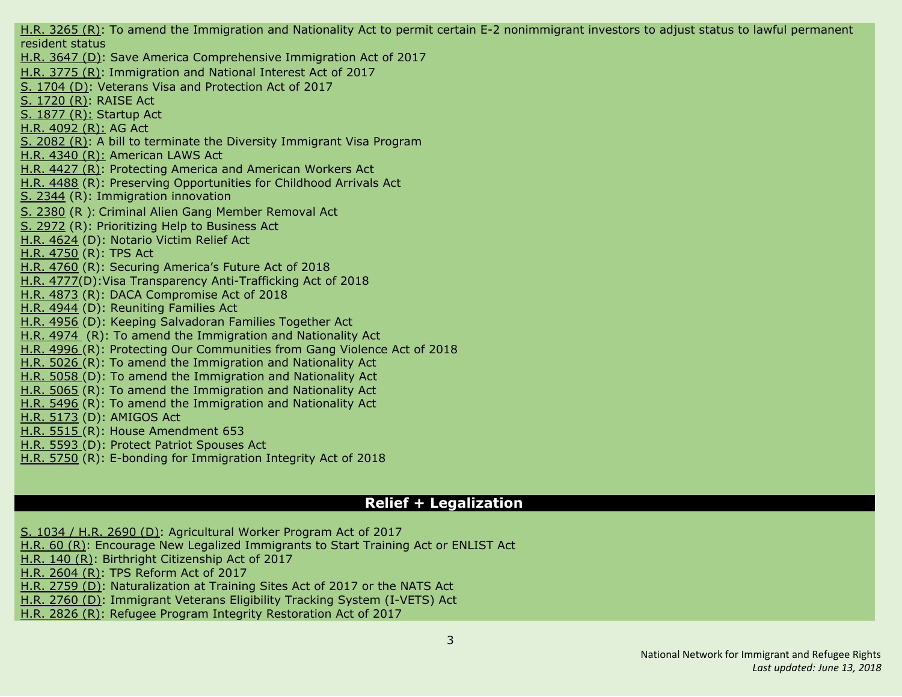H.R. 3265 (R): To amend the Immigration and Nationality Act to permit certain E-2 nonimmigrant investors to adjust status to lawful permanent resident status
H.R. 3647 (D): Save America Comprehensive Immigration Act of 2017
H.R. 3775 (R): Immigration and National Interest Act of 2017
S. 1704 (D): Veterans Visa and Protection Act of 2017
S. 1720 (R): RAISE Act
S. 1877 (R): Startup Act
H.R. 4092 (R): AG Act
S. 2082 (R): A bill to terminate the Diversity Immigrant Visa Program
H.R. 4340 (R): American LAWS Act
H.R. 4427 (R): Protecting America and American Workers Act
H.R. 4488 (R): Preserving Opportunities for Childhood Arrivals Act
S. 2344 (R): Immigration innovation
S. 2380 (R ): Criminal Alien Gang Member Removal Act
S. 2972 (R): Prioritizing Help to Business Act
H.R. 4624 (D): Notario Victim Relief Act
H.R. 4750 (R): TPS Act
H.R. 4760 (R): Securing America's Future Act of 2018
H.R. 4777(D):Visa Transparency Anti-Trafficking Act of 2018
H.R. 4873 (R): DACA Compromise Act of 2018
H.R. 4944 (D): Reuniting Families Act
H.R. 4956 (D): Keeping Salvadoran Families Together Act
H.R. 4974 (R): To amend the Immigration and Nationality Act
H.R. 4996 (R): Protecting Our Communities from Gang Violence Act of 2018
H.R. 5026 (R): To amend the Immigration and Nationality Act
H.R. 5058 (D): To amend the Immigration and Nationality Act
H.R. 5065 (R): To amend the Immigration and Nationality Act
H.R. 5496 (R): To amend the Immigration and Nationality Act
H.R. 5173 (D): AMIGOS Act
H.R. 5515 (R): House Amendment 653
H.R. 5593 (D): Protect Patriot Spouses Act
H.R. 5750 (R): E-bonding for Immigration Integrity Act of 2018

## Relief + Legalization

S. 1034 / H.R. 2690 (D): Agricultural Worker Program Act of 2017
H.R. 60 (R): Encourage New Legalized Immigrants to Start Training Act or ENLIST Act
H.R. 140 (R): Birthright Citizenship Act of 2017
H.R. 2604 (R): TPS Reform Act of 2017
H.R. 2759 (D): Naturalization at Training Sites Act of 2017 or the NATS Act
H.R. 2760 (D): Immigrant Veterans Eligibility Tracking System (I-VETS) Act
H.R. 2826 (R): Refugee Program Integrity Restoration Act of 2017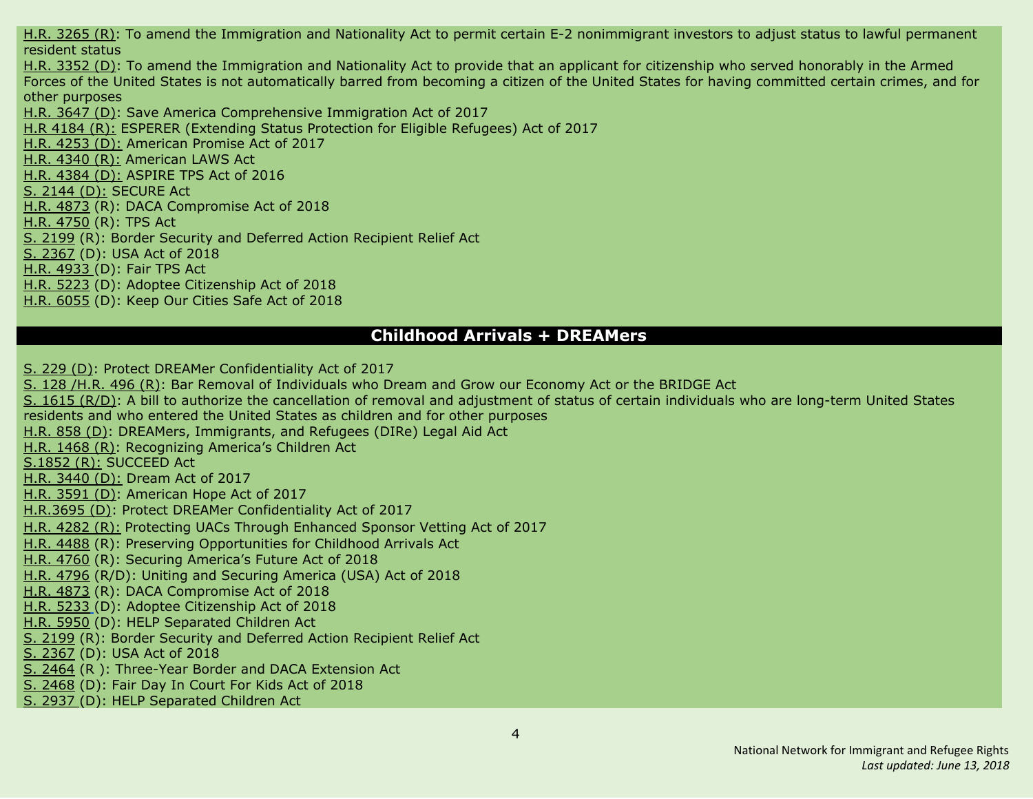H.R. 3265 (R): To amend the Immigration and Nationality Act to permit certain E-2 nonimmigrant investors to adjust status to lawful permanent resident status

H.R. 3352 (D): To amend the Immigration and Nationality Act to provide that an applicant for citizenship who served honorably in the Armed Forces of the United States is not automatically barred from becoming a citizen of the United States for having committed certain crimes, and for other purposes

H.R. 3647 (D): Save America Comprehensive Immigration Act of 2017

H.R 4184 (R): ESPERER (Extending Status Protection for Eligible Refugees) Act of 2017

H.R. 4253 (D): American Promise Act of 2017

H.R. 4340 (R): American LAWS Act

H.R. 4384 (D): ASPIRE TPS Act of 2016

S. 2144 (D): SECURE Act

H.R. 4873 (R): DACA Compromise Act of 2018

H.R. 4750 (R): TPS Act

S. 2199 (R): Border Security and Deferred Action Recipient Relief Act

S. 2367 (D): USA Act of 2018

H.R. 4933 (D): Fair TPS Act

H.R. 5223 (D): Adoptee Citizenship Act of 2018

H.R. 6055 (D): Keep Our Cities Safe Act of 2018

## Childhood Arrivals + DREAMers

S. 229 (D): Protect DREAMer Confidentiality Act of 2017

S. 128 /H.R. 496 (R): Bar Removal of Individuals who Dream and Grow our Economy Act or the BRIDGE Act

S. 1615 (R/D): A bill to authorize the cancellation of removal and adjustment of status of certain individuals who are long-term United States residents and who entered the United States as children and for other purposes

H.R. 858 (D): DREAMers, Immigrants, and Refugees (DIRe) Legal Aid Act

H.R. 1468 (R): Recognizing America's Children Act

S.1852 (R): SUCCEED Act

H.R. 3440 (D): Dream Act of 2017

H.R. 3591 (D): American Hope Act of 2017

H.R.3695 (D): Protect DREAMer Confidentiality Act of 2017

H.R. 4282 (R): Protecting UACs Through Enhanced Sponsor Vetting Act of 2017

H.R. 4488 (R): Preserving Opportunities for Childhood Arrivals Act

H.R. 4760 (R): Securing America's Future Act of 2018

H.R. 4796 (R/D): Uniting and Securing America (USA) Act of 2018

H.R. 4873 (R): DACA Compromise Act of 2018

H.R. 5233 (D): Adoptee Citizenship Act of 2018

H.R. 5950 (D): HELP Separated Children Act

S. 2199 (R): Border Security and Deferred Action Recipient Relief Act

S. 2367 (D): USA Act of 2018

S. 2464 (R ): Three-Year Border and DACA Extension Act

S. 2468 (D): Fair Day In Court For Kids Act of 2018

S. 2937 (D): HELP Separated Children Act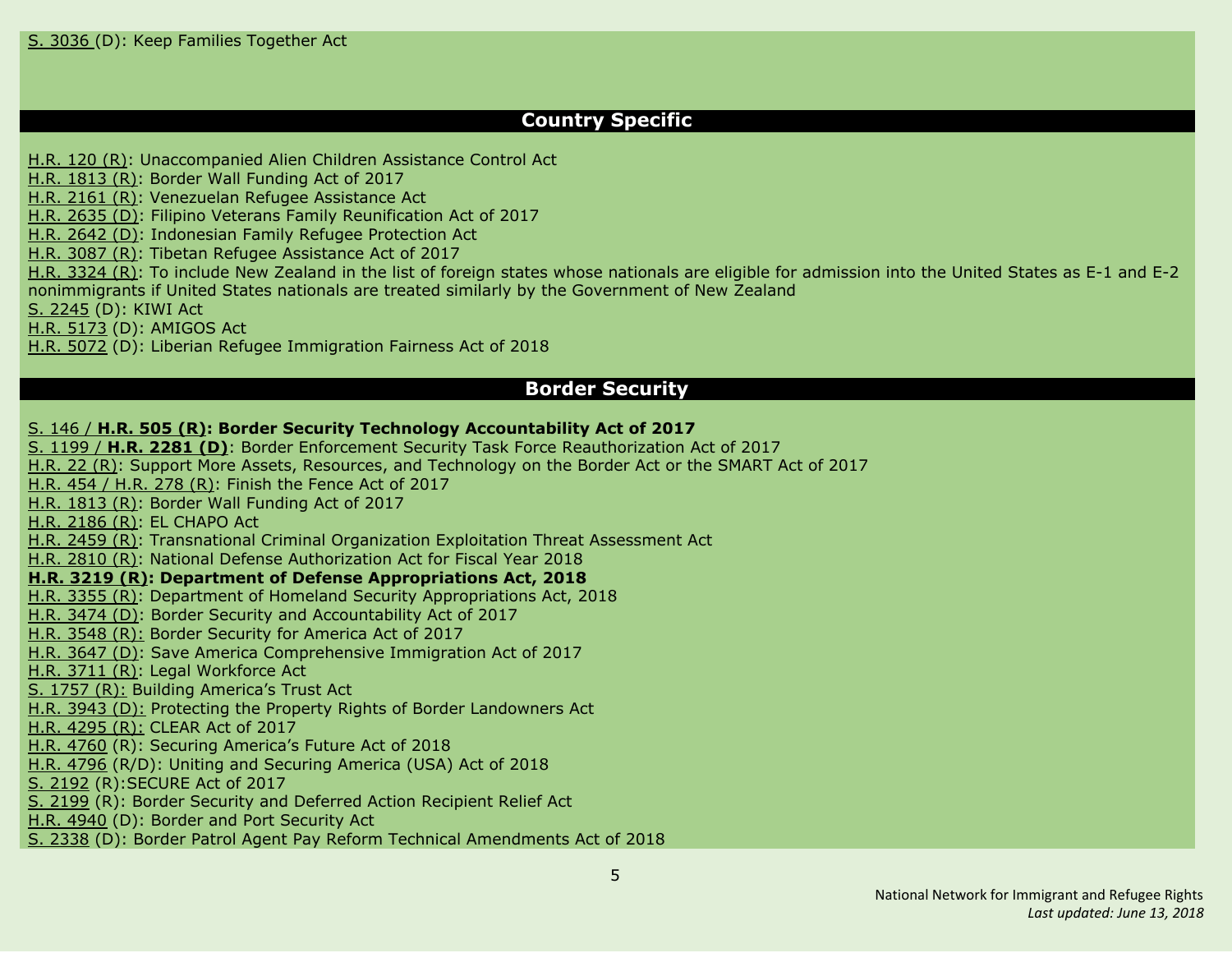S. 3036 (D): Keep Families Together Act

## Country Specific

H.R. 120 (R): Unaccompanied Alien Children Assistance Control Act
H.R. 1813 (R): Border Wall Funding Act of 2017
H.R. 2161 (R): Venezuelan Refugee Assistance Act
H.R. 2635 (D): Filipino Veterans Family Reunification Act of 2017
H.R. 2642 (D): Indonesian Family Refugee Protection Act
H.R. 3087 (R): Tibetan Refugee Assistance Act of 2017
H.R. 3324 (R): To include New Zealand in the list of foreign states whose nationals are eligible for admission into the United States as E-1 and E-2 nonimmigrants if United States nationals are treated similarly by the Government of New Zealand
S. 2245 (D): KIWI Act
H.R. 5173 (D): AMIGOS Act
H.R. 5072 (D): Liberian Refugee Immigration Fairness Act of 2018

## Border Security

S. 146 / **H.R. 505 (R): Border Security Technology Accountability Act of 2017**
S. 1199 / **H.R. 2281 (D)**: Border Enforcement Security Task Force Reauthorization Act of 2017
H.R. 22 (R): Support More Assets, Resources, and Technology on the Border Act or the SMART Act of 2017
H.R. 454 / H.R. 278 (R): Finish the Fence Act of 2017
H.R. 1813 (R): Border Wall Funding Act of 2017
H.R. 2186 (R): EL CHAPO Act
H.R. 2459 (R): Transnational Criminal Organization Exploitation Threat Assessment Act
H.R. 2810 (R): National Defense Authorization Act for Fiscal Year 2018
**H.R. 3219 (R): Department of Defense Appropriations Act, 2018**
H.R. 3355 (R): Department of Homeland Security Appropriations Act, 2018
H.R. 3474 (D): Border Security and Accountability Act of 2017
H.R. 3548 (R): Border Security for America Act of 2017
H.R. 3647 (D): Save America Comprehensive Immigration Act of 2017
H.R. 3711 (R): Legal Workforce Act
S. 1757 (R): Building America's Trust Act
H.R. 3943 (D): Protecting the Property Rights of Border Landowners Act
H.R. 4295 (R): CLEAR Act of 2017
H.R. 4760 (R): Securing America's Future Act of 2018
H.R. 4796 (R/D): Uniting and Securing America (USA) Act of 2018
S. 2192 (R):SECURE Act of 2017
S. 2199 (R): Border Security and Deferred Action Recipient Relief Act
H.R. 4940 (D): Border and Port Security Act
S. 2338 (D): Border Patrol Agent Pay Reform Technical Amendments Act of 2018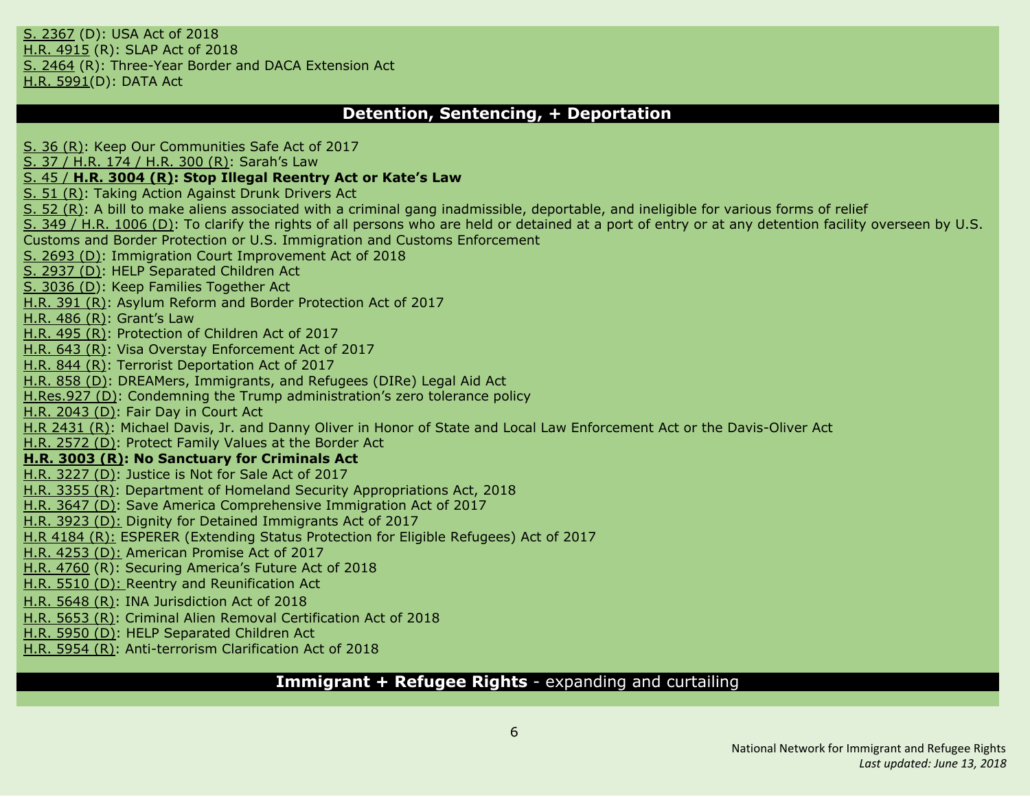S. 2367 (D): USA Act of 2018
H.R. 4915 (R): SLAP Act of 2018
S. 2464 (R): Three-Year Border and DACA Extension Act
H.R. 5991(D): DATA Act

## Detention, Sentencing, + Deportation

S. 36 (R): Keep Our Communities Safe Act of 2017
S. 37 / H.R. 174 / H.R. 300 (R): Sarah's Law
S. 45 / **H.R. 3004 (R): Stop Illegal Reentry Act or Kate's Law**
S. 51 (R): Taking Action Against Drunk Drivers Act
S. 52 (R): A bill to make aliens associated with a criminal gang inadmissible, deportable, and ineligible for various forms of relief
S. 349 / H.R. 1006 (D): To clarify the rights of all persons who are held or detained at a port of entry or at any detention facility overseen by U.S. Customs and Border Protection or U.S. Immigration and Customs Enforcement
S. 2693 (D): Immigration Court Improvement Act of 2018
S. 2937 (D): HELP Separated Children Act
S. 3036 (D): Keep Families Together Act
H.R. 391 (R): Asylum Reform and Border Protection Act of 2017
H.R. 486 (R): Grant's Law
H.R. 495 (R): Protection of Children Act of 2017
H.R. 643 (R): Visa Overstay Enforcement Act of 2017
H.R. 844 (R): Terrorist Deportation Act of 2017
H.R. 858 (D): DREAMers, Immigrants, and Refugees (DIRe) Legal Aid Act
H.Res.927 (D): Condemning the Trump administration's zero tolerance policy
H.R. 2043 (D): Fair Day in Court Act
H.R 2431 (R): Michael Davis, Jr. and Danny Oliver in Honor of State and Local Law Enforcement Act or the Davis-Oliver Act
H.R. 2572 (D): Protect Family Values at the Border Act
**H.R. 3003 (R): No Sanctuary for Criminals Act**
H.R. 3227 (D): Justice is Not for Sale Act of 2017
H.R. 3355 (R): Department of Homeland Security Appropriations Act, 2018
H.R. 3647 (D): Save America Comprehensive Immigration Act of 2017
H.R. 3923 (D): Dignity for Detained Immigrants Act of 2017
H.R 4184 (R): ESPERER (Extending Status Protection for Eligible Refugees) Act of 2017
H.R. 4253 (D): American Promise Act of 2017
H.R. 4760 (R): Securing America's Future Act of 2018
H.R. 5510 (D): Reentry and Reunification Act
H.R. 5648 (R): INA Jurisdiction Act of 2018
H.R. 5653 (R): Criminal Alien Removal Certification Act of 2018
H.R. 5950 (D): HELP Separated Children Act
H.R. 5954 (R): Anti-terrorism Clarification Act of 2018

## **Immigrant + Refugee Rights** - expanding and curtailing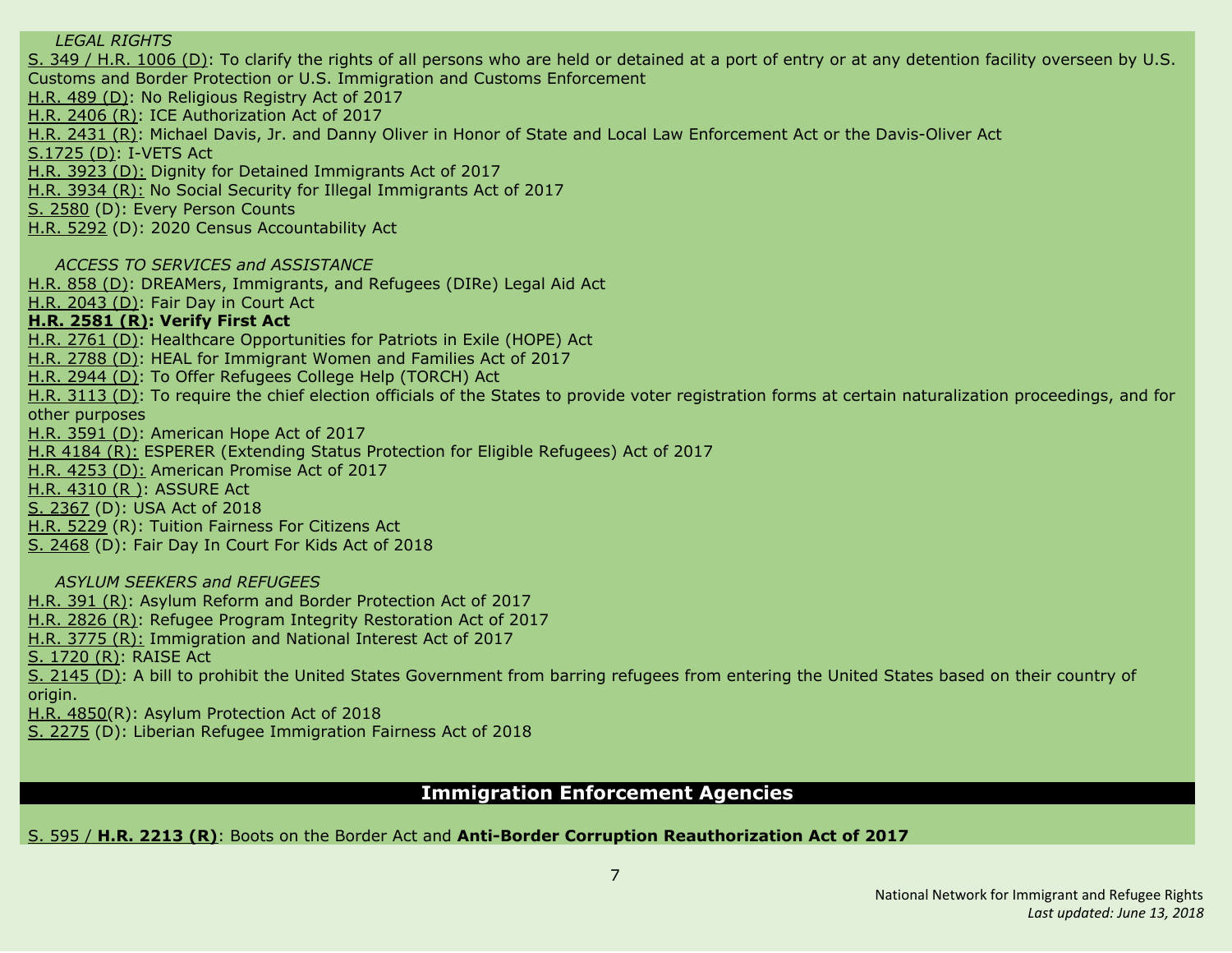*LEGAL RIGHTS*

S. 349 / H.R. 1006 (D): To clarify the rights of all persons who are held or detained at a port of entry or at any detention facility overseen by U.S. Customs and Border Protection or U.S. Immigration and Customs Enforcement
H.R. 489 (D): No Religious Registry Act of 2017
H.R. 2406 (R): ICE Authorization Act of 2017
H.R. 2431 (R): Michael Davis, Jr. and Danny Oliver in Honor of State and Local Law Enforcement Act or the Davis-Oliver Act
S.1725 (D): I-VETS Act
H.R. 3923 (D): Dignity for Detained Immigrants Act of 2017
H.R. 3934 (R): No Social Security for Illegal Immigrants Act of 2017
S. 2580 (D): Every Person Counts
H.R. 5292 (D): 2020 Census Accountability Act

*ACCESS TO SERVICES and ASSISTANCE*

H.R. 858 (D): DREAMers, Immigrants, and Refugees (DIRe) Legal Aid Act
H.R. 2043 (D): Fair Day in Court Act
**H.R. 2581 (R): Verify First Act**
H.R. 2761 (D): Healthcare Opportunities for Patriots in Exile (HOPE) Act
H.R. 2788 (D): HEAL for Immigrant Women and Families Act of 2017
H.R. 2944 (D): To Offer Refugees College Help (TORCH) Act
H.R. 3113 (D): To require the chief election officials of the States to provide voter registration forms at certain naturalization proceedings, and for other purposes
H.R. 3591 (D): American Hope Act of 2017
H.R 4184 (R): ESPERER (Extending Status Protection for Eligible Refugees) Act of 2017
H.R. 4253 (D): American Promise Act of 2017
H.R. 4310 (R ): ASSURE Act
S. 2367 (D): USA Act of 2018
H.R. 5229 (R): Tuition Fairness For Citizens Act
S. 2468 (D): Fair Day In Court For Kids Act of 2018

*ASYLUM SEEKERS and REFUGEES*

H.R. 391 (R): Asylum Reform and Border Protection Act of 2017
H.R. 2826 (R): Refugee Program Integrity Restoration Act of 2017
H.R. 3775 (R): Immigration and National Interest Act of 2017
S. 1720 (R): RAISE Act
S. 2145 (D): A bill to prohibit the United States Government from barring refugees from entering the United States based on their country of origin.
H.R. 4850(R): Asylum Protection Act of 2018
S. 2275 (D): Liberian Refugee Immigration Fairness Act of 2018

## Immigration Enforcement Agencies

S. 595 / **H.R. 2213 (R)**: Boots on the Border Act and **Anti-Border Corruption Reauthorization Act of 2017**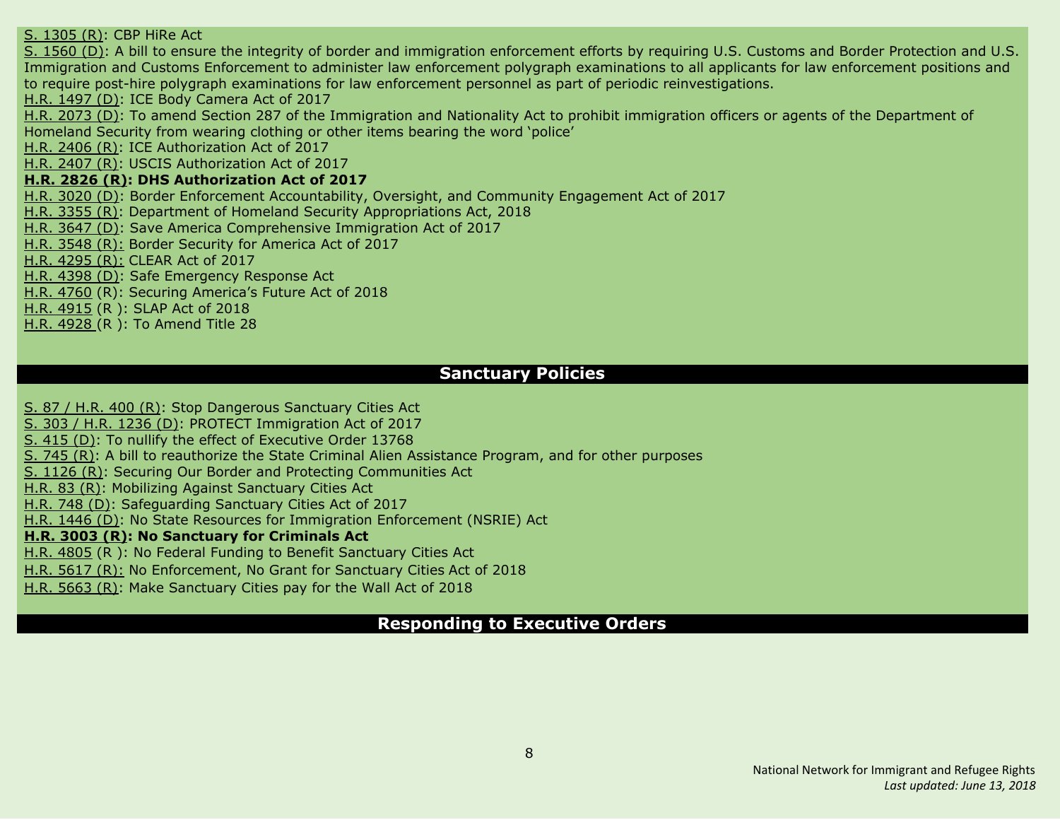S. 1305 (R): CBP HiRe Act

S. 1560 (D): A bill to ensure the integrity of border and immigration enforcement efforts by requiring U.S. Customs and Border Protection and U.S. Immigration and Customs Enforcement to administer law enforcement polygraph examinations to all applicants for law enforcement positions and to require post-hire polygraph examinations for law enforcement personnel as part of periodic reinvestigations.

H.R. 1497 (D): ICE Body Camera Act of 2017

H.R. 2073 (D): To amend Section 287 of the Immigration and Nationality Act to prohibit immigration officers or agents of the Department of Homeland Security from wearing clothing or other items bearing the word 'police'

H.R. 2406 (R): ICE Authorization Act of 2017

H.R. 2407 (R): USCIS Authorization Act of 2017

**H.R. 2826 (R): DHS Authorization Act of 2017**

H.R. 3020 (D): Border Enforcement Accountability, Oversight, and Community Engagement Act of 2017

H.R. 3355 (R): Department of Homeland Security Appropriations Act, 2018

H.R. 3647 (D): Save America Comprehensive Immigration Act of 2017

H.R. 3548 (R): Border Security for America Act of 2017

H.R. 4295 (R): CLEAR Act of 2017

H.R. 4398 (D): Safe Emergency Response Act

H.R. 4760 (R): Securing America's Future Act of 2018

H.R. 4915 (R ): SLAP Act of 2018

H.R. 4928 (R ): To Amend Title 28

## Sanctuary Policies

S. 87 / H.R. 400 (R): Stop Dangerous Sanctuary Cities Act

S. 303 / H.R. 1236 (D): PROTECT Immigration Act of 2017

S. 415 (D): To nullify the effect of Executive Order 13768

S. 745 (R): A bill to reauthorize the State Criminal Alien Assistance Program, and for other purposes

S. 1126 (R): Securing Our Border and Protecting Communities Act

H.R. 83 (R): Mobilizing Against Sanctuary Cities Act

H.R. 748 (D): Safeguarding Sanctuary Cities Act of 2017

H.R. 1446 (D): No State Resources for Immigration Enforcement (NSRIE) Act

**H.R. 3003 (R): No Sanctuary for Criminals Act**

H.R. 4805 (R ): No Federal Funding to Benefit Sanctuary Cities Act

H.R. 5617 (R): No Enforcement, No Grant for Sanctuary Cities Act of 2018

H.R. 5663 (R): Make Sanctuary Cities pay for the Wall Act of 2018

## Responding to Executive Orders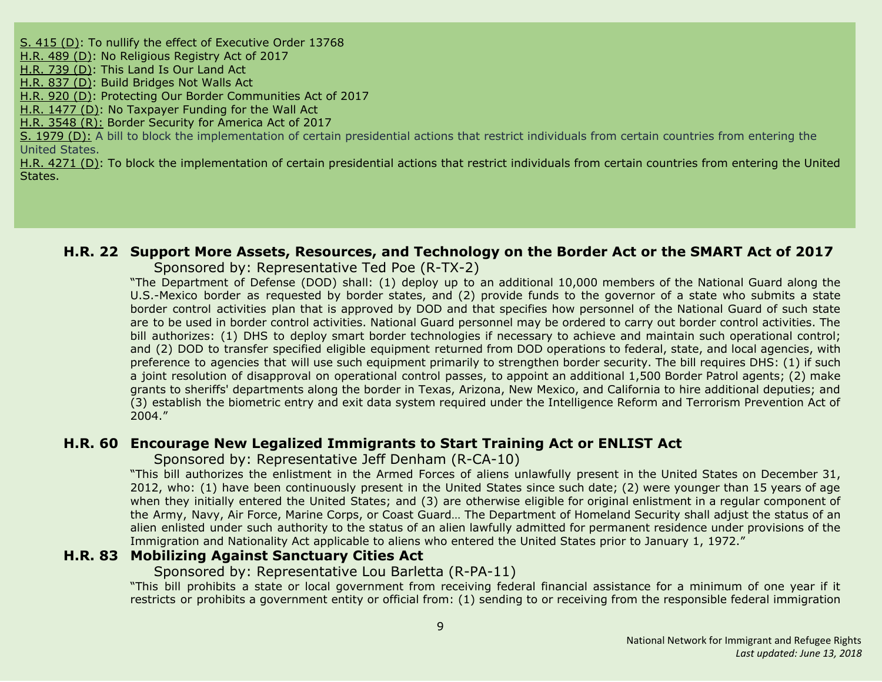S. 415 (D): To nullify the effect of Executive Order 13768
H.R. 489 (D): No Religious Registry Act of 2017
H.R. 739 (D): This Land Is Our Land Act
H.R. 837 (D): Build Bridges Not Walls Act
H.R. 920 (D): Protecting Our Border Communities Act of 2017
H.R. 1477 (D): No Taxpayer Funding for the Wall Act
H.R. 3548 (R): Border Security for America Act of 2017
S. 1979 (D): A bill to block the implementation of certain presidential actions that restrict individuals from certain countries from entering the United States.
H.R. 4271 (D): To block the implementation of certain presidential actions that restrict individuals from certain countries from entering the United States.

### H.R. 22 Support More Assets, Resources, and Technology on the Border Act or the SMART Act of 2017

Sponsored by: Representative Ted Poe (R-TX-2)

"The Department of Defense (DOD) shall: (1) deploy up to an additional 10,000 members of the National Guard along the U.S.-Mexico border as requested by border states, and (2) provide funds to the governor of a state who submits a state border control activities plan that is approved by DOD and that specifies how personnel of the National Guard of such state are to be used in border control activities. National Guard personnel may be ordered to carry out border control activities. The bill authorizes: (1) DHS to deploy smart border technologies if necessary to achieve and maintain such operational control; and (2) DOD to transfer specified eligible equipment returned from DOD operations to federal, state, and local agencies, with preference to agencies that will use such equipment primarily to strengthen border security. The bill requires DHS: (1) if such a joint resolution of disapproval on operational control passes, to appoint an additional 1,500 Border Patrol agents; (2) make grants to sheriffs' departments along the border in Texas, Arizona, New Mexico, and California to hire additional deputies; and (3) establish the biometric entry and exit data system required under the Intelligence Reform and Terrorism Prevention Act of 2004."

### H.R. 60 Encourage New Legalized Immigrants to Start Training Act or ENLIST Act

Sponsored by: Representative Jeff Denham (R-CA-10)

"This bill authorizes the enlistment in the Armed Forces of aliens unlawfully present in the United States on December 31, 2012, who: (1) have been continuously present in the United States since such date; (2) were younger than 15 years of age when they initially entered the United States; and (3) are otherwise eligible for original enlistment in a regular component of the Army, Navy, Air Force, Marine Corps, or Coast Guard… The Department of Homeland Security shall adjust the status of an alien enlisted under such authority to the status of an alien lawfully admitted for permanent residence under provisions of the Immigration and Nationality Act applicable to aliens who entered the United States prior to January 1, 1972."

### H.R. 83 Mobilizing Against Sanctuary Cities Act

Sponsored by: Representative Lou Barletta (R-PA-11)

"This bill prohibits a state or local government from receiving federal financial assistance for a minimum of one year if it restricts or prohibits a government entity or official from: (1) sending to or receiving from the responsible federal immigration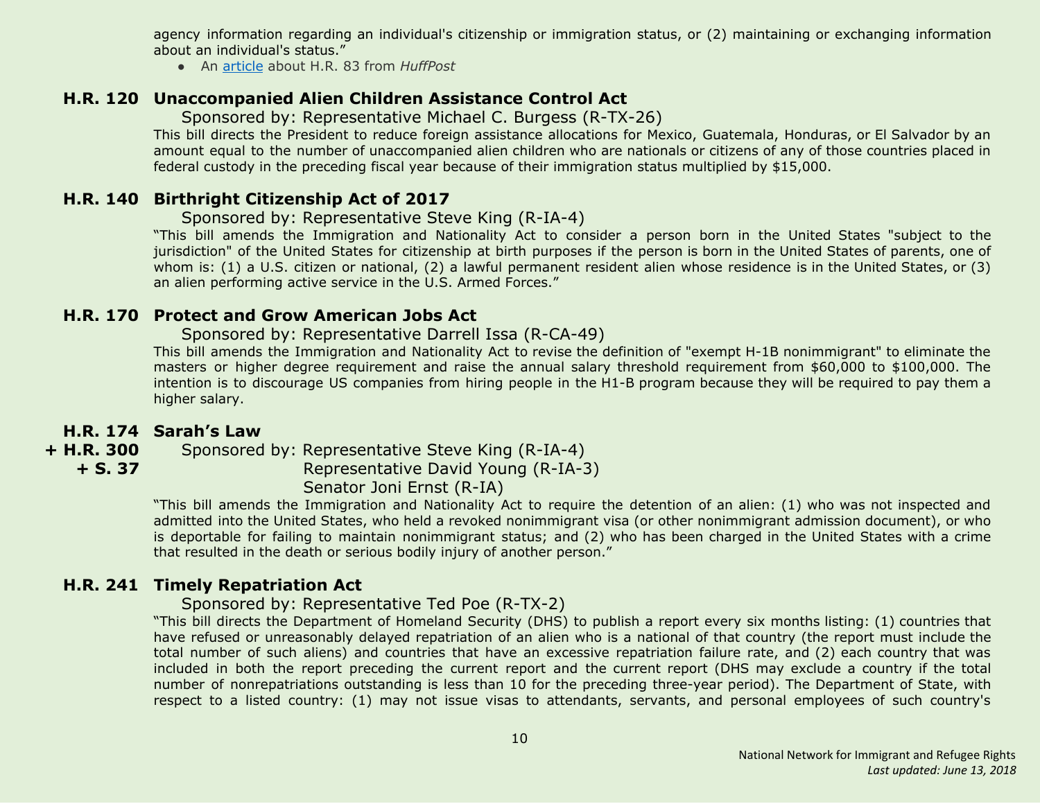agency information regarding an individual's citizenship or immigration status, or (2) maintaining or exchanging information about an individual's status."

- An article about H.R. 83 from *HuffPost*

### H.R. 120 Unaccompanied Alien Children Assistance Control Act

Sponsored by: Representative Michael C. Burgess (R-TX-26)

This bill directs the President to reduce foreign assistance allocations for Mexico, Guatemala, Honduras, or El Salvador by an amount equal to the number of unaccompanied alien children who are nationals or citizens of any of those countries placed in federal custody in the preceding fiscal year because of their immigration status multiplied by $15,000.

### H.R. 140 Birthright Citizenship Act of 2017

Sponsored by: Representative Steve King (R-IA-4)

"This bill amends the Immigration and Nationality Act to consider a person born in the United States "subject to the jurisdiction" of the United States for citizenship at birth purposes if the person is born in the United States of parents, one of whom is: (1) a U.S. citizen or national, (2) a lawful permanent resident alien whose residence is in the United States, or (3) an alien performing active service in the U.S. Armed Forces."

### H.R. 170 Protect and Grow American Jobs Act

Sponsored by: Representative Darrell Issa (R-CA-49)

This bill amends the Immigration and Nationality Act to revise the definition of "exempt H-1B nonimmigrant" to eliminate the masters or higher degree requirement and raise the annual salary threshold requirement from $60,000 to $100,000. The intention is to discourage US companies from hiring people in the H1-B program because they will be required to pay them a higher salary.

### H.R. 174 + H.R. 300 + S. 37 Sarah's Law

Sponsored by: Representative Steve King (R-IA-4)
Representative David Young (R-IA-3)
Senator Joni Ernst (R-IA)

"This bill amends the Immigration and Nationality Act to require the detention of an alien: (1) who was not inspected and admitted into the United States, who held a revoked nonimmigrant visa (or other nonimmigrant admission document), or who is deportable for failing to maintain nonimmigrant status; and (2) who has been charged in the United States with a crime that resulted in the death or serious bodily injury of another person."

### H.R. 241 Timely Repatriation Act

Sponsored by: Representative Ted Poe (R-TX-2)

"This bill directs the Department of Homeland Security (DHS) to publish a report every six months listing: (1) countries that have refused or unreasonably delayed repatriation of an alien who is a national of that country (the report must include the total number of such aliens) and countries that have an excessive repatriation failure rate, and (2) each country that was included in both the report preceding the current report and the current report (DHS may exclude a country if the total number of nonrepatriations outstanding is less than 10 for the preceding three-year period). The Department of State, with respect to a listed country: (1) may not issue visas to attendants, servants, and personal employees of such country's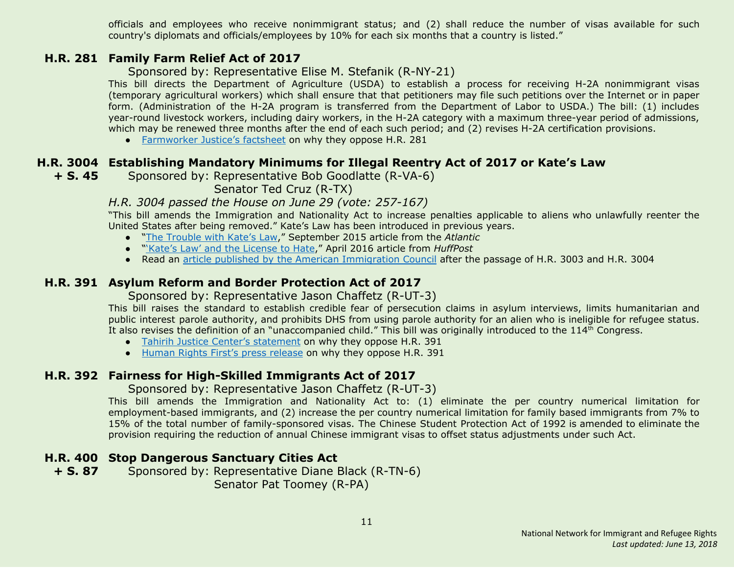officials and employees who receive nonimmigrant status; and (2) shall reduce the number of visas available for such country's diplomats and officials/employees by 10% for each six months that a country is listed."

## H.R. 281 Family Farm Relief Act of 2017

Sponsored by: Representative Elise M. Stefanik (R-NY-21)

This bill directs the Department of Agriculture (USDA) to establish a process for receiving H-2A nonimmigrant visas (temporary agricultural workers) which shall ensure that that petitioners may file such petitions over the Internet or in paper form. (Administration of the H-2A program is transferred from the Department of Labor to USDA.) The bill: (1) includes year-round livestock workers, including dairy workers, in the H-2A category with a maximum three-year period of admissions, which may be renewed three months after the end of each such period; and (2) revises H-2A certification provisions.

- Farmworker Justice's factsheet on why they oppose H.R. 281

## H.R. 3004 + S. 45 Establishing Mandatory Minimums for Illegal Reentry Act of 2017 or Kate's Law

Sponsored by: Representative Bob Goodlatte (R-VA-6)
Senator Ted Cruz (R-TX)

*H.R. 3004 passed the House on June 29 (vote: 257-167)*

"This bill amends the Immigration and Nationality Act to increase penalties applicable to aliens who unlawfully reenter the United States after being removed." Kate's Law has been introduced in previous years.

- "The Trouble with Kate's Law," September 2015 article from the *Atlantic*
- "'Kate's Law' and the License to Hate," April 2016 article from *HuffPost*
- Read an article published by the American Immigration Council after the passage of H.R. 3003 and H.R. 3004

## H.R. 391 Asylum Reform and Border Protection Act of 2017

Sponsored by: Representative Jason Chaffetz (R-UT-3)

This bill raises the standard to establish credible fear of persecution claims in asylum interviews, limits humanitarian and public interest parole authority, and prohibits DHS from using parole authority for an alien who is ineligible for refugee status. It also revises the definition of an "unaccompanied child." This bill was originally introduced to the 114th Congress.

- Tahirih Justice Center's statement on why they oppose H.R. 391
- Human Rights First's press release on why they oppose H.R. 391

## H.R. 392 Fairness for High-Skilled Immigrants Act of 2017

Sponsored by: Representative Jason Chaffetz (R-UT-3)

This bill amends the Immigration and Nationality Act to: (1) eliminate the per country numerical limitation for employment-based immigrants, and (2) increase the per country numerical limitation for family based immigrants from 7% to 15% of the total number of family-sponsored visas. The Chinese Student Protection Act of 1992 is amended to eliminate the provision requiring the reduction of annual Chinese immigrant visas to offset status adjustments under such Act.

## H.R. 400 + S. 87 Stop Dangerous Sanctuary Cities Act

Sponsored by: Representative Diane Black (R-TN-6)
Senator Pat Toomey (R-PA)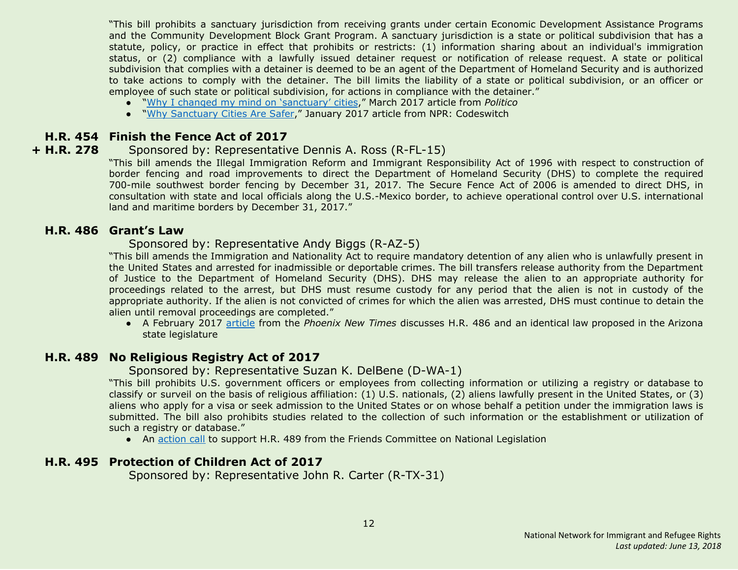"This bill prohibits a sanctuary jurisdiction from receiving grants under certain Economic Development Assistance Programs and the Community Development Block Grant Program. A sanctuary jurisdiction is a state or political subdivision that has a statute, policy, or practice in effect that prohibits or restricts: (1) information sharing about an individual's immigration status, or (2) compliance with a lawfully issued detainer request or notification of release request. A state or political subdivision that complies with a detainer is deemed to be an agent of the Department of Homeland Security and is authorized to take actions to comply with the detainer. The bill limits the liability of a state or political subdivision, or an officer or employee of such state or political subdivision, for actions in compliance with the detainer."

- "Why I changed my mind on 'sanctuary' cities," March 2017 article from *Politico*
- "Why Sanctuary Cities Are Safer," January 2017 article from NPR: Codeswitch

## H.R. 454 + H.R. 278 Finish the Fence Act of 2017

Sponsored by: Representative Dennis A. Ross (R-FL-15)

"This bill amends the Illegal Immigration Reform and Immigrant Responsibility Act of 1996 with respect to construction of border fencing and road improvements to direct the Department of Homeland Security (DHS) to complete the required 700-mile southwest border fencing by December 31, 2017. The Secure Fence Act of 2006 is amended to direct DHS, in consultation with state and local officials along the U.S.-Mexico border, to achieve operational control over U.S. international land and maritime borders by December 31, 2017."

## H.R. 486 Grant's Law

Sponsored by: Representative Andy Biggs (R-AZ-5)

"This bill amends the Immigration and Nationality Act to require mandatory detention of any alien who is unlawfully present in the United States and arrested for inadmissible or deportable crimes. The bill transfers release authority from the Department of Justice to the Department of Homeland Security (DHS). DHS may release the alien to an appropriate authority for proceedings related to the arrest, but DHS must resume custody for any period that the alien is not in custody of the appropriate authority. If the alien is not convicted of crimes for which the alien was arrested, DHS must continue to detain the alien until removal proceedings are completed."

- A February 2017 article from the *Phoenix New Times* discusses H.R. 486 and an identical law proposed in the Arizona state legislature

## H.R. 489 No Religious Registry Act of 2017

Sponsored by: Representative Suzan K. DelBene (D-WA-1)

"This bill prohibits U.S. government officers or employees from collecting information or utilizing a registry or database to classify or surveil on the basis of religious affiliation: (1) U.S. nationals, (2) aliens lawfully present in the United States, or (3) aliens who apply for a visa or seek admission to the United States or on whose behalf a petition under the immigration laws is submitted. The bill also prohibits studies related to the collection of such information or the establishment or utilization of such a registry or database."

- An action call to support H.R. 489 from the Friends Committee on National Legislation

## H.R. 495 Protection of Children Act of 2017

Sponsored by: Representative John R. Carter (R-TX-31)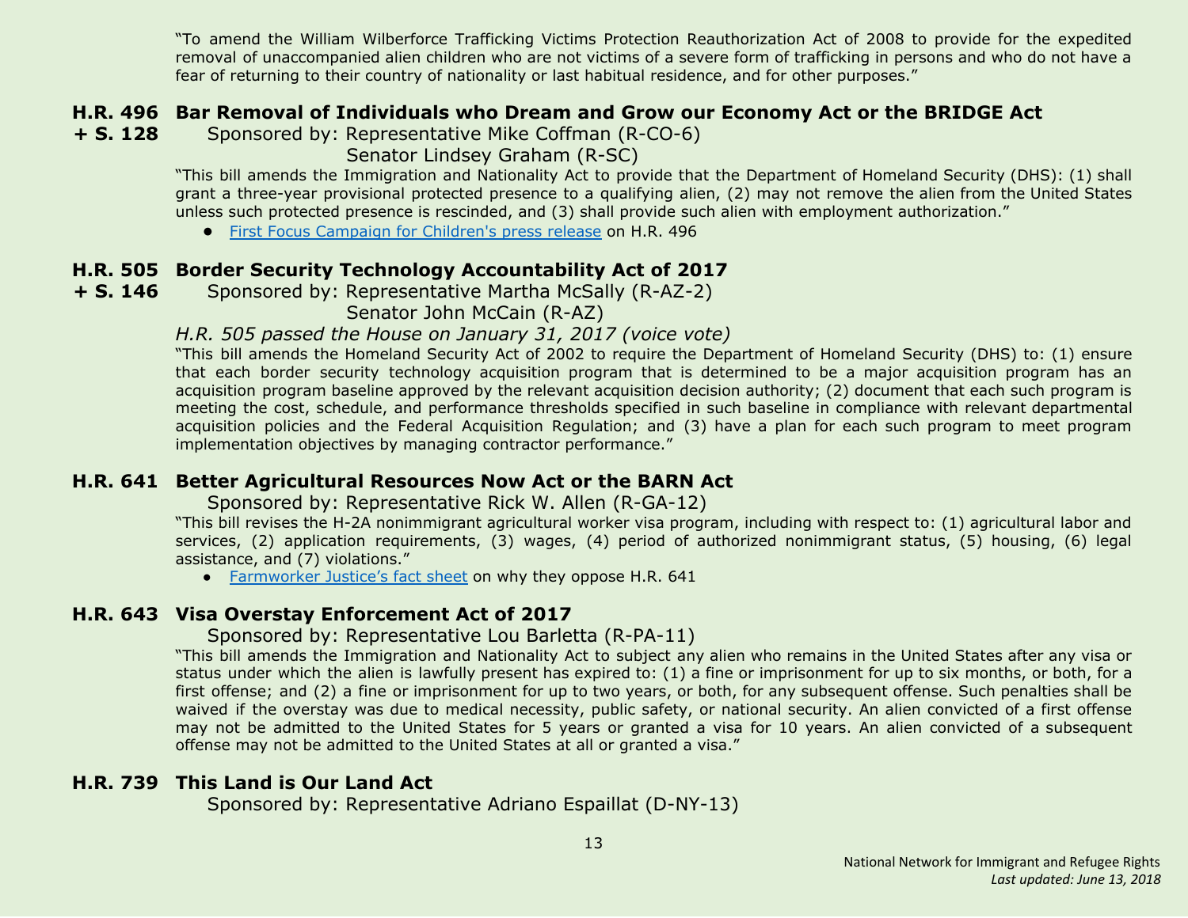"To amend the William Wilberforce Trafficking Victims Protection Reauthorization Act of 2008 to provide for the expedited removal of unaccompanied alien children who are not victims of a severe form of trafficking in persons and who do not have a fear of returning to their country of nationality or last habitual residence, and for other purposes."

### H.R. 496 + S. 128 Bar Removal of Individuals who Dream and Grow our Economy Act or the BRIDGE Act

Sponsored by: Representative Mike Coffman (R-CO-6)
Senator Lindsey Graham (R-SC)

"This bill amends the Immigration and Nationality Act to provide that the Department of Homeland Security (DHS): (1) shall grant a three-year provisional protected presence to a qualifying alien, (2) may not remove the alien from the United States unless such protected presence is rescinded, and (3) shall provide such alien with employment authorization."

- First Focus Campaign for Children's press release on H.R. 496

### H.R. 505 + S. 146 Border Security Technology Accountability Act of 2017

Sponsored by: Representative Martha McSally (R-AZ-2)
Senator John McCain (R-AZ)

*H.R. 505 passed the House on January 31, 2017 (voice vote)*

"This bill amends the Homeland Security Act of 2002 to require the Department of Homeland Security (DHS) to: (1) ensure that each border security technology acquisition program that is determined to be a major acquisition program has an acquisition program baseline approved by the relevant acquisition decision authority; (2) document that each such program is meeting the cost, schedule, and performance thresholds specified in such baseline in compliance with relevant departmental acquisition policies and the Federal Acquisition Regulation; and (3) have a plan for each such program to meet program implementation objectives by managing contractor performance."

### H.R. 641 Better Agricultural Resources Now Act or the BARN Act

Sponsored by: Representative Rick W. Allen (R-GA-12)

"This bill revises the H-2A nonimmigrant agricultural worker visa program, including with respect to: (1) agricultural labor and services, (2) application requirements, (3) wages, (4) period of authorized nonimmigrant status, (5) housing, (6) legal assistance, and (7) violations."

- Farmworker Justice's fact sheet on why they oppose H.R. 641

### H.R. 643 Visa Overstay Enforcement Act of 2017

Sponsored by: Representative Lou Barletta (R-PA-11)

"This bill amends the Immigration and Nationality Act to subject any alien who remains in the United States after any visa or status under which the alien is lawfully present has expired to: (1) a fine or imprisonment for up to six months, or both, for a first offense; and (2) a fine or imprisonment for up to two years, or both, for any subsequent offense. Such penalties shall be waived if the overstay was due to medical necessity, public safety, or national security. An alien convicted of a first offense may not be admitted to the United States for 5 years or granted a visa for 10 years. An alien convicted of a subsequent offense may not be admitted to the United States at all or granted a visa."

### H.R. 739 This Land is Our Land Act

Sponsored by: Representative Adriano Espaillat (D-NY-13)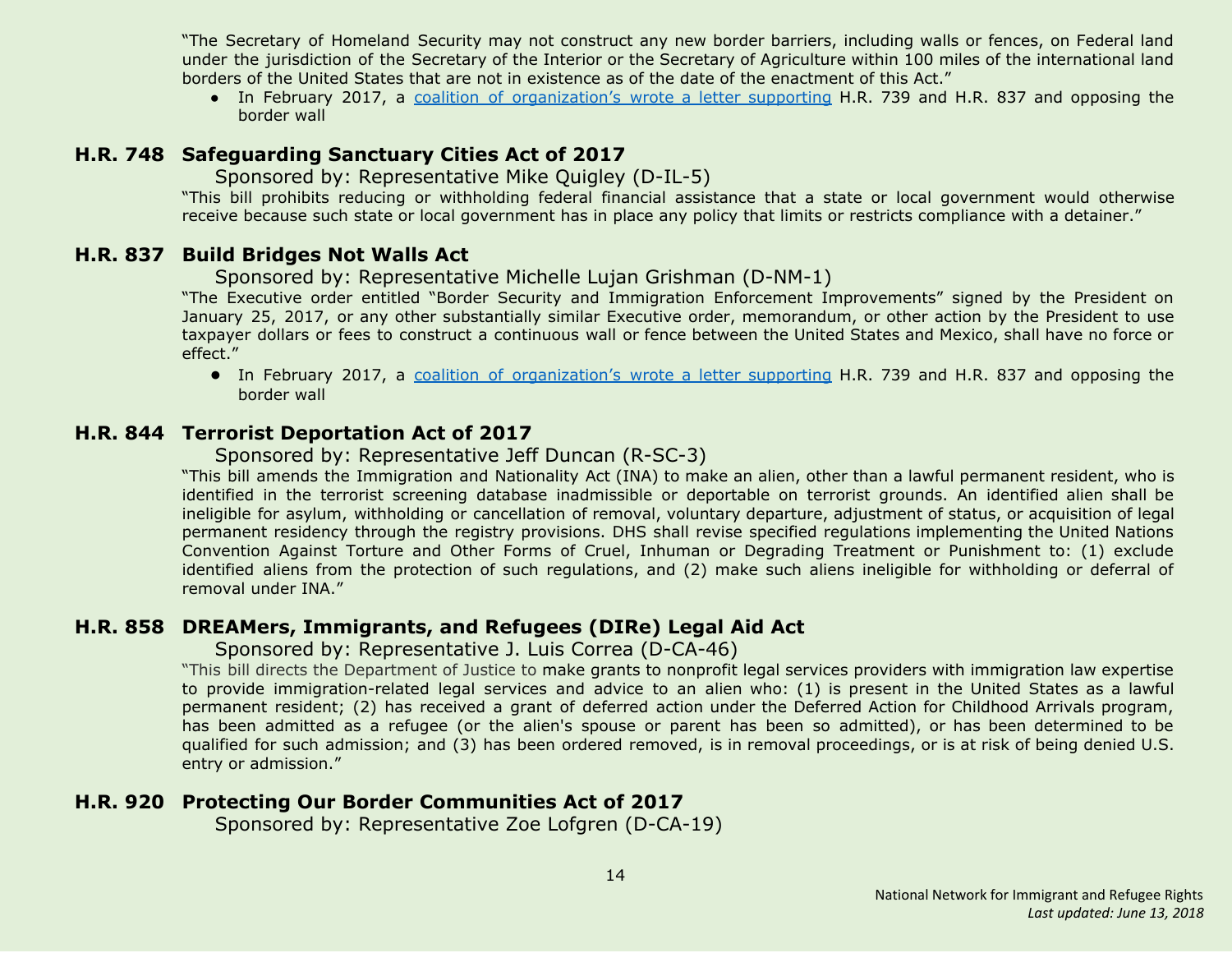"The Secretary of Homeland Security may not construct any new border barriers, including walls or fences, on Federal land under the jurisdiction of the Secretary of the Interior or the Secretary of Agriculture within 100 miles of the international land borders of the United States that are not in existence as of the date of the enactment of this Act."

- In February 2017, a coalition of organization's wrote a letter supporting H.R. 739 and H.R. 837 and opposing the border wall

## H.R. 748 Safeguarding Sanctuary Cities Act of 2017

Sponsored by: Representative Mike Quigley (D-IL-5)

"This bill prohibits reducing or withholding federal financial assistance that a state or local government would otherwise receive because such state or local government has in place any policy that limits or restricts compliance with a detainer."

## H.R. 837 Build Bridges Not Walls Act

Sponsored by: Representative Michelle Lujan Grishman (D-NM-1)

"The Executive order entitled "Border Security and Immigration Enforcement Improvements" signed by the President on January 25, 2017, or any other substantially similar Executive order, memorandum, or other action by the President to use taxpayer dollars or fees to construct a continuous wall or fence between the United States and Mexico, shall have no force or effect."

- In February 2017, a coalition of organization's wrote a letter supporting H.R. 739 and H.R. 837 and opposing the border wall

## H.R. 844 Terrorist Deportation Act of 2017

Sponsored by: Representative Jeff Duncan (R-SC-3)

"This bill amends the Immigration and Nationality Act (INA) to make an alien, other than a lawful permanent resident, who is identified in the terrorist screening database inadmissible or deportable on terrorist grounds. An identified alien shall be ineligible for asylum, withholding or cancellation of removal, voluntary departure, adjustment of status, or acquisition of legal permanent residency through the registry provisions. DHS shall revise specified regulations implementing the United Nations Convention Against Torture and Other Forms of Cruel, Inhuman or Degrading Treatment or Punishment to: (1) exclude identified aliens from the protection of such regulations, and (2) make such aliens ineligible for withholding or deferral of removal under INA."

## H.R. 858 DREAMers, Immigrants, and Refugees (DIRe) Legal Aid Act

Sponsored by: Representative J. Luis Correa (D-CA-46)

"This bill directs the Department of Justice to make grants to nonprofit legal services providers with immigration law expertise to provide immigration-related legal services and advice to an alien who: (1) is present in the United States as a lawful permanent resident; (2) has received a grant of deferred action under the Deferred Action for Childhood Arrivals program, has been admitted as a refugee (or the alien's spouse or parent has been so admitted), or has been determined to be qualified for such admission; and (3) has been ordered removed, is in removal proceedings, or is at risk of being denied U.S. entry or admission."

## H.R. 920 Protecting Our Border Communities Act of 2017

Sponsored by: Representative Zoe Lofgren (D-CA-19)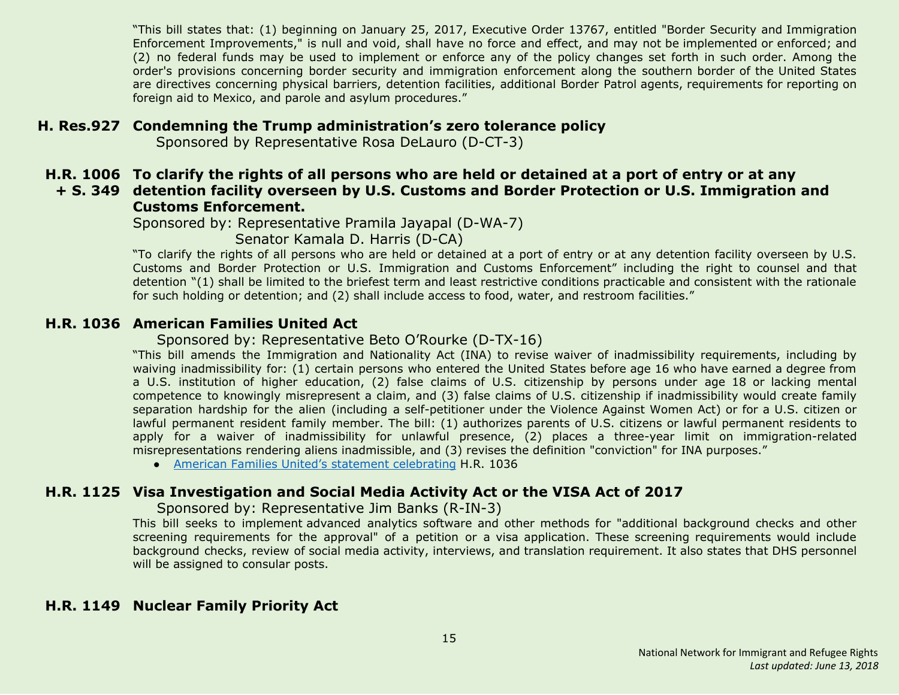"This bill states that: (1) beginning on January 25, 2017, Executive Order 13767, entitled "Border Security and Immigration Enforcement Improvements," is null and void, shall have no force and effect, and may not be implemented or enforced; and (2) no federal funds may be used to implement or enforce any of the policy changes set forth in such order. Among the order's provisions concerning border security and immigration enforcement along the southern border of the United States are directives concerning physical barriers, detention facilities, additional Border Patrol agents, requirements for reporting on foreign aid to Mexico, and parole and asylum procedures."

### H. Res.927 Condemning the Trump administration's zero tolerance policy

Sponsored by Representative Rosa DeLauro (D-CT-3)

### H.R. 1006 + S. 349 To clarify the rights of all persons who are held or detained at a port of entry or at any detention facility overseen by U.S. Customs and Border Protection or U.S. Immigration and Customs Enforcement.

Sponsored by: Representative Pramila Jayapal (D-WA-7)
Senator Kamala D. Harris (D-CA)

"To clarify the rights of all persons who are held or detained at a port of entry or at any detention facility overseen by U.S. Customs and Border Protection or U.S. Immigration and Customs Enforcement" including the right to counsel and that detention "(1) shall be limited to the briefest term and least restrictive conditions practicable and consistent with the rationale for such holding or detention; and (2) shall include access to food, water, and restroom facilities."

### H.R. 1036 American Families United Act

Sponsored by: Representative Beto O'Rourke (D-TX-16)

"This bill amends the Immigration and Nationality Act (INA) to revise waiver of inadmissibility requirements, including by waiving inadmissibility for: (1) certain persons who entered the United States before age 16 who have earned a degree from a U.S. institution of higher education, (2) false claims of U.S. citizenship by persons under age 18 or lacking mental competence to knowingly misrepresent a claim, and (3) false claims of U.S. citizenship if inadmissibility would create family separation hardship for the alien (including a self-petitioner under the Violence Against Women Act) or for a U.S. citizen or lawful permanent resident family member. The bill: (1) authorizes parents of U.S. citizens or lawful permanent residents to apply for a waiver of inadmissibility for unlawful presence, (2) places a three-year limit on immigration-related misrepresentations rendering aliens inadmissible, and (3) revises the definition "conviction" for INA purposes."

- American Families United's statement celebrating H.R. 1036

### H.R. 1125 Visa Investigation and Social Media Activity Act or the VISA Act of 2017

Sponsored by: Representative Jim Banks (R-IN-3)

This bill seeks to implement advanced analytics software and other methods for "additional background checks and other screening requirements for the approval" of a petition or a visa application. These screening requirements would include background checks, review of social media activity, interviews, and translation requirement. It also states that DHS personnel will be assigned to consular posts.

### H.R. 1149 Nuclear Family Priority Act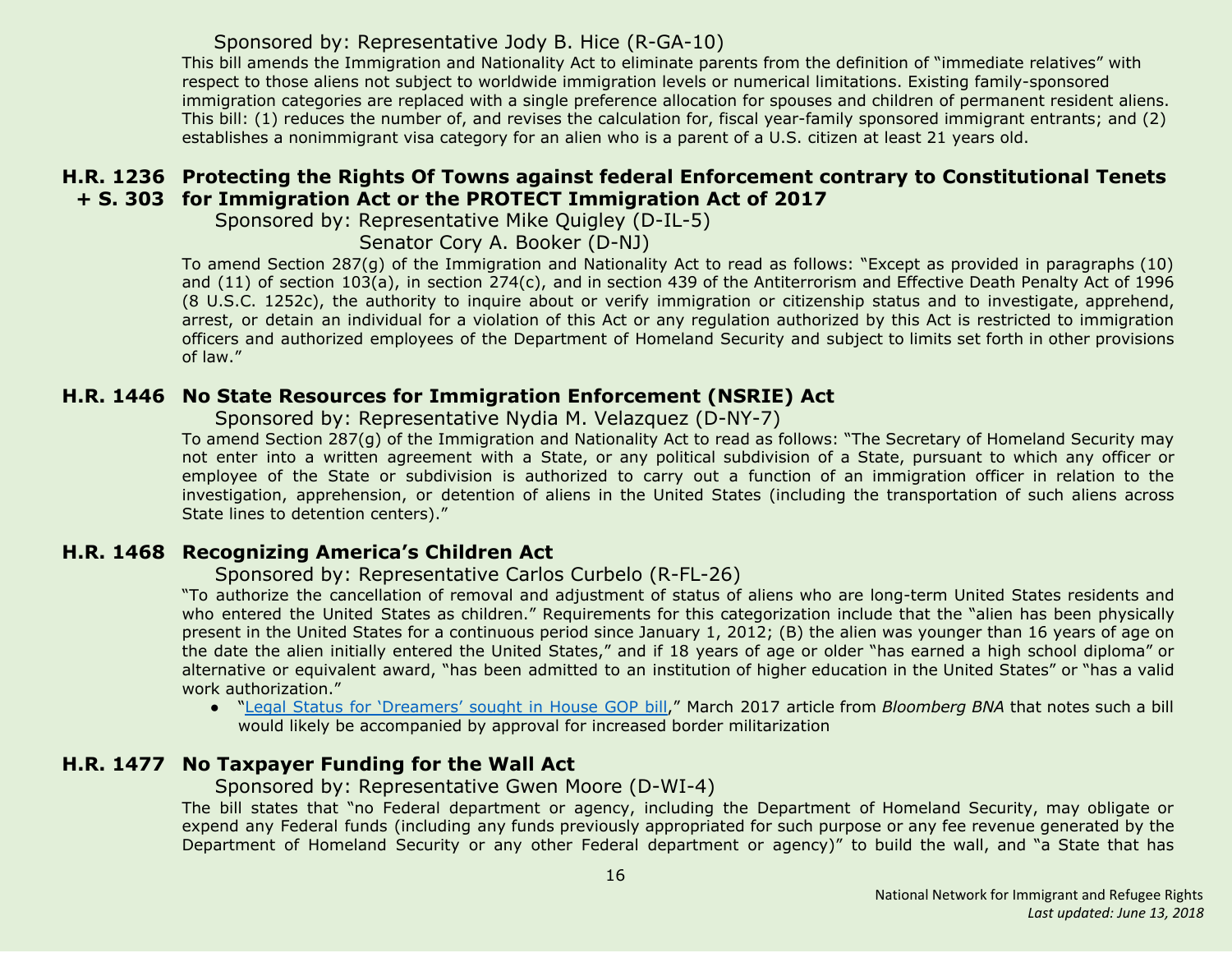Sponsored by: Representative Jody B. Hice (R-GA-10)

This bill amends the Immigration and Nationality Act to eliminate parents from the definition of "immediate relatives" with respect to those aliens not subject to worldwide immigration levels or numerical limitations. Existing family-sponsored immigration categories are replaced with a single preference allocation for spouses and children of permanent resident aliens. This bill: (1) reduces the number of, and revises the calculation for, fiscal year-family sponsored immigrant entrants; and (2) establishes a nonimmigrant visa category for an alien who is a parent of a U.S. citizen at least 21 years old.

### H.R. 1236 + S. 303 Protecting the Rights Of Towns against federal Enforcement contrary to Constitutional Tenets for Immigration Act or the PROTECT Immigration Act of 2017

Sponsored by: Representative Mike Quigley (D-IL-5)
Senator Cory A. Booker (D-NJ)

To amend Section 287(g) of the Immigration and Nationality Act to read as follows: "Except as provided in paragraphs (10) and (11) of section 103(a), in section 274(c), and in section 439 of the Antiterrorism and Effective Death Penalty Act of 1996 (8 U.S.C. 1252c), the authority to inquire about or verify immigration or citizenship status and to investigate, apprehend, arrest, or detain an individual for a violation of this Act or any regulation authorized by this Act is restricted to immigration officers and authorized employees of the Department of Homeland Security and subject to limits set forth in other provisions of law."

### H.R. 1446 No State Resources for Immigration Enforcement (NSRIE) Act

Sponsored by: Representative Nydia M. Velazquez (D-NY-7)

To amend Section 287(g) of the Immigration and Nationality Act to read as follows: "The Secretary of Homeland Security may not enter into a written agreement with a State, or any political subdivision of a State, pursuant to which any officer or employee of the State or subdivision is authorized to carry out a function of an immigration officer in relation to the investigation, apprehension, or detention of aliens in the United States (including the transportation of such aliens across State lines to detention centers)."

### H.R. 1468 Recognizing America's Children Act

Sponsored by: Representative Carlos Curbelo (R-FL-26)

"To authorize the cancellation of removal and adjustment of status of aliens who are long-term United States residents and who entered the United States as children." Requirements for this categorization include that the "alien has been physically present in the United States for a continuous period since January 1, 2012; (B) the alien was younger than 16 years of age on the date the alien initially entered the United States," and if 18 years of age or older "has earned a high school diploma" or alternative or equivalent award, "has been admitted to an institution of higher education in the United States" or "has a valid work authorization."

- "Legal Status for 'Dreamers' sought in House GOP bill," March 2017 article from *Bloomberg BNA* that notes such a bill would likely be accompanied by approval for increased border militarization

### H.R. 1477 No Taxpayer Funding for the Wall Act

Sponsored by: Representative Gwen Moore (D-WI-4)

The bill states that "no Federal department or agency, including the Department of Homeland Security, may obligate or expend any Federal funds (including any funds previously appropriated for such purpose or any fee revenue generated by the Department of Homeland Security or any other Federal department or agency)" to build the wall, and "a State that has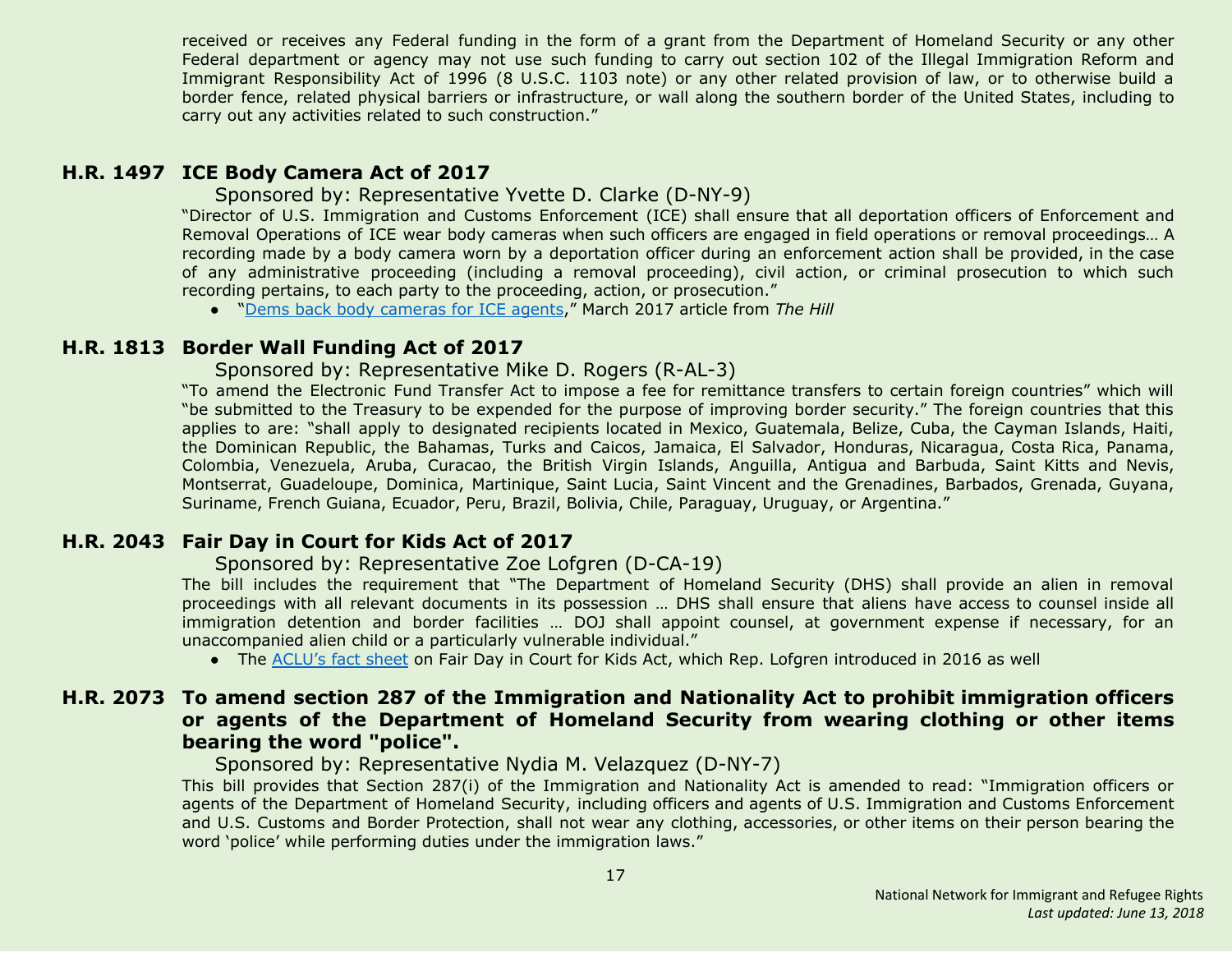received or receives any Federal funding in the form of a grant from the Department of Homeland Security or any other Federal department or agency may not use such funding to carry out section 102 of the Illegal Immigration Reform and Immigrant Responsibility Act of 1996 (8 U.S.C. 1103 note) or any other related provision of law, or to otherwise build a border fence, related physical barriers or infrastructure, or wall along the southern border of the United States, including to carry out any activities related to such construction."

## H.R. 1497 ICE Body Camera Act of 2017

Sponsored by: Representative Yvette D. Clarke (D-NY-9)

"Director of U.S. Immigration and Customs Enforcement (ICE) shall ensure that all deportation officers of Enforcement and Removal Operations of ICE wear body cameras when such officers are engaged in field operations or removal proceedings… A recording made by a body camera worn by a deportation officer during an enforcement action shall be provided, in the case of any administrative proceeding (including a removal proceeding), civil action, or criminal prosecution to which such recording pertains, to each party to the proceeding, action, or prosecution."

- "Dems back body cameras for ICE agents," March 2017 article from *The Hill*

## H.R. 1813 Border Wall Funding Act of 2017

Sponsored by: Representative Mike D. Rogers (R-AL-3)

"To amend the Electronic Fund Transfer Act to impose a fee for remittance transfers to certain foreign countries" which will "be submitted to the Treasury to be expended for the purpose of improving border security." The foreign countries that this applies to are: "shall apply to designated recipients located in Mexico, Guatemala, Belize, Cuba, the Cayman Islands, Haiti, the Dominican Republic, the Bahamas, Turks and Caicos, Jamaica, El Salvador, Honduras, Nicaragua, Costa Rica, Panama, Colombia, Venezuela, Aruba, Curacao, the British Virgin Islands, Anguilla, Antigua and Barbuda, Saint Kitts and Nevis, Montserrat, Guadeloupe, Dominica, Martinique, Saint Lucia, Saint Vincent and the Grenadines, Barbados, Grenada, Guyana, Suriname, French Guiana, Ecuador, Peru, Brazil, Bolivia, Chile, Paraguay, Uruguay, or Argentina."

## H.R. 2043 Fair Day in Court for Kids Act of 2017

Sponsored by: Representative Zoe Lofgren (D-CA-19)

The bill includes the requirement that "The Department of Homeland Security (DHS) shall provide an alien in removal proceedings with all relevant documents in its possession … DHS shall ensure that aliens have access to counsel inside all immigration detention and border facilities … DOJ shall appoint counsel, at government expense if necessary, for an unaccompanied alien child or a particularly vulnerable individual."

- The ACLU's fact sheet on Fair Day in Court for Kids Act, which Rep. Lofgren introduced in 2016 as well

## H.R. 2073 To amend section 287 of the Immigration and Nationality Act to prohibit immigration officers or agents of the Department of Homeland Security from wearing clothing or other items bearing the word "police".

Sponsored by: Representative Nydia M. Velazquez (D-NY-7)

This bill provides that Section 287(i) of the Immigration and Nationality Act is amended to read: "Immigration officers or agents of the Department of Homeland Security, including officers and agents of U.S. Immigration and Customs Enforcement and U.S. Customs and Border Protection, shall not wear any clothing, accessories, or other items on their person bearing the word 'police' while performing duties under the immigration laws."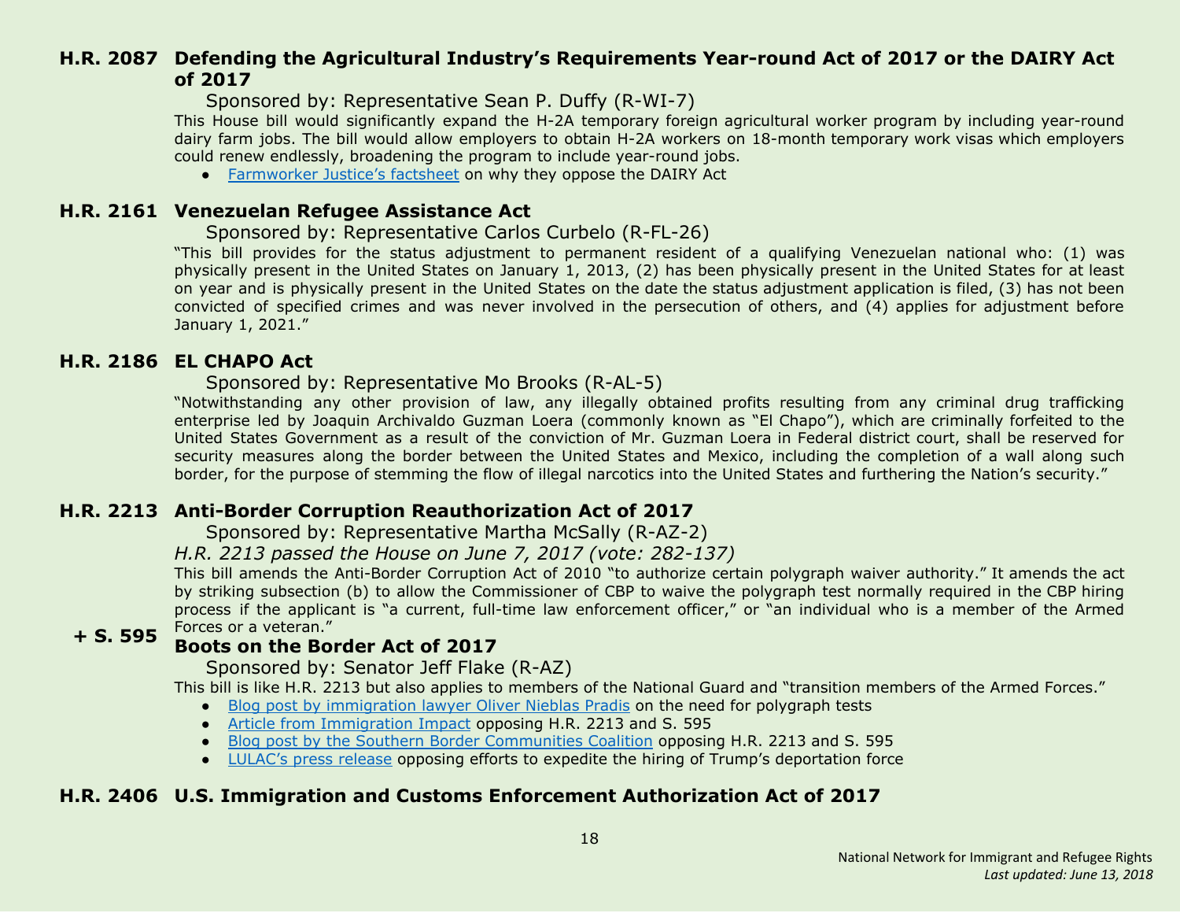## H.R. 2087 Defending the Agricultural Industry's Requirements Year-round Act of 2017 or the DAIRY Act of 2017

Sponsored by: Representative Sean P. Duffy (R-WI-7)

This House bill would significantly expand the H-2A temporary foreign agricultural worker program by including year-round dairy farm jobs. The bill would allow employers to obtain H-2A workers on 18-month temporary work visas which employers could renew endlessly, broadening the program to include year-round jobs.

- Farmworker Justice's factsheet on why they oppose the DAIRY Act

## H.R. 2161 Venezuelan Refugee Assistance Act

Sponsored by: Representative Carlos Curbelo (R-FL-26)

"This bill provides for the status adjustment to permanent resident of a qualifying Venezuelan national who: (1) was physically present in the United States on January 1, 2013, (2) has been physically present in the United States for at least on year and is physically present in the United States on the date the status adjustment application is filed, (3) has not been convicted of specified crimes and was never involved in the persecution of others, and (4) applies for adjustment before January 1, 2021."

## H.R. 2186 EL CHAPO Act

Sponsored by: Representative Mo Brooks (R-AL-5)

"Notwithstanding any other provision of law, any illegally obtained profits resulting from any criminal drug trafficking enterprise led by Joaquin Archivaldo Guzman Loera (commonly known as "El Chapo"), which are criminally forfeited to the United States Government as a result of the conviction of Mr. Guzman Loera in Federal district court, shall be reserved for security measures along the border between the United States and Mexico, including the completion of a wall along such border, for the purpose of stemming the flow of illegal narcotics into the United States and furthering the Nation's security."

## H.R. 2213 Anti-Border Corruption Reauthorization Act of 2017

Sponsored by: Representative Martha McSally (R-AZ-2)

*H.R. 2213 passed the House on June 7, 2017 (vote: 282-137)*

This bill amends the Anti-Border Corruption Act of 2010 "to authorize certain polygraph waiver authority." It amends the act by striking subsection (b) to allow the Commissioner of CBP to waive the polygraph test normally required in the CBP hiring process if the applicant is "a current, full-time law enforcement officer," or "an individual who is a member of the Armed Forces or a veteran."

## + S. 595 Boots on the Border Act of 2017

Sponsored by: Senator Jeff Flake (R-AZ)

This bill is like H.R. 2213 but also applies to members of the National Guard and "transition members of the Armed Forces."

- Blog post by immigration lawyer Oliver Nieblas Pradis on the need for polygraph tests
- Article from Immigration Impact opposing H.R. 2213 and S. 595
- Blog post by the Southern Border Communities Coalition opposing H.R. 2213 and S. 595
- LULAC's press release opposing efforts to expedite the hiring of Trump's deportation force

## H.R. 2406 U.S. Immigration and Customs Enforcement Authorization Act of 2017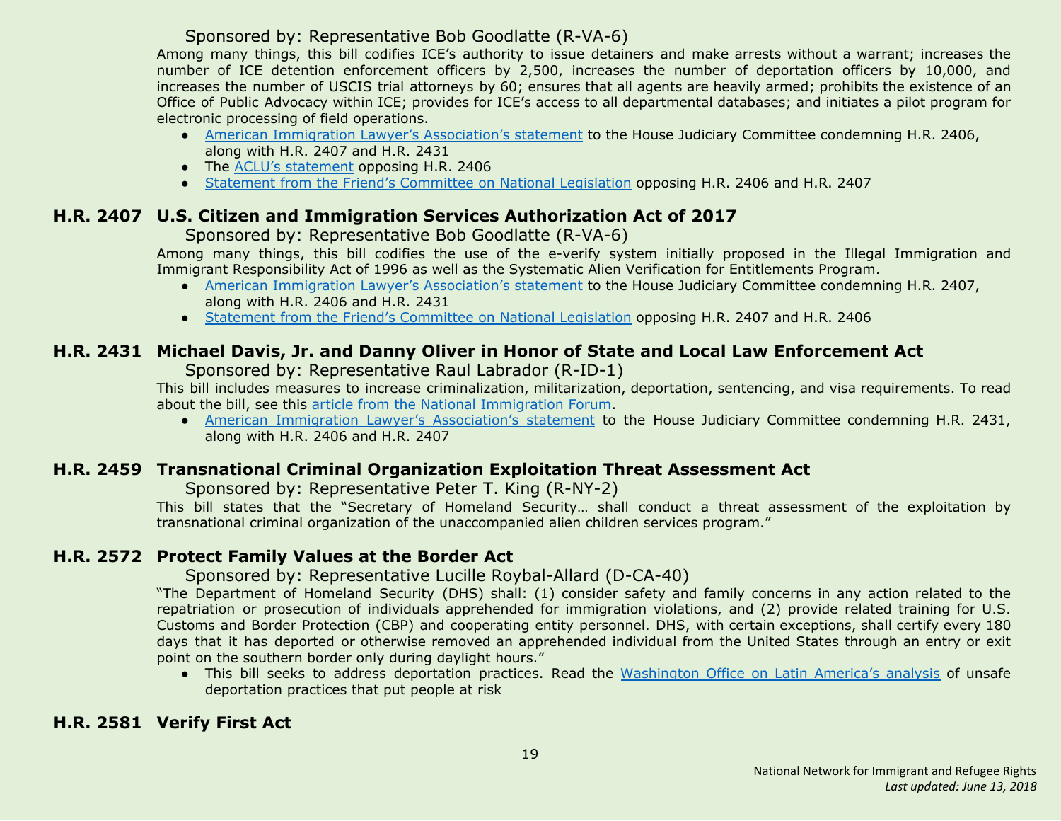Sponsored by: Representative Bob Goodlatte (R-VA-6)

Among many things, this bill codifies ICE's authority to issue detainers and make arrests without a warrant; increases the number of ICE detention enforcement officers by 2,500, increases the number of deportation officers by 10,000, and increases the number of USCIS trial attorneys by 60; ensures that all agents are heavily armed; prohibits the existence of an Office of Public Advocacy within ICE; provides for ICE's access to all departmental databases; and initiates a pilot program for electronic processing of field operations.

- American Immigration Lawyer's Association's statement to the House Judiciary Committee condemning H.R. 2406, along with H.R. 2407 and H.R. 2431
- The ACLU's statement opposing H.R. 2406
- Statement from the Friend's Committee on National Legislation opposing H.R. 2406 and H.R. 2407

## H.R. 2407 U.S. Citizen and Immigration Services Authorization Act of 2017

Sponsored by: Representative Bob Goodlatte (R-VA-6)

Among many things, this bill codifies the use of the e-verify system initially proposed in the Illegal Immigration and Immigrant Responsibility Act of 1996 as well as the Systematic Alien Verification for Entitlements Program.

- American Immigration Lawyer's Association's statement to the House Judiciary Committee condemning H.R. 2407, along with H.R. 2406 and H.R. 2431
- Statement from the Friend's Committee on National Legislation opposing H.R. 2407 and H.R. 2406

## H.R. 2431 Michael Davis, Jr. and Danny Oliver in Honor of State and Local Law Enforcement Act

Sponsored by: Representative Raul Labrador (R-ID-1)

This bill includes measures to increase criminalization, militarization, deportation, sentencing, and visa requirements. To read about the bill, see this article from the National Immigration Forum.

- American Immigration Lawyer's Association's statement to the House Judiciary Committee condemning H.R. 2431, along with H.R. 2406 and H.R. 2407

## H.R. 2459 Transnational Criminal Organization Exploitation Threat Assessment Act

Sponsored by: Representative Peter T. King (R-NY-2)

This bill states that the "Secretary of Homeland Security… shall conduct a threat assessment of the exploitation by transnational criminal organization of the unaccompanied alien children services program."

## H.R. 2572 Protect Family Values at the Border Act

Sponsored by: Representative Lucille Roybal-Allard (D-CA-40)

"The Department of Homeland Security (DHS) shall: (1) consider safety and family concerns in any action related to the repatriation or prosecution of individuals apprehended for immigration violations, and (2) provide related training for U.S. Customs and Border Protection (CBP) and cooperating entity personnel. DHS, with certain exceptions, shall certify every 180 days that it has deported or otherwise removed an apprehended individual from the United States through an entry or exit point on the southern border only during daylight hours."

- This bill seeks to address deportation practices. Read the Washington Office on Latin America's analysis of unsafe deportation practices that put people at risk

## H.R. 2581 Verify First Act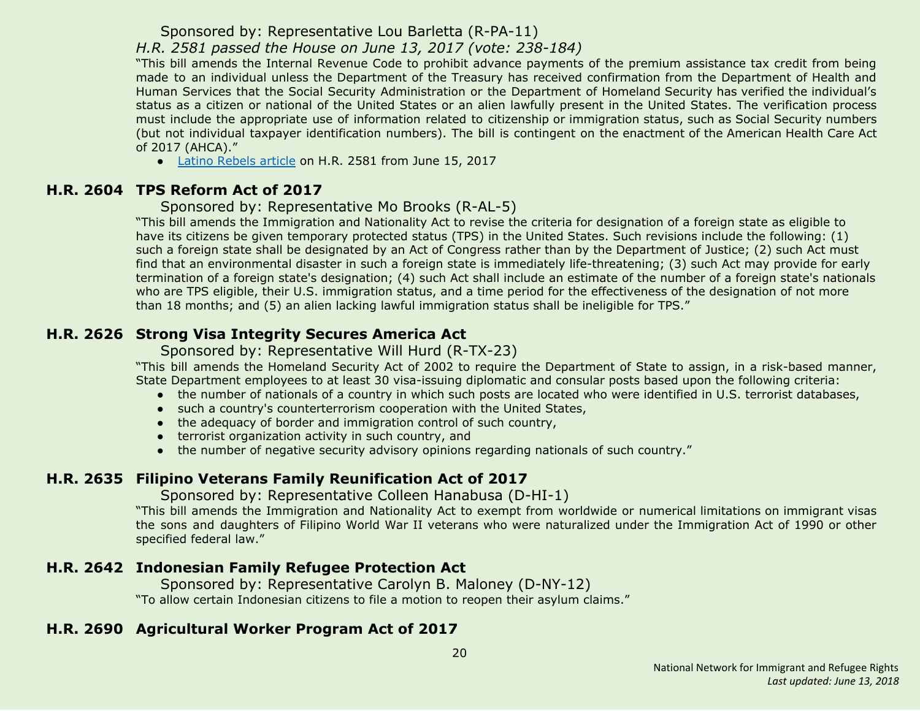Sponsored by: Representative Lou Barletta (R-PA-11)

*H.R. 2581 passed the House on June 13, 2017 (vote: 238-184)*

"This bill amends the Internal Revenue Code to prohibit advance payments of the premium assistance tax credit from being made to an individual unless the Department of the Treasury has received confirmation from the Department of Health and Human Services that the Social Security Administration or the Department of Homeland Security has verified the individual's status as a citizen or national of the United States or an alien lawfully present in the United States. The verification process must include the appropriate use of information related to citizenship or immigration status, such as Social Security numbers (but not individual taxpayer identification numbers). The bill is contingent on the enactment of the American Health Care Act of 2017 (AHCA)."

- Latino Rebels article on H.R. 2581 from June 15, 2017

## H.R. 2604 TPS Reform Act of 2017

Sponsored by: Representative Mo Brooks (R-AL-5)

"This bill amends the Immigration and Nationality Act to revise the criteria for designation of a foreign state as eligible to have its citizens be given temporary protected status (TPS) in the United States. Such revisions include the following: (1) such a foreign state shall be designated by an Act of Congress rather than by the Department of Justice; (2) such Act must find that an environmental disaster in such a foreign state is immediately life-threatening; (3) such Act may provide for early termination of a foreign state's designation; (4) such Act shall include an estimate of the number of a foreign state's nationals who are TPS eligible, their U.S. immigration status, and a time period for the effectiveness of the designation of not more than 18 months; and (5) an alien lacking lawful immigration status shall be ineligible for TPS."

## H.R. 2626 Strong Visa Integrity Secures America Act

Sponsored by: Representative Will Hurd (R-TX-23)

"This bill amends the Homeland Security Act of 2002 to require the Department of State to assign, in a risk-based manner, State Department employees to at least 30 visa-issuing diplomatic and consular posts based upon the following criteria:

- the number of nationals of a country in which such posts are located who were identified in U.S. terrorist databases,
- such a country's counterterrorism cooperation with the United States,
- the adequacy of border and immigration control of such country,
- terrorist organization activity in such country, and
- the number of negative security advisory opinions regarding nationals of such country."

## H.R. 2635 Filipino Veterans Family Reunification Act of 2017

Sponsored by: Representative Colleen Hanabusa (D-HI-1)

"This bill amends the Immigration and Nationality Act to exempt from worldwide or numerical limitations on immigrant visas the sons and daughters of Filipino World War II veterans who were naturalized under the Immigration Act of 1990 or other specified federal law."

## H.R. 2642 Indonesian Family Refugee Protection Act

Sponsored by: Representative Carolyn B. Maloney (D-NY-12)

"To allow certain Indonesian citizens to file a motion to reopen their asylum claims."

## H.R. 2690 Agricultural Worker Program Act of 2017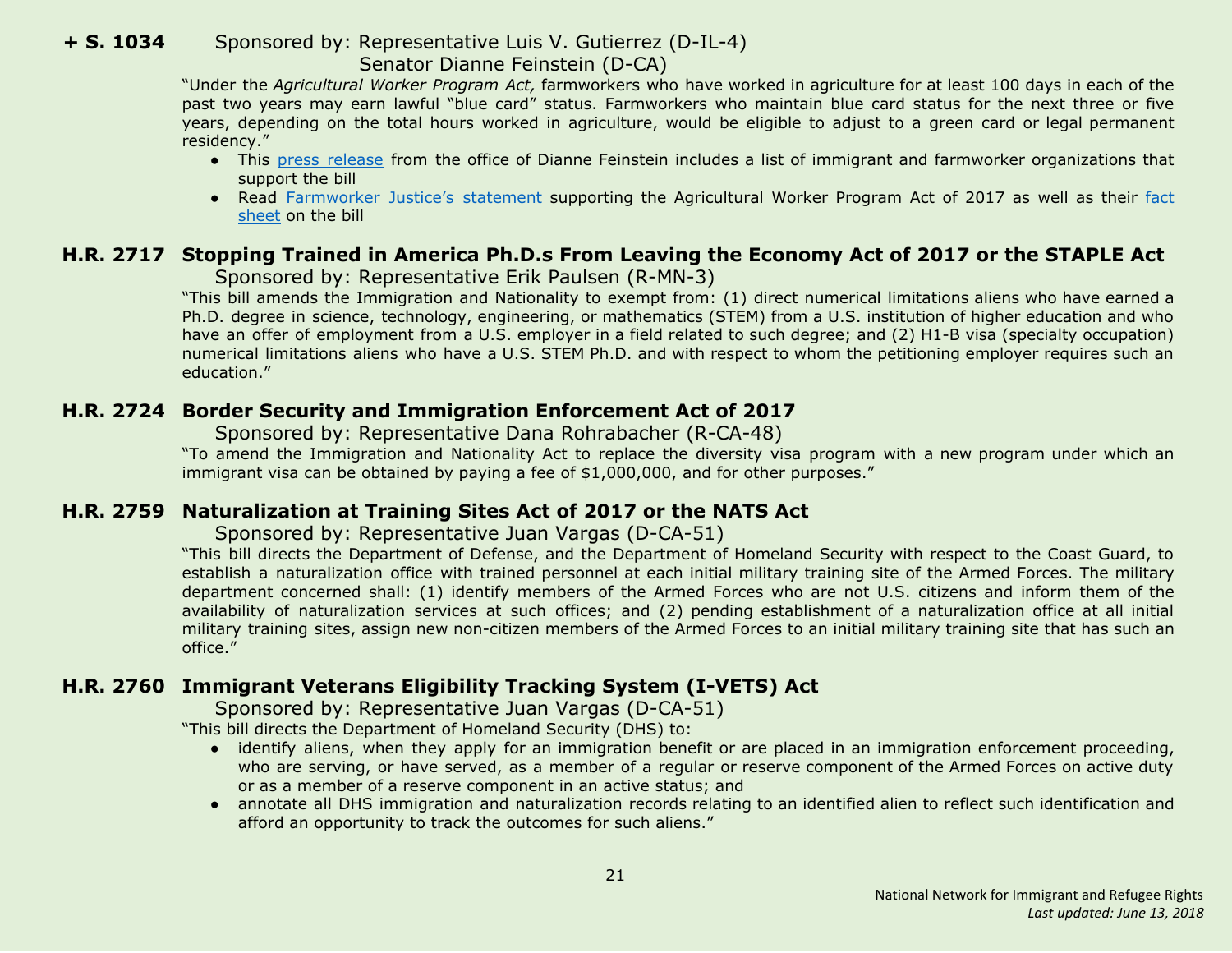**+ S. 1034** Sponsored by: Representative Luis V. Gutierrez (D-IL-4)
Senator Dianne Feinstein (D-CA)

"Under the *Agricultural Worker Program Act,* farmworkers who have worked in agriculture for at least 100 days in each of the past two years may earn lawful "blue card" status. Farmworkers who maintain blue card status for the next three or five years, depending on the total hours worked in agriculture, would be eligible to adjust to a green card or legal permanent residency."

- This press release from the office of Dianne Feinstein includes a list of immigrant and farmworker organizations that support the bill
- Read Farmworker Justice's statement supporting the Agricultural Worker Program Act of 2017 as well as their fact sheet on the bill

## H.R. 2717 Stopping Trained in America Ph.D.s From Leaving the Economy Act of 2017 or the STAPLE Act

Sponsored by: Representative Erik Paulsen (R-MN-3)

"This bill amends the Immigration and Nationality to exempt from: (1) direct numerical limitations aliens who have earned a Ph.D. degree in science, technology, engineering, or mathematics (STEM) from a U.S. institution of higher education and who have an offer of employment from a U.S. employer in a field related to such degree; and (2) H1-B visa (specialty occupation) numerical limitations aliens who have a U.S. STEM Ph.D. and with respect to whom the petitioning employer requires such an education."

## H.R. 2724 Border Security and Immigration Enforcement Act of 2017

Sponsored by: Representative Dana Rohrabacher (R-CA-48)

"To amend the Immigration and Nationality Act to replace the diversity visa program with a new program under which an immigrant visa can be obtained by paying a fee of $1,000,000, and for other purposes."

## H.R. 2759 Naturalization at Training Sites Act of 2017 or the NATS Act

Sponsored by: Representative Juan Vargas (D-CA-51)

"This bill directs the Department of Defense, and the Department of Homeland Security with respect to the Coast Guard, to establish a naturalization office with trained personnel at each initial military training site of the Armed Forces. The military department concerned shall: (1) identify members of the Armed Forces who are not U.S. citizens and inform them of the availability of naturalization services at such offices; and (2) pending establishment of a naturalization office at all initial military training sites, assign new non-citizen members of the Armed Forces to an initial military training site that has such an office."

## H.R. 2760 Immigrant Veterans Eligibility Tracking System (I-VETS) Act

Sponsored by: Representative Juan Vargas (D-CA-51)

"This bill directs the Department of Homeland Security (DHS) to:

- identify aliens, when they apply for an immigration benefit or are placed in an immigration enforcement proceeding, who are serving, or have served, as a member of a regular or reserve component of the Armed Forces on active duty or as a member of a reserve component in an active status; and
- annotate all DHS immigration and naturalization records relating to an identified alien to reflect such identification and afford an opportunity to track the outcomes for such aliens."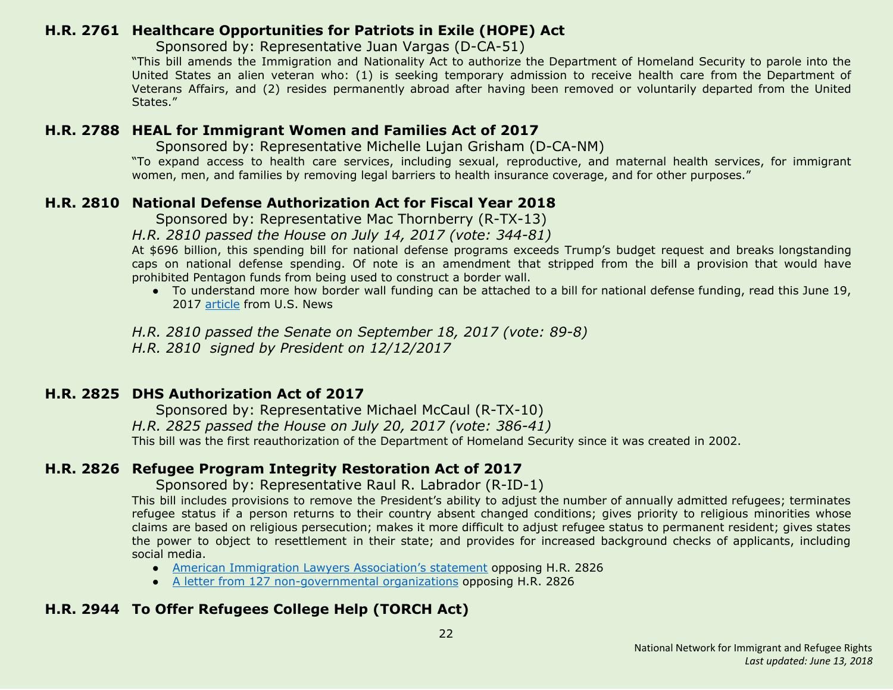### H.R. 2761 Healthcare Opportunities for Patriots in Exile (HOPE) Act

Sponsored by: Representative Juan Vargas (D-CA-51)

"This bill amends the Immigration and Nationality Act to authorize the Department of Homeland Security to parole into the United States an alien veteran who: (1) is seeking temporary admission to receive health care from the Department of Veterans Affairs, and (2) resides permanently abroad after having been removed or voluntarily departed from the United States."

### H.R. 2788 HEAL for Immigrant Women and Families Act of 2017

Sponsored by: Representative Michelle Lujan Grisham (D-CA-NM)

"To expand access to health care services, including sexual, reproductive, and maternal health services, for immigrant women, men, and families by removing legal barriers to health insurance coverage, and for other purposes."

### H.R. 2810 National Defense Authorization Act for Fiscal Year 2018

Sponsored by: Representative Mac Thornberry (R-TX-13)

*H.R. 2810 passed the House on July 14, 2017 (vote: 344-81)*

At $696 billion, this spending bill for national defense programs exceeds Trump's budget request and breaks longstanding caps on national defense spending. Of note is an amendment that stripped from the bill a provision that would have prohibited Pentagon funds from being used to construct a border wall.

- To understand more how border wall funding can be attached to a bill for national defense funding, read this June 19, 2017 article from U.S. News

*H.R. 2810 passed the Senate on September 18, 2017 (vote: 89-8)*
*H.R. 2810 signed by President on 12/12/2017*

### H.R. 2825 DHS Authorization Act of 2017

Sponsored by: Representative Michael McCaul (R-TX-10)

*H.R. 2825 passed the House on July 20, 2017 (vote: 386-41)*

This bill was the first reauthorization of the Department of Homeland Security since it was created in 2002.

### H.R. 2826 Refugee Program Integrity Restoration Act of 2017

Sponsored by: Representative Raul R. Labrador (R-ID-1)

This bill includes provisions to remove the President's ability to adjust the number of annually admitted refugees; terminates refugee status if a person returns to their country absent changed conditions; gives priority to religious minorities whose claims are based on religious persecution; makes it more difficult to adjust refugee status to permanent resident; gives states the power to object to resettlement in their state; and provides for increased background checks of applicants, including social media.

- American Immigration Lawyers Association's statement opposing H.R. 2826
- A letter from 127 non-governmental organizations opposing H.R. 2826

### H.R. 2944 To Offer Refugees College Help (TORCH Act)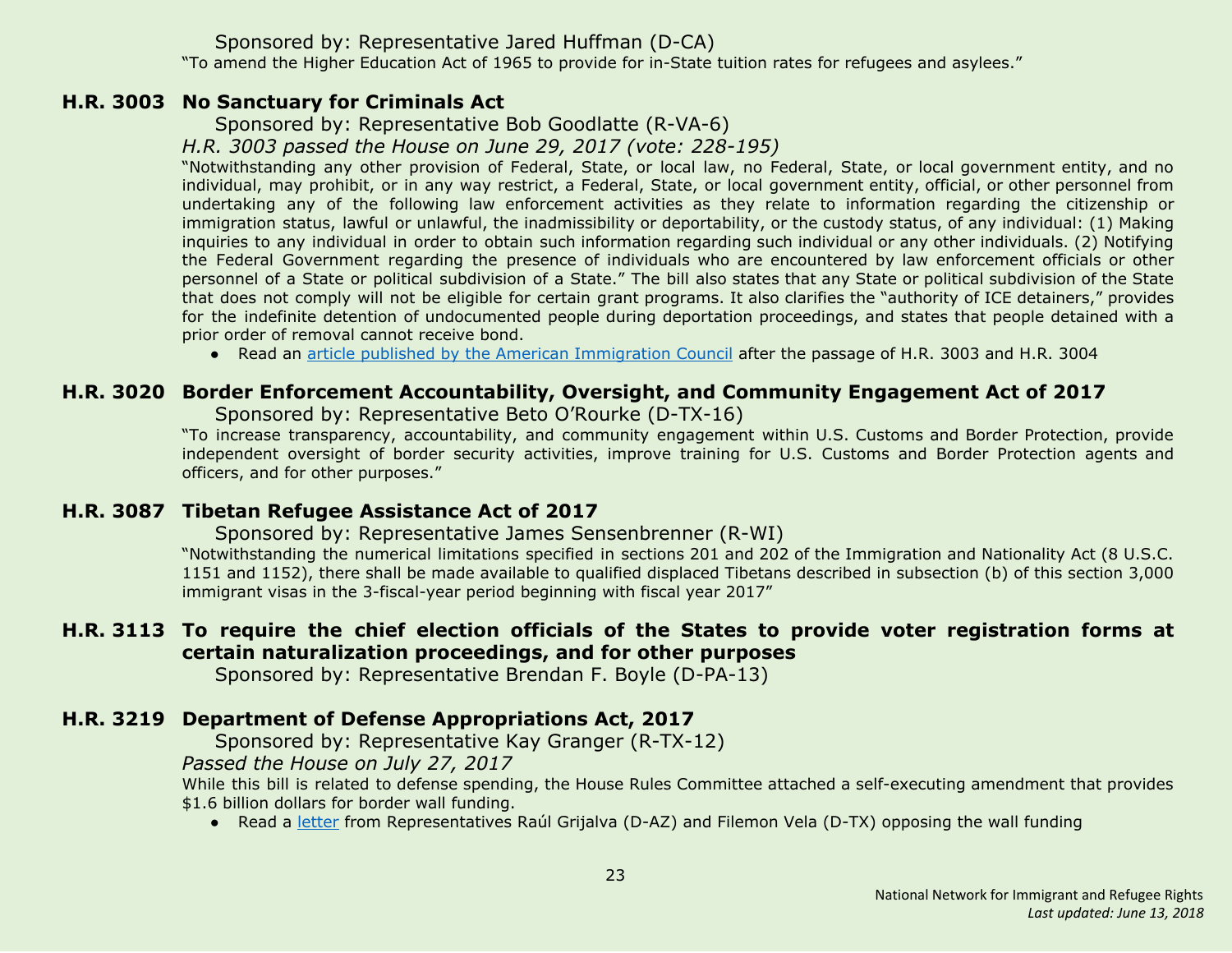Sponsored by: Representative Jared Huffman (D-CA)

"To amend the Higher Education Act of 1965 to provide for in-State tuition rates for refugees and asylees."

### H.R. 3003 No Sanctuary for Criminals Act

Sponsored by: Representative Bob Goodlatte (R-VA-6)

*H.R. 3003 passed the House on June 29, 2017 (vote: 228-195)*

"Notwithstanding any other provision of Federal, State, or local law, no Federal, State, or local government entity, and no individual, may prohibit, or in any way restrict, a Federal, State, or local government entity, official, or other personnel from undertaking any of the following law enforcement activities as they relate to information regarding the citizenship or immigration status, lawful or unlawful, the inadmissibility or deportability, or the custody status, of any individual: (1) Making inquiries to any individual in order to obtain such information regarding such individual or any other individuals. (2) Notifying the Federal Government regarding the presence of individuals who are encountered by law enforcement officials or other personnel of a State or political subdivision of a State." The bill also states that any State or political subdivision of the State that does not comply will not be eligible for certain grant programs. It also clarifies the "authority of ICE detainers," provides for the indefinite detention of undocumented people during deportation proceedings, and states that people detained with a prior order of removal cannot receive bond.

- Read an article published by the American Immigration Council after the passage of H.R. 3003 and H.R. 3004

### H.R. 3020 Border Enforcement Accountability, Oversight, and Community Engagement Act of 2017

Sponsored by: Representative Beto O'Rourke (D-TX-16)

"To increase transparency, accountability, and community engagement within U.S. Customs and Border Protection, provide independent oversight of border security activities, improve training for U.S. Customs and Border Protection agents and officers, and for other purposes."

### H.R. 3087 Tibetan Refugee Assistance Act of 2017

Sponsored by: Representative James Sensenbrenner (R-WI)

"Notwithstanding the numerical limitations specified in sections 201 and 202 of the Immigration and Nationality Act (8 U.S.C. 1151 and 1152), there shall be made available to qualified displaced Tibetans described in subsection (b) of this section 3,000 immigrant visas in the 3-fiscal-year period beginning with fiscal year 2017"

### H.R. 3113 To require the chief election officials of the States to provide voter registration forms at certain naturalization proceedings, and for other purposes

Sponsored by: Representative Brendan F. Boyle (D-PA-13)

### H.R. 3219 Department of Defense Appropriations Act, 2017

Sponsored by: Representative Kay Granger (R-TX-12)

*Passed the House on July 27, 2017*

While this bill is related to defense spending, the House Rules Committee attached a self-executing amendment that provides $1.6 billion dollars for border wall funding.

- Read a letter from Representatives Raúl Grijalva (D-AZ) and Filemon Vela (D-TX) opposing the wall funding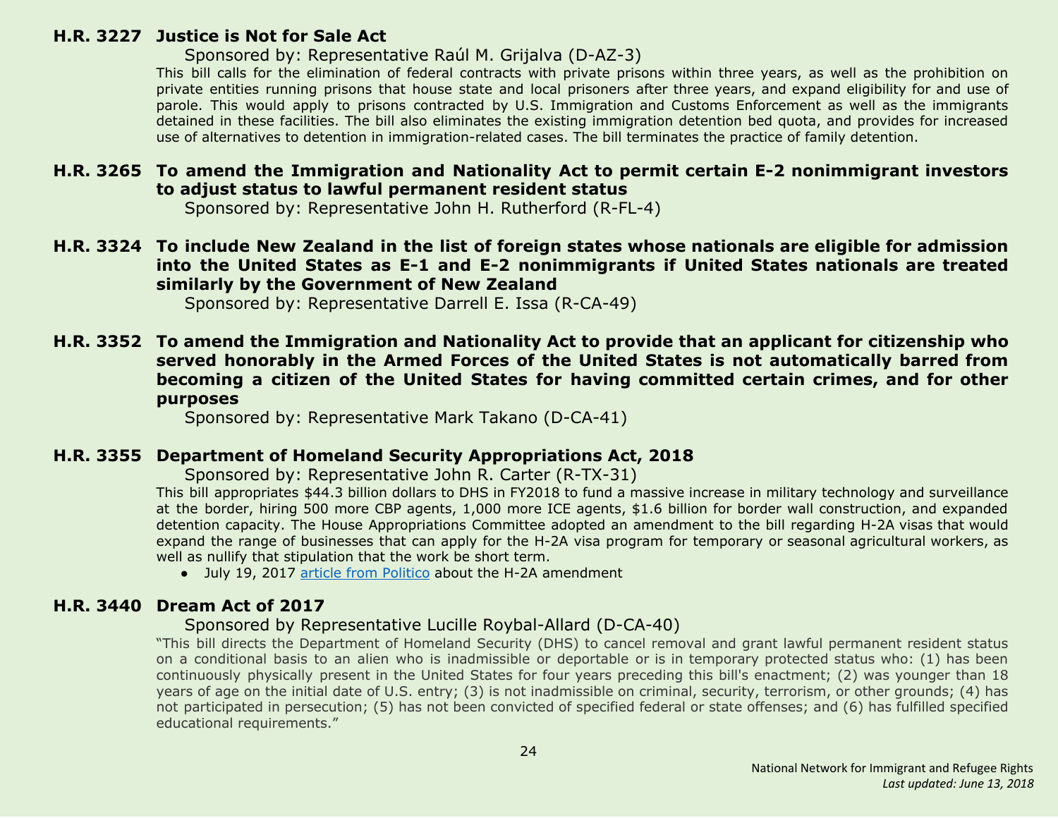### H.R. 3227 Justice is Not for Sale Act

Sponsored by: Representative Raúl M. Grijalva (D-AZ-3)

This bill calls for the elimination of federal contracts with private prisons within three years, as well as the prohibition on private entities running prisons that house state and local prisoners after three years, and expand eligibility for and use of parole. This would apply to prisons contracted by U.S. Immigration and Customs Enforcement as well as the immigrants detained in these facilities. The bill also eliminates the existing immigration detention bed quota, and provides for increased use of alternatives to detention in immigration-related cases. The bill terminates the practice of family detention.

### H.R. 3265 To amend the Immigration and Nationality Act to permit certain E-2 nonimmigrant investors to adjust status to lawful permanent resident status

Sponsored by: Representative John H. Rutherford (R-FL-4)

### H.R. 3324 To include New Zealand in the list of foreign states whose nationals are eligible for admission into the United States as E-1 and E-2 nonimmigrants if United States nationals are treated similarly by the Government of New Zealand

Sponsored by: Representative Darrell E. Issa (R-CA-49)

### H.R. 3352 To amend the Immigration and Nationality Act to provide that an applicant for citizenship who served honorably in the Armed Forces of the United States is not automatically barred from becoming a citizen of the United States for having committed certain crimes, and for other purposes

Sponsored by: Representative Mark Takano (D-CA-41)

### H.R. 3355 Department of Homeland Security Appropriations Act, 2018

Sponsored by: Representative John R. Carter (R-TX-31)

This bill appropriates $44.3 billion dollars to DHS in FY2018 to fund a massive increase in military technology and surveillance at the border, hiring 500 more CBP agents, 1,000 more ICE agents, $1.6 billion for border wall construction, and expanded detention capacity. The House Appropriations Committee adopted an amendment to the bill regarding H-2A visas that would expand the range of businesses that can apply for the H-2A visa program for temporary or seasonal agricultural workers, as well as nullify that stipulation that the work be short term.

- July 19, 2017 article from Politico about the H-2A amendment

### H.R. 3440 Dream Act of 2017

Sponsored by Representative Lucille Roybal-Allard (D-CA-40)

"This bill directs the Department of Homeland Security (DHS) to cancel removal and grant lawful permanent resident status on a conditional basis to an alien who is inadmissible or deportable or is in temporary protected status who: (1) has been continuously physically present in the United States for four years preceding this bill's enactment; (2) was younger than 18 years of age on the initial date of U.S. entry; (3) is not inadmissible on criminal, security, terrorism, or other grounds; (4) has not participated in persecution; (5) has not been convicted of specified federal or state offenses; and (6) has fulfilled specified educational requirements."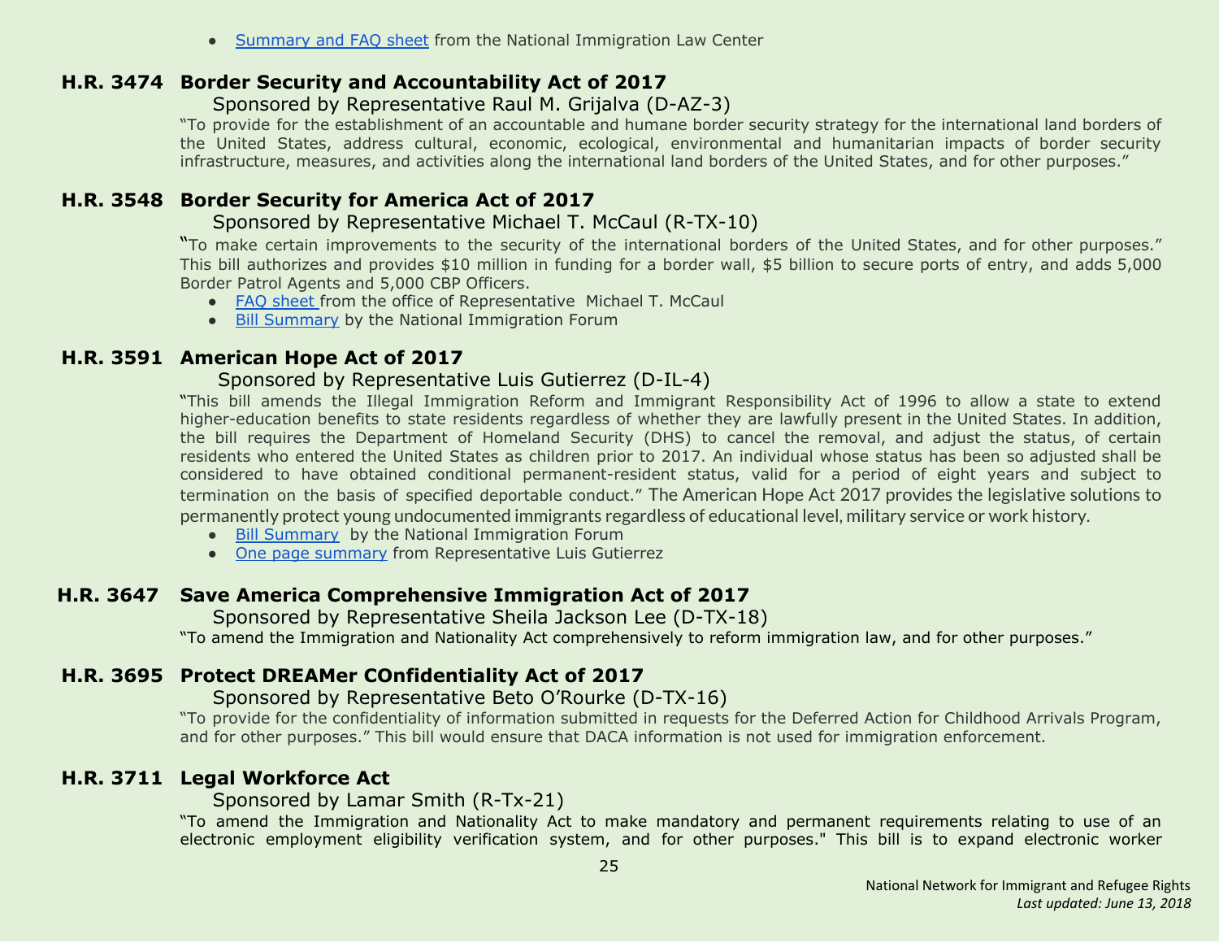- Summary and FAQ sheet from the National Immigration Law Center

### H.R. 3474 Border Security and Accountability Act of 2017

Sponsored by Representative Raul M. Grijalva (D-AZ-3)

"To provide for the establishment of an accountable and humane border security strategy for the international land borders of the United States, address cultural, economic, ecological, environmental and humanitarian impacts of border security infrastructure, measures, and activities along the international land borders of the United States, and for other purposes."

### H.R. 3548 Border Security for America Act of 2017

Sponsored by Representative Michael T. McCaul (R-TX-10)

"To make certain improvements to the security of the international borders of the United States, and for other purposes." This bill authorizes and provides $10 million in funding for a border wall, $5 billion to secure ports of entry, and adds 5,000 Border Patrol Agents and 5,000 CBP Officers.

- FAQ sheet from the office of Representative Michael T. McCaul
- Bill Summary by the National Immigration Forum

### H.R. 3591 American Hope Act of 2017

Sponsored by Representative Luis Gutierrez (D-IL-4)

"This bill amends the Illegal Immigration Reform and Immigrant Responsibility Act of 1996 to allow a state to extend higher-education benefits to state residents regardless of whether they are lawfully present in the United States. In addition, the bill requires the Department of Homeland Security (DHS) to cancel the removal, and adjust the status, of certain residents who entered the United States as children prior to 2017. An individual whose status has been so adjusted shall be considered to have obtained conditional permanent-resident status, valid for a period of eight years and subject to termination on the basis of specified deportable conduct." The American Hope Act 2017 provides the legislative solutions to permanently protect young undocumented immigrants regardless of educational level, military service or work history.

- Bill Summary by the National Immigration Forum
- One page summary from Representative Luis Gutierrez

### H.R. 3647 Save America Comprehensive Immigration Act of 2017

Sponsored by Representative Sheila Jackson Lee (D-TX-18)

"To amend the Immigration and Nationality Act comprehensively to reform immigration law, and for other purposes."

### H.R. 3695 Protect DREAMer COnfidentiality Act of 2017

Sponsored by Representative Beto O'Rourke (D-TX-16)

"To provide for the confidentiality of information submitted in requests for the Deferred Action for Childhood Arrivals Program, and for other purposes." This bill would ensure that DACA information is not used for immigration enforcement.

### H.R. 3711 Legal Workforce Act

Sponsored by Lamar Smith (R-Tx-21)

"To amend the Immigration and Nationality Act to make mandatory and permanent requirements relating to use of an electronic employment eligibility verification system, and for other purposes." This bill is to expand electronic worker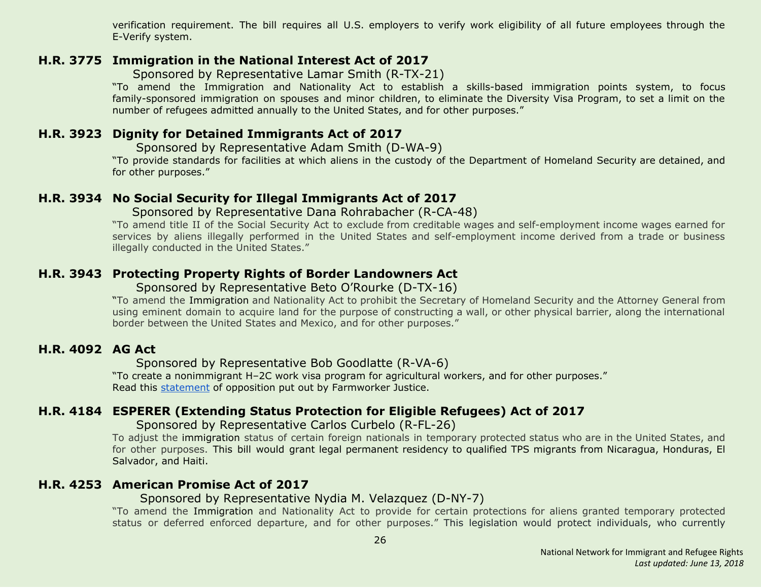verification requirement. The bill requires all U.S. employers to verify work eligibility of all future employees through the E-Verify system.

### H.R. 3775 Immigration in the National Interest Act of 2017

Sponsored by Representative Lamar Smith (R-TX-21)

"To amend the Immigration and Nationality Act to establish a skills-based immigration points system, to focus family-sponsored immigration on spouses and minor children, to eliminate the Diversity Visa Program, to set a limit on the number of refugees admitted annually to the United States, and for other purposes."

### H.R. 3923 Dignity for Detained Immigrants Act of 2017

Sponsored by Representative Adam Smith (D-WA-9)

"To provide standards for facilities at which aliens in the custody of the Department of Homeland Security are detained, and for other purposes."

### H.R. 3934 No Social Security for Illegal Immigrants Act of 2017

Sponsored by Representative Dana Rohrabacher (R-CA-48)

"To amend title II of the Social Security Act to exclude from creditable wages and self-employment income wages earned for services by aliens illegally performed in the United States and self-employment income derived from a trade or business illegally conducted in the United States."

### H.R. 3943 Protecting Property Rights of Border Landowners Act

Sponsored by Representative Beto O'Rourke (D-TX-16)

"To amend the Immigration and Nationality Act to prohibit the Secretary of Homeland Security and the Attorney General from using eminent domain to acquire land for the purpose of constructing a wall, or other physical barrier, along the international border between the United States and Mexico, and for other purposes."

### H.R. 4092 AG Act

Sponsored by Representative Bob Goodlatte (R-VA-6)

"To create a nonimmigrant H–2C work visa program for agricultural workers, and for other purposes."
Read this statement of opposition put out by Farmworker Justice.

### H.R. 4184 ESPERER (Extending Status Protection for Eligible Refugees) Act of 2017

Sponsored by Representative Carlos Curbelo (R-FL-26)

To adjust the immigration status of certain foreign nationals in temporary protected status who are in the United States, and for other purposes. This bill would grant legal permanent residency to qualified TPS migrants from Nicaragua, Honduras, El Salvador, and Haiti.

### H.R. 4253 American Promise Act of 2017

Sponsored by Representative Nydia M. Velazquez (D-NY-7)

"To amend the Immigration and Nationality Act to provide for certain protections for aliens granted temporary protected status or deferred enforced departure, and for other purposes." This legislation would protect individuals, who currently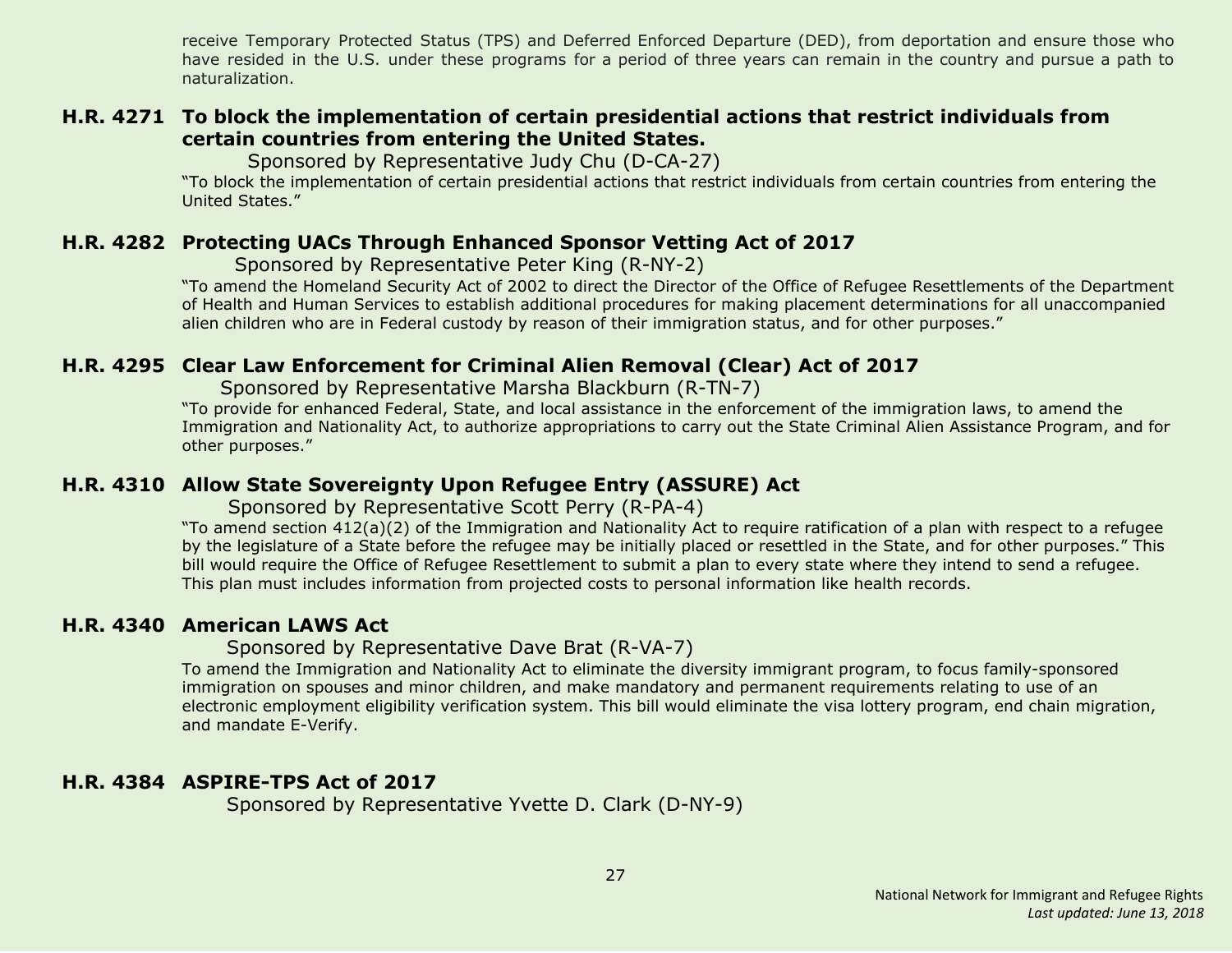receive Temporary Protected Status (TPS) and Deferred Enforced Departure (DED), from deportation and ensure those who have resided in the U.S. under these programs for a period of three years can remain in the country and pursue a path to naturalization.

### H.R. 4271 To block the implementation of certain presidential actions that restrict individuals from certain countries from entering the United States.

Sponsored by Representative Judy Chu (D-CA-27)

"To block the implementation of certain presidential actions that restrict individuals from certain countries from entering the United States."

### H.R. 4282 Protecting UACs Through Enhanced Sponsor Vetting Act of 2017

Sponsored by Representative Peter King (R-NY-2)

"To amend the Homeland Security Act of 2002 to direct the Director of the Office of Refugee Resettlements of the Department of Health and Human Services to establish additional procedures for making placement determinations for all unaccompanied alien children who are in Federal custody by reason of their immigration status, and for other purposes."

### H.R. 4295 Clear Law Enforcement for Criminal Alien Removal (Clear) Act of 2017

Sponsored by Representative Marsha Blackburn (R-TN-7)

"To provide for enhanced Federal, State, and local assistance in the enforcement of the immigration laws, to amend the Immigration and Nationality Act, to authorize appropriations to carry out the State Criminal Alien Assistance Program, and for other purposes."

### H.R. 4310 Allow State Sovereignty Upon Refugee Entry (ASSURE) Act

Sponsored by Representative Scott Perry (R-PA-4)

"To amend section 412(a)(2) of the Immigration and Nationality Act to require ratification of a plan with respect to a refugee by the legislature of a State before the refugee may be initially placed or resettled in the State, and for other purposes." This bill would require the Office of Refugee Resettlement to submit a plan to every state where they intend to send a refugee. This plan must includes information from projected costs to personal information like health records.

### H.R. 4340 American LAWS Act

Sponsored by Representative Dave Brat (R-VA-7)

To amend the Immigration and Nationality Act to eliminate the diversity immigrant program, to focus family-sponsored immigration on spouses and minor children, and make mandatory and permanent requirements relating to use of an electronic employment eligibility verification system. This bill would eliminate the visa lottery program, end chain migration, and mandate E-Verify.

### H.R. 4384 ASPIRE-TPS Act of 2017

Sponsored by Representative Yvette D. Clark (D-NY-9)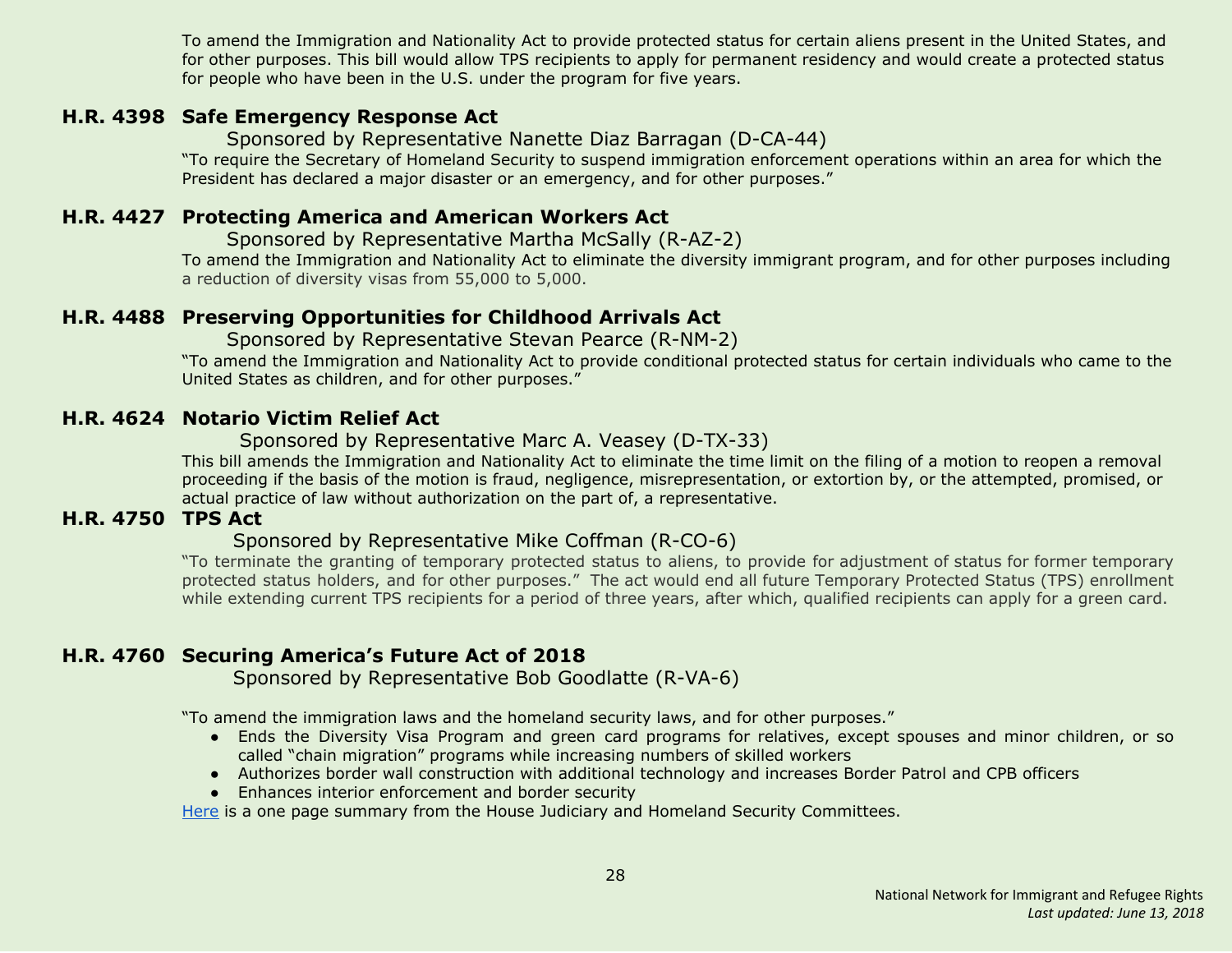To amend the Immigration and Nationality Act to provide protected status for certain aliens present in the United States, and for other purposes. This bill would allow TPS recipients to apply for permanent residency and would create a protected status for people who have been in the U.S. under the program for five years.

### H.R. 4398 Safe Emergency Response Act

Sponsored by Representative Nanette Diaz Barragan (D-CA-44)

"To require the Secretary of Homeland Security to suspend immigration enforcement operations within an area for which the President has declared a major disaster or an emergency, and for other purposes."

### H.R. 4427 Protecting America and American Workers Act

Sponsored by Representative Martha McSally (R-AZ-2)

To amend the Immigration and Nationality Act to eliminate the diversity immigrant program, and for other purposes including a reduction of diversity visas from 55,000 to 5,000.

### H.R. 4488 Preserving Opportunities for Childhood Arrivals Act

Sponsored by Representative Stevan Pearce (R-NM-2)

"To amend the Immigration and Nationality Act to provide conditional protected status for certain individuals who came to the United States as children, and for other purposes."

### H.R. 4624 Notario Victim Relief Act

Sponsored by Representative Marc A. Veasey (D-TX-33)

This bill amends the Immigration and Nationality Act to eliminate the time limit on the filing of a motion to reopen a removal proceeding if the basis of the motion is fraud, negligence, misrepresentation, or extortion by, or the attempted, promised, or actual practice of law without authorization on the part of, a representative.

### H.R. 4750 TPS Act

Sponsored by Representative Mike Coffman (R-CO-6)

"To terminate the granting of temporary protected status to aliens, to provide for adjustment of status for former temporary protected status holders, and for other purposes." The act would end all future Temporary Protected Status (TPS) enrollment while extending current TPS recipients for a period of three years, after which, qualified recipients can apply for a green card.

### H.R. 4760 Securing America's Future Act of 2018

Sponsored by Representative Bob Goodlatte (R-VA-6)

"To amend the immigration laws and the homeland security laws, and for other purposes."

- Ends the Diversity Visa Program and green card programs for relatives, except spouses and minor children, or so called "chain migration" programs while increasing numbers of skilled workers
- Authorizes border wall construction with additional technology and increases Border Patrol and CPB officers
- Enhances interior enforcement and border security

Here is a one page summary from the House Judiciary and Homeland Security Committees.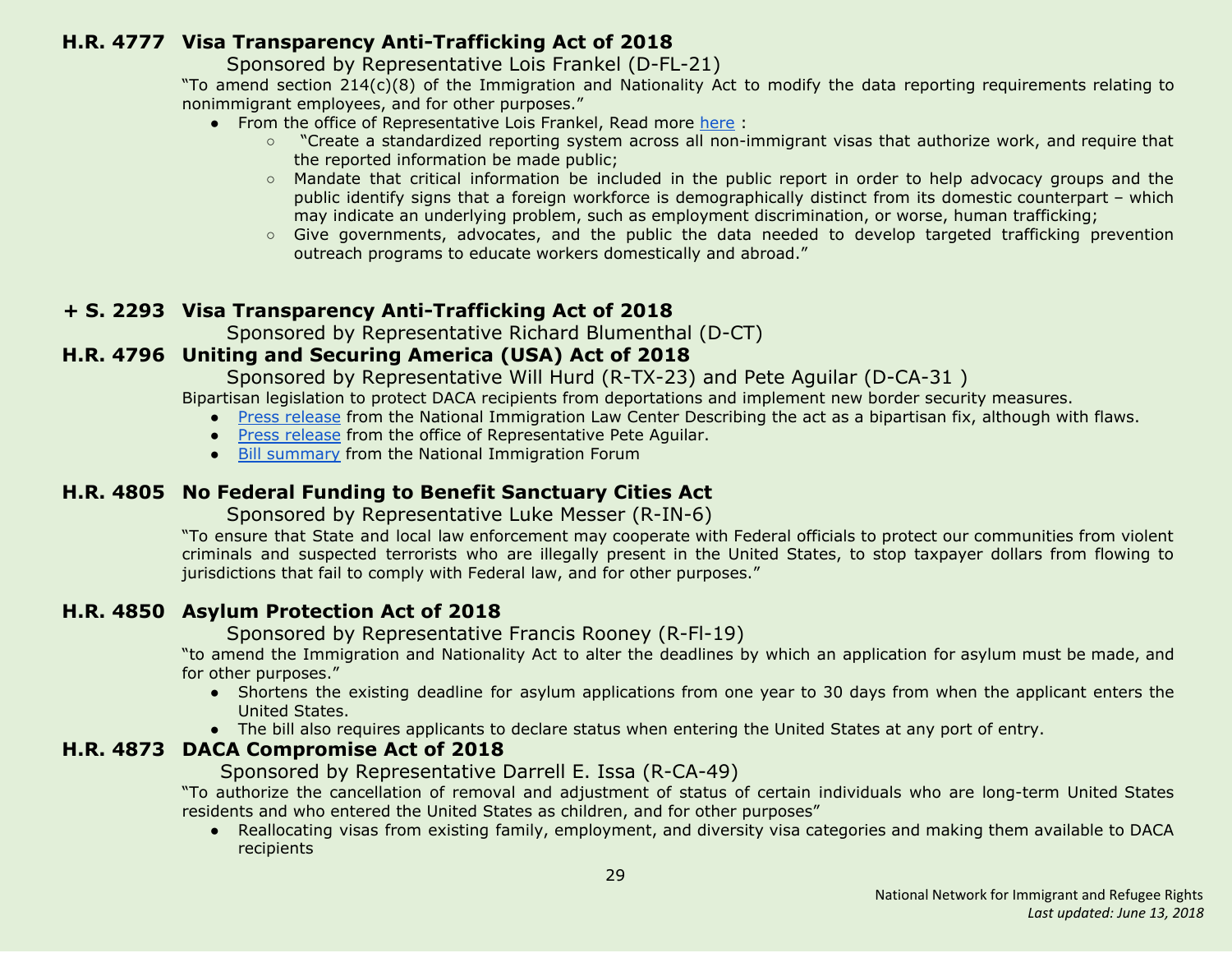### H.R. 4777 Visa Transparency Anti-Trafficking Act of 2018

Sponsored by Representative Lois Frankel (D-FL-21)

"To amend section 214(c)(8) of the Immigration and Nationality Act to modify the data reporting requirements relating to nonimmigrant employees, and for other purposes."

- From the office of Representative Lois Frankel, Read more here :
  - "Create a standardized reporting system across all non-immigrant visas that authorize work, and require that the reported information be made public;
  - Mandate that critical information be included in the public report in order to help advocacy groups and the public identify signs that a foreign workforce is demographically distinct from its domestic counterpart – which may indicate an underlying problem, such as employment discrimination, or worse, human trafficking;
  - Give governments, advocates, and the public the data needed to develop targeted trafficking prevention outreach programs to educate workers domestically and abroad."

### + S. 2293 Visa Transparency Anti-Trafficking Act of 2018

Sponsored by Representative Richard Blumenthal (D-CT)

### H.R. 4796 Uniting and Securing America (USA) Act of 2018

Sponsored by Representative Will Hurd (R-TX-23) and Pete Aguilar (D-CA-31 )

Bipartisan legislation to protect DACA recipients from deportations and implement new border security measures.

- Press release from the National Immigration Law Center Describing the act as a bipartisan fix, although with flaws.
- Press release from the office of Representative Pete Aguilar.
- Bill summary from the National Immigration Forum

### H.R. 4805 No Federal Funding to Benefit Sanctuary Cities Act

Sponsored by Representative Luke Messer (R-IN-6)

"To ensure that State and local law enforcement may cooperate with Federal officials to protect our communities from violent criminals and suspected terrorists who are illegally present in the United States, to stop taxpayer dollars from flowing to jurisdictions that fail to comply with Federal law, and for other purposes."

### H.R. 4850 Asylum Protection Act of 2018

Sponsored by Representative Francis Rooney (R-Fl-19)

"to amend the Immigration and Nationality Act to alter the deadlines by which an application for asylum must be made, and for other purposes."

- Shortens the existing deadline for asylum applications from one year to 30 days from when the applicant enters the United States.
- The bill also requires applicants to declare status when entering the United States at any port of entry.

### H.R. 4873 DACA Compromise Act of 2018

Sponsored by Representative Darrell E. Issa (R-CA-49)

"To authorize the cancellation of removal and adjustment of status of certain individuals who are long-term United States residents and who entered the United States as children, and for other purposes"

- Reallocating visas from existing family, employment, and diversity visa categories and making them available to DACA recipients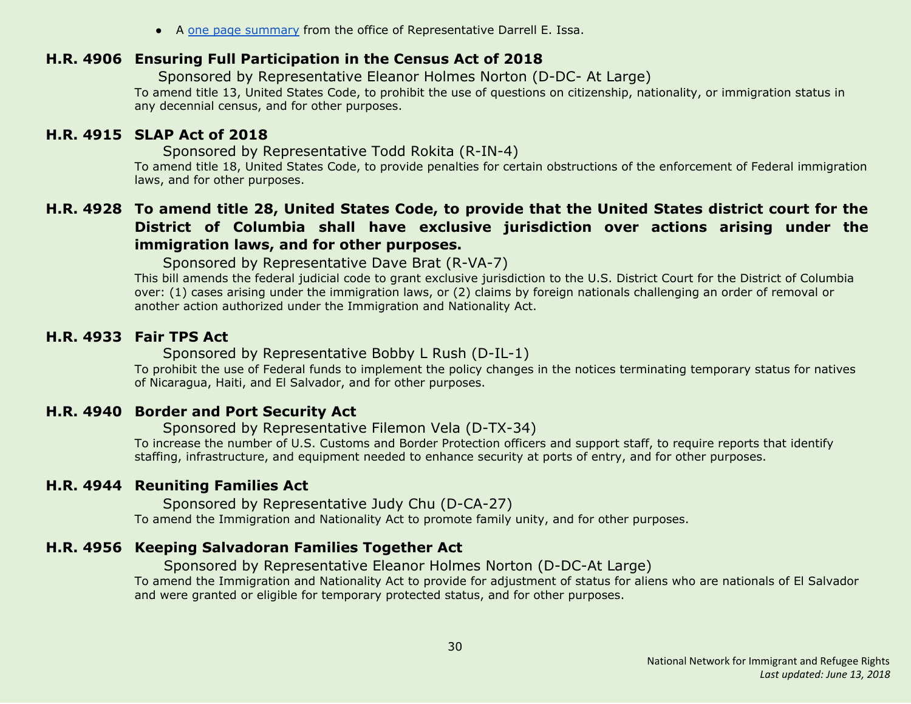- A [one page summary](one page summary) from the office of Representative Darrell E. Issa.

### H.R. 4906 Ensuring Full Participation in the Census Act of 2018

Sponsored by Representative Eleanor Holmes Norton (D-DC- At Large)

To amend title 13, United States Code, to prohibit the use of questions on citizenship, nationality, or immigration status in any decennial census, and for other purposes.

### H.R. 4915 SLAP Act of 2018

Sponsored by Representative Todd Rokita (R-IN-4)

To amend title 18, United States Code, to provide penalties for certain obstructions of the enforcement of Federal immigration laws, and for other purposes.

### H.R. 4928 To amend title 28, United States Code, to provide that the United States district court for the District of Columbia shall have exclusive jurisdiction over actions arising under the immigration laws, and for other purposes.

Sponsored by Representative Dave Brat (R-VA-7)

This bill amends the federal judicial code to grant exclusive jurisdiction to the U.S. District Court for the District of Columbia over: (1) cases arising under the immigration laws, or (2) claims by foreign nationals challenging an order of removal or another action authorized under the Immigration and Nationality Act.

### H.R. 4933 Fair TPS Act

Sponsored by Representative Bobby L Rush (D-IL-1)

To prohibit the use of Federal funds to implement the policy changes in the notices terminating temporary status for natives of Nicaragua, Haiti, and El Salvador, and for other purposes.

### H.R. 4940 Border and Port Security Act

Sponsored by Representative Filemon Vela (D-TX-34)

To increase the number of U.S. Customs and Border Protection officers and support staff, to require reports that identify staffing, infrastructure, and equipment needed to enhance security at ports of entry, and for other purposes.

### H.R. 4944 Reuniting Families Act

Sponsored by Representative Judy Chu (D-CA-27)

To amend the Immigration and Nationality Act to promote family unity, and for other purposes.

### H.R. 4956 Keeping Salvadoran Families Together Act

Sponsored by Representative Eleanor Holmes Norton (D-DC-At Large)

To amend the Immigration and Nationality Act to provide for adjustment of status for aliens who are nationals of El Salvador and were granted or eligible for temporary protected status, and for other purposes.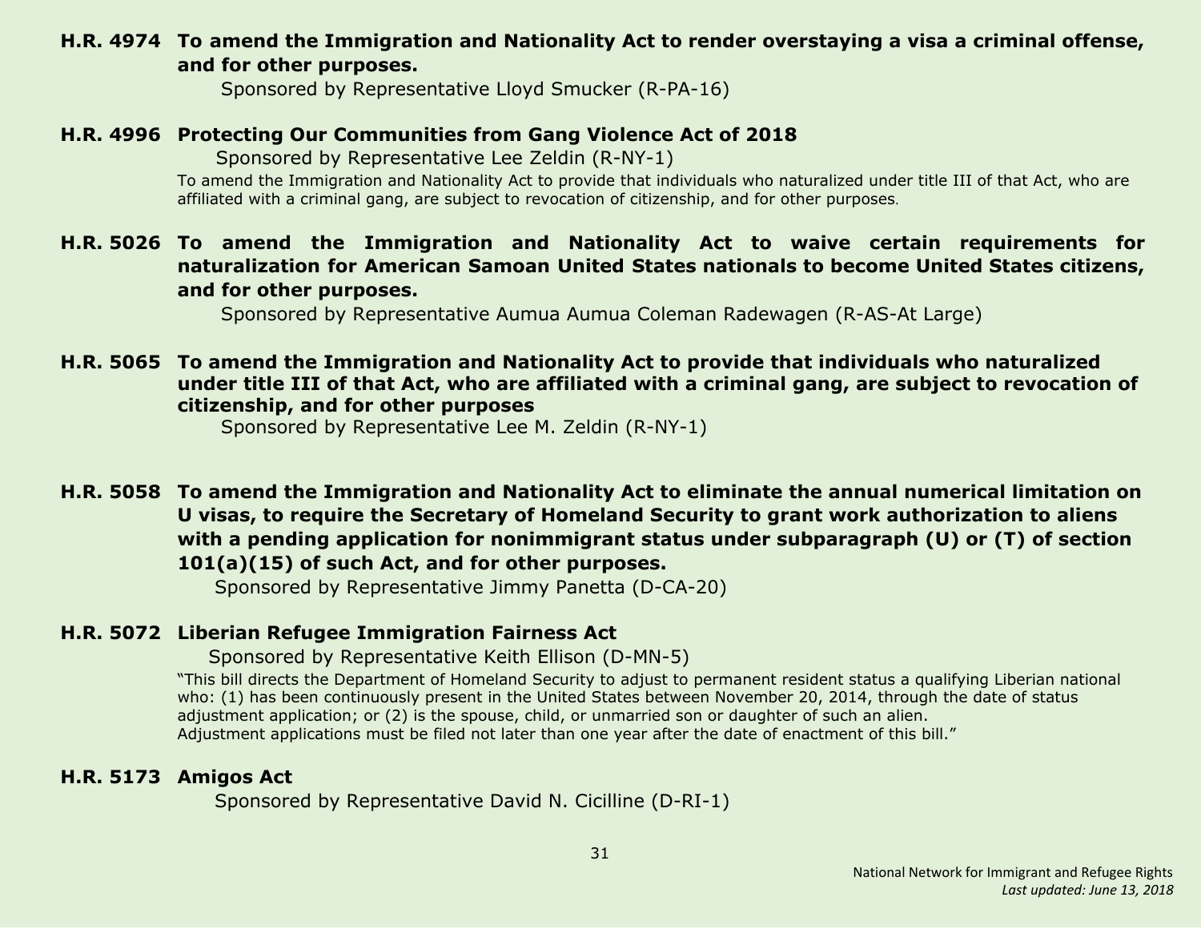**H.R. 4974 To amend the Immigration and Nationality Act to render overstaying a visa a criminal offense, and for other purposes.**

Sponsored by Representative Lloyd Smucker (R-PA-16)

**H.R. 4996 Protecting Our Communities from Gang Violence Act of 2018**

Sponsored by Representative Lee Zeldin (R-NY-1)

To amend the Immigration and Nationality Act to provide that individuals who naturalized under title III of that Act, who are affiliated with a criminal gang, are subject to revocation of citizenship, and for other purposes.

**H.R. 5026 To amend the Immigration and Nationality Act to waive certain requirements for naturalization for American Samoan United States nationals to become United States citizens, and for other purposes.**

Sponsored by Representative Aumua Aumua Coleman Radewagen (R-AS-At Large)

**H.R. 5065 To amend the Immigration and Nationality Act to provide that individuals who naturalized under title III of that Act, who are affiliated with a criminal gang, are subject to revocation of citizenship, and for other purposes**

Sponsored by Representative Lee M. Zeldin (R-NY-1)

**H.R. 5058 To amend the Immigration and Nationality Act to eliminate the annual numerical limitation on U visas, to require the Secretary of Homeland Security to grant work authorization to aliens with a pending application for nonimmigrant status under subparagraph (U) or (T) of section 101(a)(15) of such Act, and for other purposes.**

Sponsored by Representative Jimmy Panetta (D-CA-20)

**H.R. 5072 Liberian Refugee Immigration Fairness Act**

Sponsored by Representative Keith Ellison (D-MN-5)

"This bill directs the Department of Homeland Security to adjust to permanent resident status a qualifying Liberian national who: (1) has been continuously present in the United States between November 20, 2014, through the date of status adjustment application; or (2) is the spouse, child, or unmarried son or daughter of such an alien.
Adjustment applications must be filed not later than one year after the date of enactment of this bill."

**H.R. 5173 Amigos Act**

Sponsored by Representative David N. Cicilline (D-RI-1)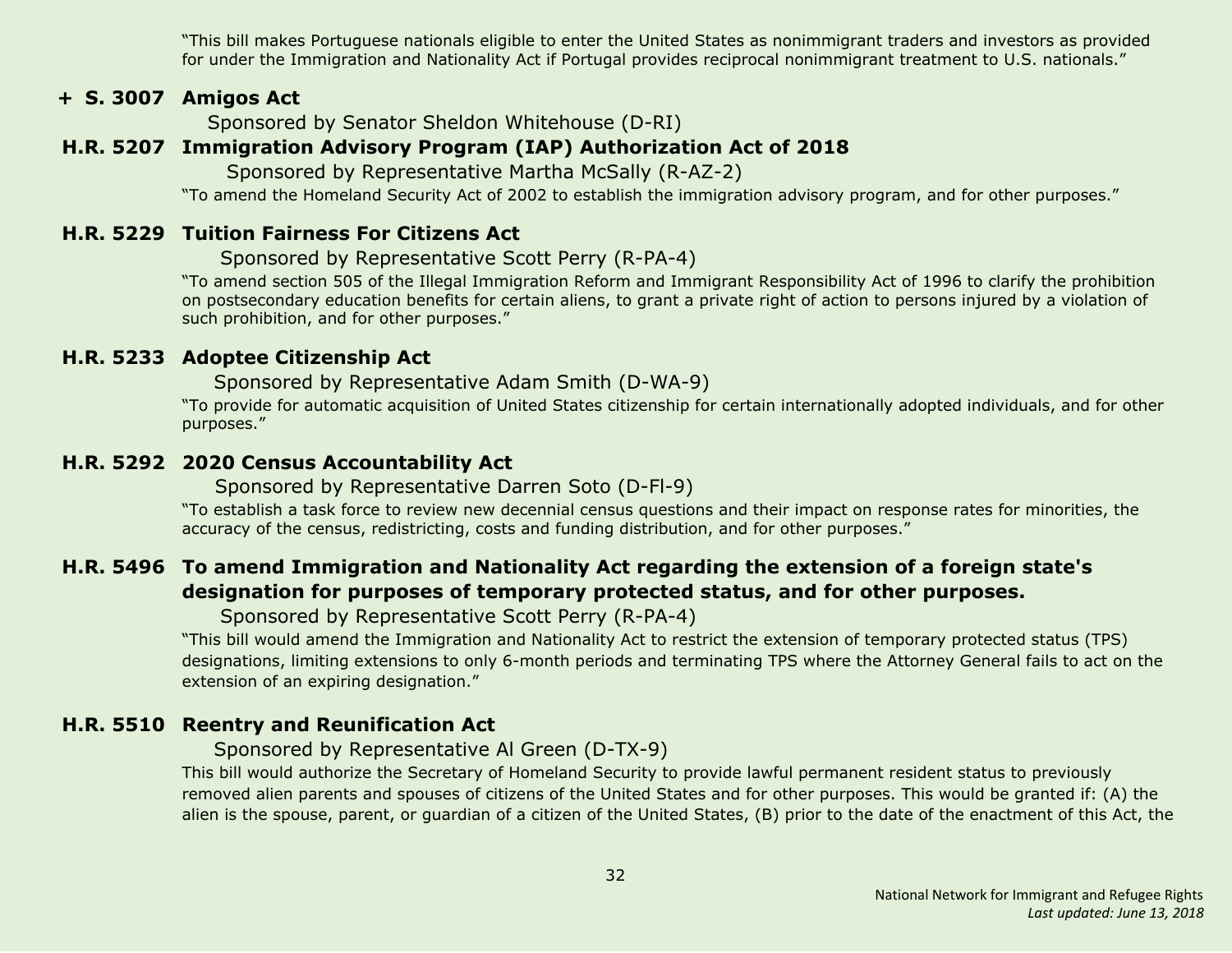"This bill makes Portuguese nationals eligible to enter the United States as nonimmigrant traders and investors as provided for under the Immigration and Nationality Act if Portugal provides reciprocal nonimmigrant treatment to U.S. nationals."

### + S. 3007 Amigos Act

Sponsored by Senator Sheldon Whitehouse (D-RI)

### H.R. 5207 Immigration Advisory Program (IAP) Authorization Act of 2018

Sponsored by Representative Martha McSally (R-AZ-2)

"To amend the Homeland Security Act of 2002 to establish the immigration advisory program, and for other purposes."

### H.R. 5229 Tuition Fairness For Citizens Act

Sponsored by Representative Scott Perry (R-PA-4)

"To amend section 505 of the Illegal Immigration Reform and Immigrant Responsibility Act of 1996 to clarify the prohibition on postsecondary education benefits for certain aliens, to grant a private right of action to persons injured by a violation of such prohibition, and for other purposes."

### H.R. 5233 Adoptee Citizenship Act

Sponsored by Representative Adam Smith (D-WA-9)

"To provide for automatic acquisition of United States citizenship for certain internationally adopted individuals, and for other purposes."

### H.R. 5292 2020 Census Accountability Act

Sponsored by Representative Darren Soto (D-Fl-9)

"To establish a task force to review new decennial census questions and their impact on response rates for minorities, the accuracy of the census, redistricting, costs and funding distribution, and for other purposes."

### H.R. 5496 To amend Immigration and Nationality Act regarding the extension of a foreign state's designation for purposes of temporary protected status, and for other purposes.

Sponsored by Representative Scott Perry (R-PA-4)

"This bill would amend the Immigration and Nationality Act to restrict the extension of temporary protected status (TPS) designations, limiting extensions to only 6-month periods and terminating TPS where the Attorney General fails to act on the extension of an expiring designation."

### H.R. 5510 Reentry and Reunification Act

Sponsored by Representative Al Green (D-TX-9)

This bill would authorize the Secretary of Homeland Security to provide lawful permanent resident status to previously removed alien parents and spouses of citizens of the United States and for other purposes. This would be granted if: (A) the alien is the spouse, parent, or guardian of a citizen of the United States, (B) prior to the date of the enactment of this Act, the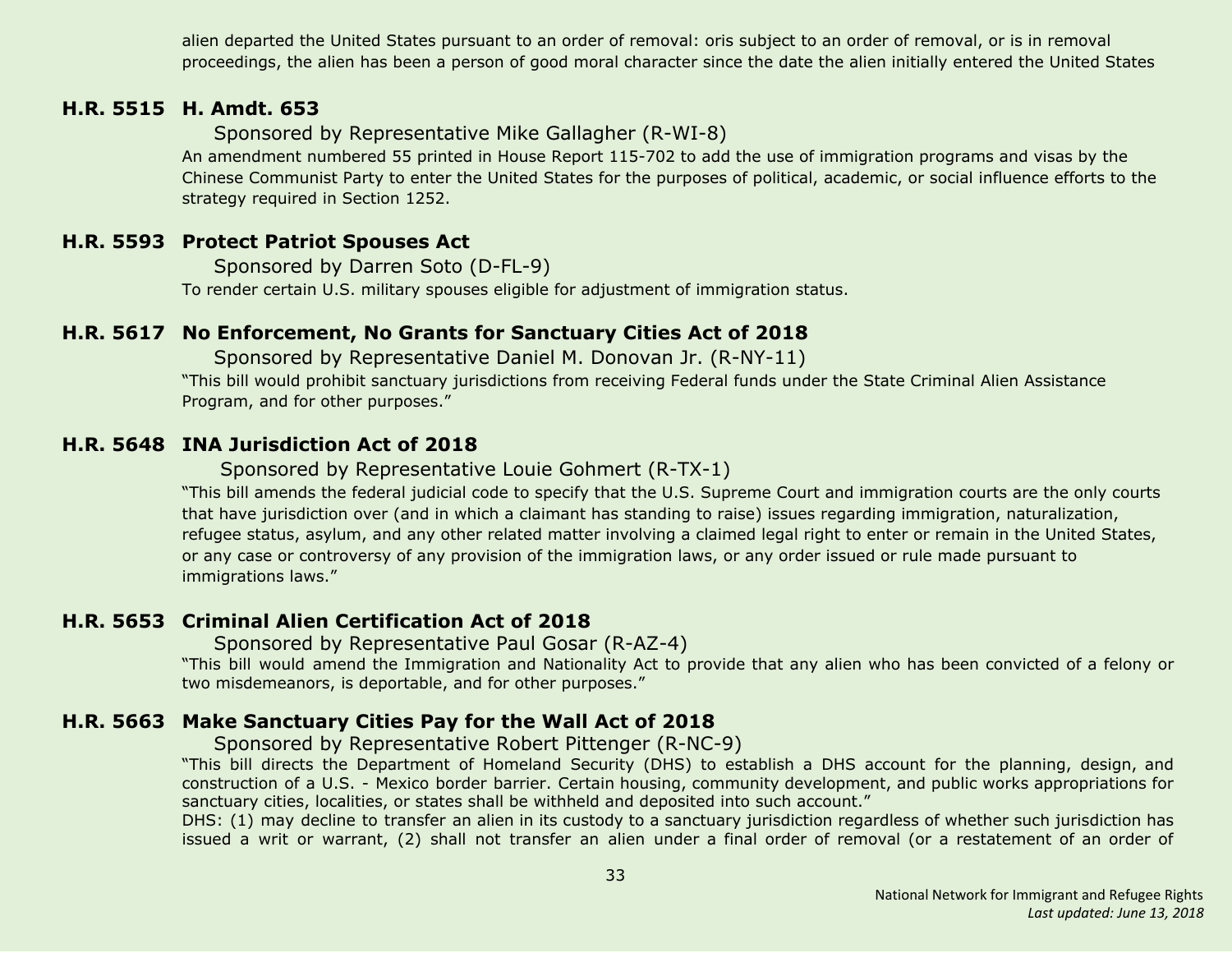alien departed the United States pursuant to an order of removal: oris subject to an order of removal, or is in removal proceedings, the alien has been a person of good moral character since the date the alien initially entered the United States

### H.R. 5515 H. Amdt. 653

Sponsored by Representative Mike Gallagher (R-WI-8)

An amendment numbered 55 printed in House Report 115-702 to add the use of immigration programs and visas by the Chinese Communist Party to enter the United States for the purposes of political, academic, or social influence efforts to the strategy required in Section 1252.

### H.R. 5593 Protect Patriot Spouses Act

Sponsored by Darren Soto (D-FL-9)

To render certain U.S. military spouses eligible for adjustment of immigration status.

### H.R. 5617 No Enforcement, No Grants for Sanctuary Cities Act of 2018

Sponsored by Representative Daniel M. Donovan Jr. (R-NY-11)

"This bill would prohibit sanctuary jurisdictions from receiving Federal funds under the State Criminal Alien Assistance Program, and for other purposes."

### H.R. 5648 INA Jurisdiction Act of 2018

Sponsored by Representative Louie Gohmert (R-TX-1)

"This bill amends the federal judicial code to specify that the U.S. Supreme Court and immigration courts are the only courts that have jurisdiction over (and in which a claimant has standing to raise) issues regarding immigration, naturalization, refugee status, asylum, and any other related matter involving a claimed legal right to enter or remain in the United States, or any case or controversy of any provision of the immigration laws, or any order issued or rule made pursuant to immigrations laws."

### H.R. 5653 Criminal Alien Certification Act of 2018

Sponsored by Representative Paul Gosar (R-AZ-4)

"This bill would amend the Immigration and Nationality Act to provide that any alien who has been convicted of a felony or two misdemeanors, is deportable, and for other purposes."

### H.R. 5663 Make Sanctuary Cities Pay for the Wall Act of 2018

Sponsored by Representative Robert Pittenger (R-NC-9)

"This bill directs the Department of Homeland Security (DHS) to establish a DHS account for the planning, design, and construction of a U.S. - Mexico border barrier. Certain housing, community development, and public works appropriations for sanctuary cities, localities, or states shall be withheld and deposited into such account."

DHS: (1) may decline to transfer an alien in its custody to a sanctuary jurisdiction regardless of whether such jurisdiction has issued a writ or warrant, (2) shall not transfer an alien under a final order of removal (or a restatement of an order of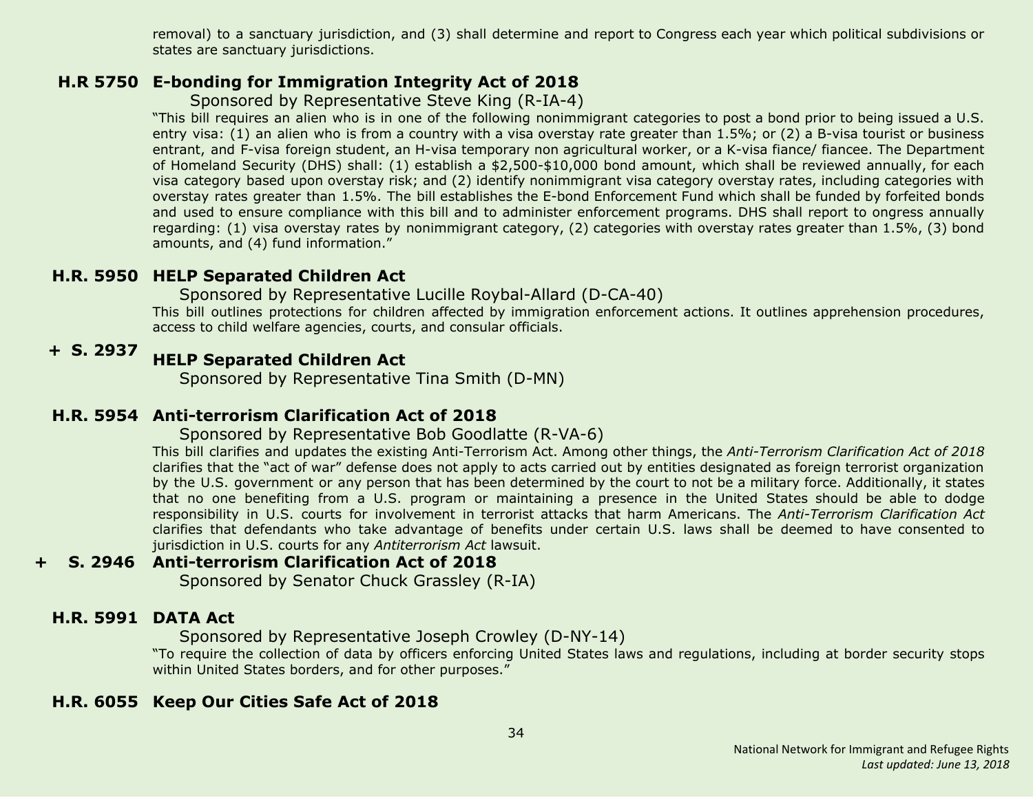removal) to a sanctuary jurisdiction, and (3) shall determine and report to Congress each year which political subdivisions or states are sanctuary jurisdictions.

### H.R 5750 E-bonding for Immigration Integrity Act of 2018

Sponsored by Representative Steve King (R-IA-4)

"This bill requires an alien who is in one of the following nonimmigrant categories to post a bond prior to being issued a U.S. entry visa: (1) an alien who is from a country with a visa overstay rate greater than 1.5%; or (2) a B-visa tourist or business entrant, and F-visa foreign student, an H-visa temporary non agricultural worker, or a K-visa fiance/ fiancee. The Department of Homeland Security (DHS) shall: (1) establish a $2,500-$10,000 bond amount, which shall be reviewed annually, for each visa category based upon overstay risk; and (2) identify nonimmigrant visa category overstay rates, including categories with overstay rates greater than 1.5%. The bill establishes the E-bond Enforcement Fund which shall be funded by forfeited bonds and used to ensure compliance with this bill and to administer enforcement programs. DHS shall report to ongress annually regarding: (1) visa overstay rates by nonimmigrant category, (2) categories with overstay rates greater than 1.5%, (3) bond amounts, and (4) fund information."

### H.R. 5950 HELP Separated Children Act

Sponsored by Representative Lucille Roybal-Allard (D-CA-40)

This bill outlines protections for children affected by immigration enforcement actions. It outlines apprehension procedures, access to child welfare agencies, courts, and consular officials.

### + S. 2937 HELP Separated Children Act

Sponsored by Representative Tina Smith (D-MN)

### H.R. 5954 Anti-terrorism Clarification Act of 2018

Sponsored by Representative Bob Goodlatte (R-VA-6)

This bill clarifies and updates the existing Anti-Terrorism Act. Among other things, the *Anti-Terrorism Clarification Act of 2018* clarifies that the "act of war" defense does not apply to acts carried out by entities designated as foreign terrorist organization by the U.S. government or any person that has been determined by the court to not be a military force. Additionally, it states that no one benefiting from a U.S. program or maintaining a presence in the United States should be able to dodge responsibility in U.S. courts for involvement in terrorist attacks that harm Americans. The *Anti-Terrorism Clarification Act* clarifies that defendants who take advantage of benefits under certain U.S. laws shall be deemed to have consented to jurisdiction in U.S. courts for any *Antiterrorism Act* lawsuit.

### + S. 2946 Anti-terrorism Clarification Act of 2018

Sponsored by Senator Chuck Grassley (R-IA)

### H.R. 5991 DATA Act

Sponsored by Representative Joseph Crowley (D-NY-14)

"To require the collection of data by officers enforcing United States laws and regulations, including at border security stops within United States borders, and for other purposes."

### H.R. 6055 Keep Our Cities Safe Act of 2018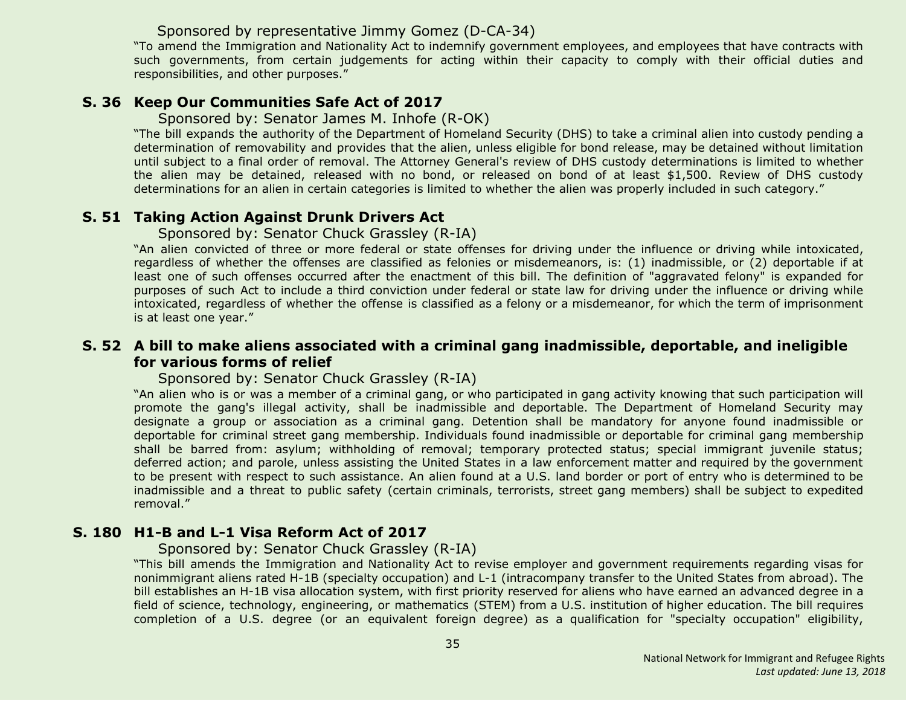Sponsored by representative Jimmy Gomez (D-CA-34)

"To amend the Immigration and Nationality Act to indemnify government employees, and employees that have contracts with such governments, from certain judgements for acting within their capacity to comply with their official duties and responsibilities, and other purposes."

### S. 36 Keep Our Communities Safe Act of 2017

Sponsored by: Senator James M. Inhofe (R-OK)

"The bill expands the authority of the Department of Homeland Security (DHS) to take a criminal alien into custody pending a determination of removability and provides that the alien, unless eligible for bond release, may be detained without limitation until subject to a final order of removal. The Attorney General's review of DHS custody determinations is limited to whether the alien may be detained, released with no bond, or released on bond of at least $1,500. Review of DHS custody determinations for an alien in certain categories is limited to whether the alien was properly included in such category."

### S. 51 Taking Action Against Drunk Drivers Act

Sponsored by: Senator Chuck Grassley (R-IA)

"An alien convicted of three or more federal or state offenses for driving under the influence or driving while intoxicated, regardless of whether the offenses are classified as felonies or misdemeanors, is: (1) inadmissible, or (2) deportable if at least one of such offenses occurred after the enactment of this bill. The definition of "aggravated felony" is expanded for purposes of such Act to include a third conviction under federal or state law for driving under the influence or driving while intoxicated, regardless of whether the offense is classified as a felony or a misdemeanor, for which the term of imprisonment is at least one year."

### S. 52 A bill to make aliens associated with a criminal gang inadmissible, deportable, and ineligible for various forms of relief

Sponsored by: Senator Chuck Grassley (R-IA)

"An alien who is or was a member of a criminal gang, or who participated in gang activity knowing that such participation will promote the gang's illegal activity, shall be inadmissible and deportable. The Department of Homeland Security may designate a group or association as a criminal gang. Detention shall be mandatory for anyone found inadmissible or deportable for criminal street gang membership. Individuals found inadmissible or deportable for criminal gang membership shall be barred from: asylum; withholding of removal; temporary protected status; special immigrant juvenile status; deferred action; and parole, unless assisting the United States in a law enforcement matter and required by the government to be present with respect to such assistance. An alien found at a U.S. land border or port of entry who is determined to be inadmissible and a threat to public safety (certain criminals, terrorists, street gang members) shall be subject to expedited removal."

### S. 180 H1-B and L-1 Visa Reform Act of 2017

Sponsored by: Senator Chuck Grassley (R-IA)

"This bill amends the Immigration and Nationality Act to revise employer and government requirements regarding visas for nonimmigrant aliens rated H-1B (specialty occupation) and L-1 (intracompany transfer to the United States from abroad). The bill establishes an H-1B visa allocation system, with first priority reserved for aliens who have earned an advanced degree in a field of science, technology, engineering, or mathematics (STEM) from a U.S. institution of higher education. The bill requires completion of a U.S. degree (or an equivalent foreign degree) as a qualification for "specialty occupation" eligibility,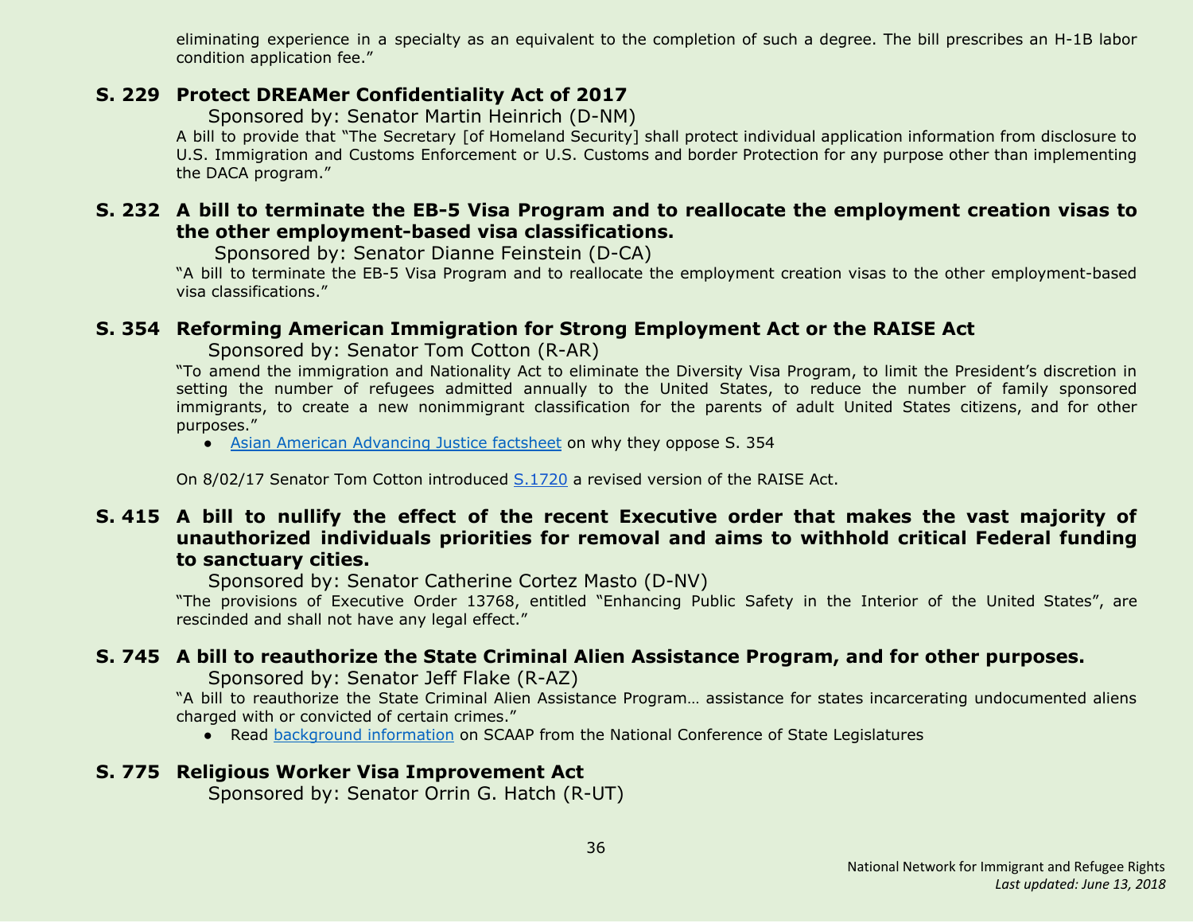eliminating experience in a specialty as an equivalent to the completion of such a degree. The bill prescribes an H-1B labor condition application fee."

### S. 229 Protect DREAMer Confidentiality Act of 2017

Sponsored by: Senator Martin Heinrich (D-NM)

A bill to provide that "The Secretary [of Homeland Security] shall protect individual application information from disclosure to U.S. Immigration and Customs Enforcement or U.S. Customs and border Protection for any purpose other than implementing the DACA program."

### S. 232 A bill to terminate the EB-5 Visa Program and to reallocate the employment creation visas to the other employment-based visa classifications.

Sponsored by: Senator Dianne Feinstein (D-CA)

"A bill to terminate the EB-5 Visa Program and to reallocate the employment creation visas to the other employment-based visa classifications."

### S. 354 Reforming American Immigration for Strong Employment Act or the RAISE Act

Sponsored by: Senator Tom Cotton (R-AR)

"To amend the immigration and Nationality Act to eliminate the Diversity Visa Program, to limit the President's discretion in setting the number of refugees admitted annually to the United States, to reduce the number of family sponsored immigrants, to create a new nonimmigrant classification for the parents of adult United States citizens, and for other purposes."

- Asian American Advancing Justice factsheet on why they oppose S. 354

On 8/02/17 Senator Tom Cotton introduced S.1720 a revised version of the RAISE Act.

### S. 415 A bill to nullify the effect of the recent Executive order that makes the vast majority of unauthorized individuals priorities for removal and aims to withhold critical Federal funding to sanctuary cities.

Sponsored by: Senator Catherine Cortez Masto (D-NV)

"The provisions of Executive Order 13768, entitled "Enhancing Public Safety in the Interior of the United States", are rescinded and shall not have any legal effect."

### S. 745 A bill to reauthorize the State Criminal Alien Assistance Program, and for other purposes.

Sponsored by: Senator Jeff Flake (R-AZ)

"A bill to reauthorize the State Criminal Alien Assistance Program… assistance for states incarcerating undocumented aliens charged with or convicted of certain crimes."

- Read background information on SCAAP from the National Conference of State Legislatures

### S. 775 Religious Worker Visa Improvement Act

Sponsored by: Senator Orrin G. Hatch (R-UT)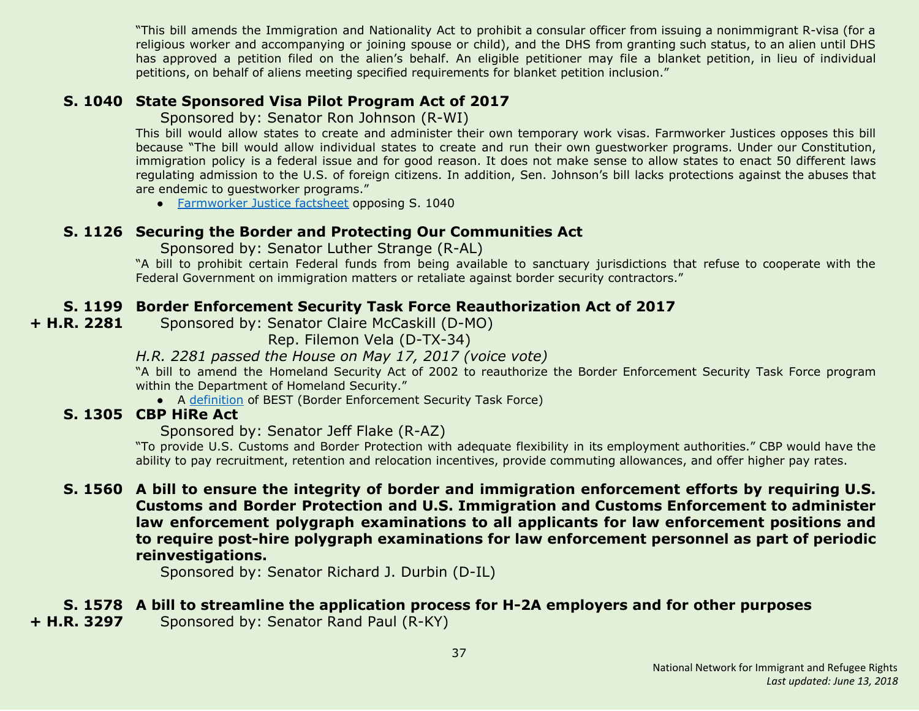"This bill amends the Immigration and Nationality Act to prohibit a consular officer from issuing a nonimmigrant R-visa (for a religious worker and accompanying or joining spouse or child), and the DHS from granting such status, to an alien until DHS has approved a petition filed on the alien's behalf. An eligible petitioner may file a blanket petition, in lieu of individual petitions, on behalf of aliens meeting specified requirements for blanket petition inclusion."

### S. 1040 State Sponsored Visa Pilot Program Act of 2017

Sponsored by: Senator Ron Johnson (R-WI)

This bill would allow states to create and administer their own temporary work visas. Farmworker Justices opposes this bill because "The bill would allow individual states to create and run their own guestworker programs. Under our Constitution, immigration policy is a federal issue and for good reason. It does not make sense to allow states to enact 50 different laws regulating admission to the U.S. of foreign citizens. In addition, Sen. Johnson's bill lacks protections against the abuses that are endemic to guestworker programs."

- Farmworker Justice factsheet opposing S. 1040

### S. 1126 Securing the Border and Protecting Our Communities Act

Sponsored by: Senator Luther Strange (R-AL)

"A bill to prohibit certain Federal funds from being available to sanctuary jurisdictions that refuse to cooperate with the Federal Government on immigration matters or retaliate against border security contractors."

### S. 1199 + H.R. 2281 Border Enforcement Security Task Force Reauthorization Act of 2017

Sponsored by: Senator Claire McCaskill (D-MO)
Rep. Filemon Vela (D-TX-34)

*H.R. 2281 passed the House on May 17, 2017 (voice vote)*

"A bill to amend the Homeland Security Act of 2002 to reauthorize the Border Enforcement Security Task Force program within the Department of Homeland Security."

- A definition of BEST (Border Enforcement Security Task Force)

### S. 1305 CBP HiRe Act

Sponsored by: Senator Jeff Flake (R-AZ)

"To provide U.S. Customs and Border Protection with adequate flexibility in its employment authorities." CBP would have the ability to pay recruitment, retention and relocation incentives, provide commuting allowances, and offer higher pay rates.

### S. 1560 A bill to ensure the integrity of border and immigration enforcement efforts by requiring U.S. Customs and Border Protection and U.S. Immigration and Customs Enforcement to administer law enforcement polygraph examinations to all applicants for law enforcement positions and to require post-hire polygraph examinations for law enforcement personnel as part of periodic reinvestigations.

Sponsored by: Senator Richard J. Durbin (D-IL)

### S. 1578 + H.R. 3297 A bill to streamline the application process for H-2A employers and for other purposes

Sponsored by: Senator Rand Paul (R-KY)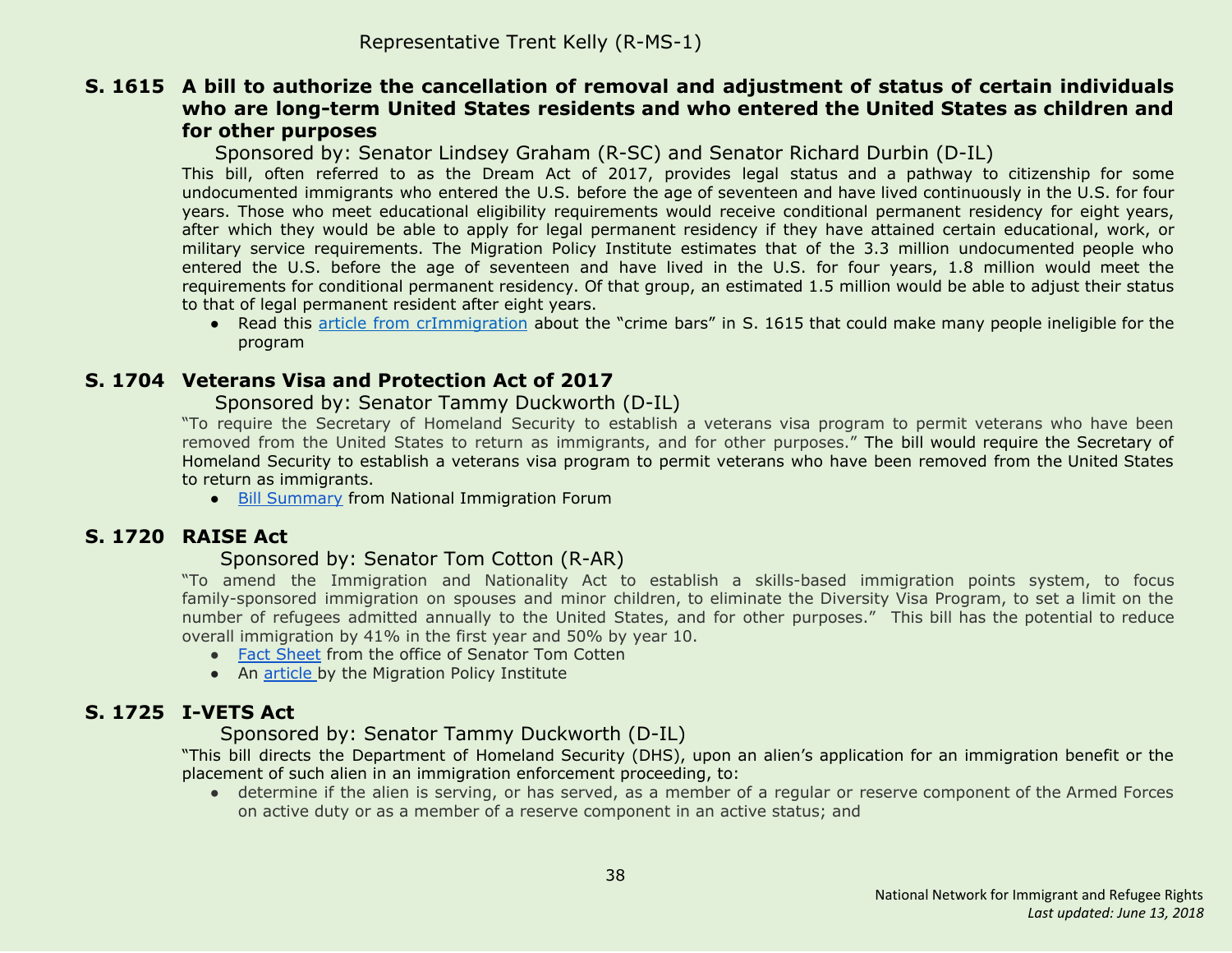Representative Trent Kelly (R-MS-1)

### S. 1615 A bill to authorize the cancellation of removal and adjustment of status of certain individuals who are long-term United States residents and who entered the United States as children and for other purposes

Sponsored by: Senator Lindsey Graham (R-SC) and Senator Richard Durbin (D-IL)

This bill, often referred to as the Dream Act of 2017, provides legal status and a pathway to citizenship for some undocumented immigrants who entered the U.S. before the age of seventeen and have lived continuously in the U.S. for four years. Those who meet educational eligibility requirements would receive conditional permanent residency for eight years, after which they would be able to apply for legal permanent residency if they have attained certain educational, work, or military service requirements. The Migration Policy Institute estimates that of the 3.3 million undocumented people who entered the U.S. before the age of seventeen and have lived in the U.S. for four years, 1.8 million would meet the requirements for conditional permanent residency. Of that group, an estimated 1.5 million would be able to adjust their status to that of legal permanent resident after eight years.

- Read this article from crImmigration about the "crime bars" in S. 1615 that could make many people ineligible for the program

### S. 1704 Veterans Visa and Protection Act of 2017

Sponsored by: Senator Tammy Duckworth (D-IL)

"To require the Secretary of Homeland Security to establish a veterans visa program to permit veterans who have been removed from the United States to return as immigrants, and for other purposes." The bill would require the Secretary of Homeland Security to establish a veterans visa program to permit veterans who have been removed from the United States to return as immigrants.

- Bill Summary from National Immigration Forum

### S. 1720 RAISE Act

Sponsored by: Senator Tom Cotton (R-AR)

"To amend the Immigration and Nationality Act to establish a skills-based immigration points system, to focus family-sponsored immigration on spouses and minor children, to eliminate the Diversity Visa Program, to set a limit on the number of refugees admitted annually to the United States, and for other purposes." This bill has the potential to reduce overall immigration by 41% in the first year and 50% by year 10.

- Fact Sheet from the office of Senator Tom Cotten
- An article by the Migration Policy Institute

### S. 1725 I-VETS Act

Sponsored by: Senator Tammy Duckworth (D-IL)

"This bill directs the Department of Homeland Security (DHS), upon an alien's application for an immigration benefit or the placement of such alien in an immigration enforcement proceeding, to:

- determine if the alien is serving, or has served, as a member of a regular or reserve component of the Armed Forces on active duty or as a member of a reserve component in an active status; and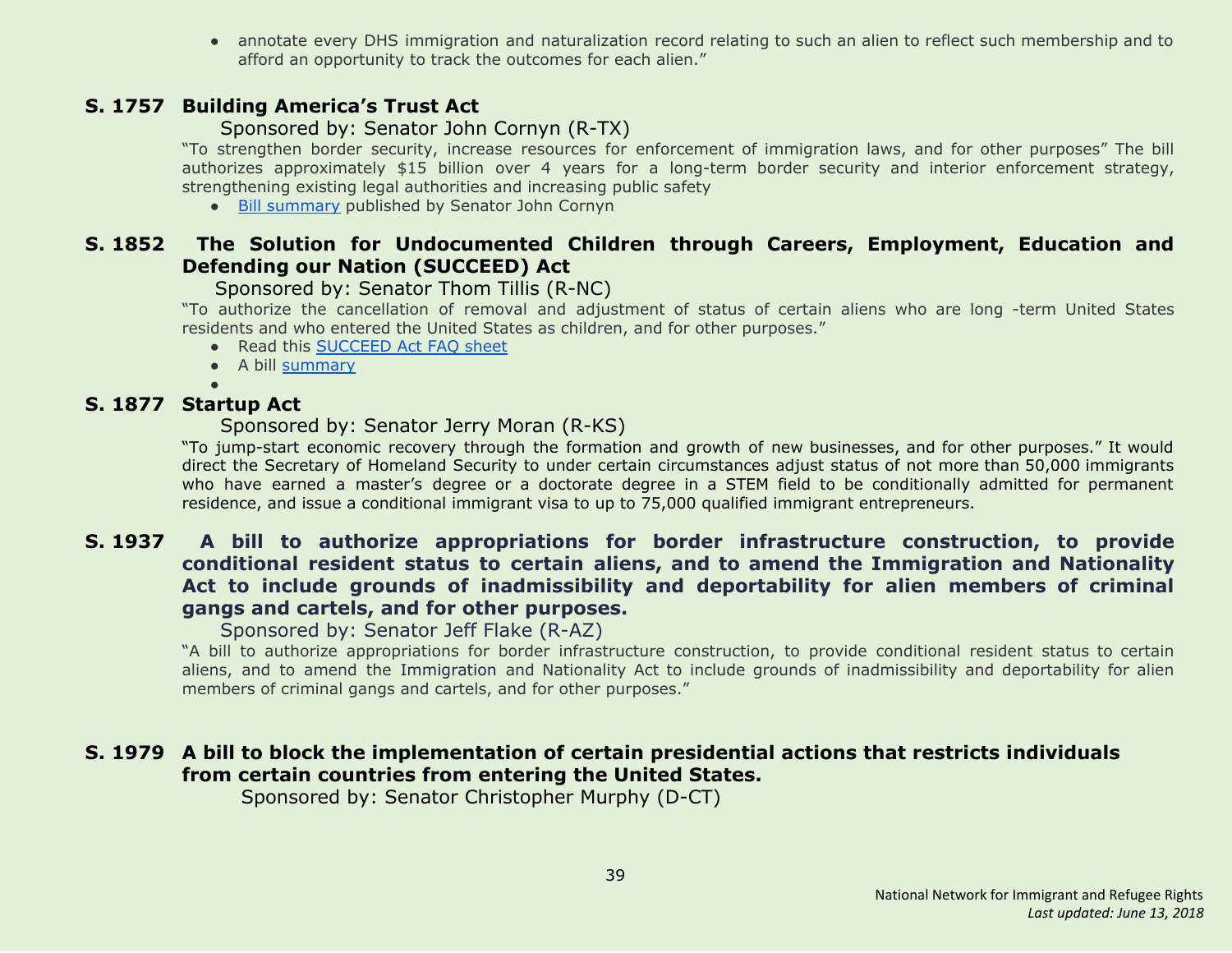- annotate every DHS immigration and naturalization record relating to such an alien to reflect such membership and to afford an opportunity to track the outcomes for each alien."

### S. 1757 Building America's Trust Act

Sponsored by: Senator John Cornyn (R-TX)

"To strengthen border security, increase resources for enforcement of immigration laws, and for other purposes" The bill authorizes approximately $15 billion over 4 years for a long-term border security and interior enforcement strategy, strengthening existing legal authorities and increasing public safety

- Bill summary published by Senator John Cornyn

### S. 1852 The Solution for Undocumented Children through Careers, Employment, Education and Defending our Nation (SUCCEED) Act

Sponsored by: Senator Thom Tillis (R-NC)

"To authorize the cancellation of removal and adjustment of status of certain aliens who are long -term United States residents and who entered the United States as children, and for other purposes."

- Read this SUCCEED Act FAQ sheet
- A bill summary

### S. 1877 Startup Act

Sponsored by: Senator Jerry Moran (R-KS)

"To jump-start economic recovery through the formation and growth of new businesses, and for other purposes." It would direct the Secretary of Homeland Security to under certain circumstances adjust status of not more than 50,000 immigrants who have earned a master's degree or a doctorate degree in a STEM field to be conditionally admitted for permanent residence, and issue a conditional immigrant visa to up to 75,000 qualified immigrant entrepreneurs.

### S. 1937 A bill to authorize appropriations for border infrastructure construction, to provide conditional resident status to certain aliens, and to amend the Immigration and Nationality Act to include grounds of inadmissibility and deportability for alien members of criminal gangs and cartels, and for other purposes.

Sponsored by: Senator Jeff Flake (R-AZ)

"A bill to authorize appropriations for border infrastructure construction, to provide conditional resident status to certain aliens, and to amend the Immigration and Nationality Act to include grounds of inadmissibility and deportability for alien members of criminal gangs and cartels, and for other purposes."

### S. 1979 A bill to block the implementation of certain presidential actions that restricts individuals from certain countries from entering the United States.

Sponsored by: Senator Christopher Murphy (D-CT)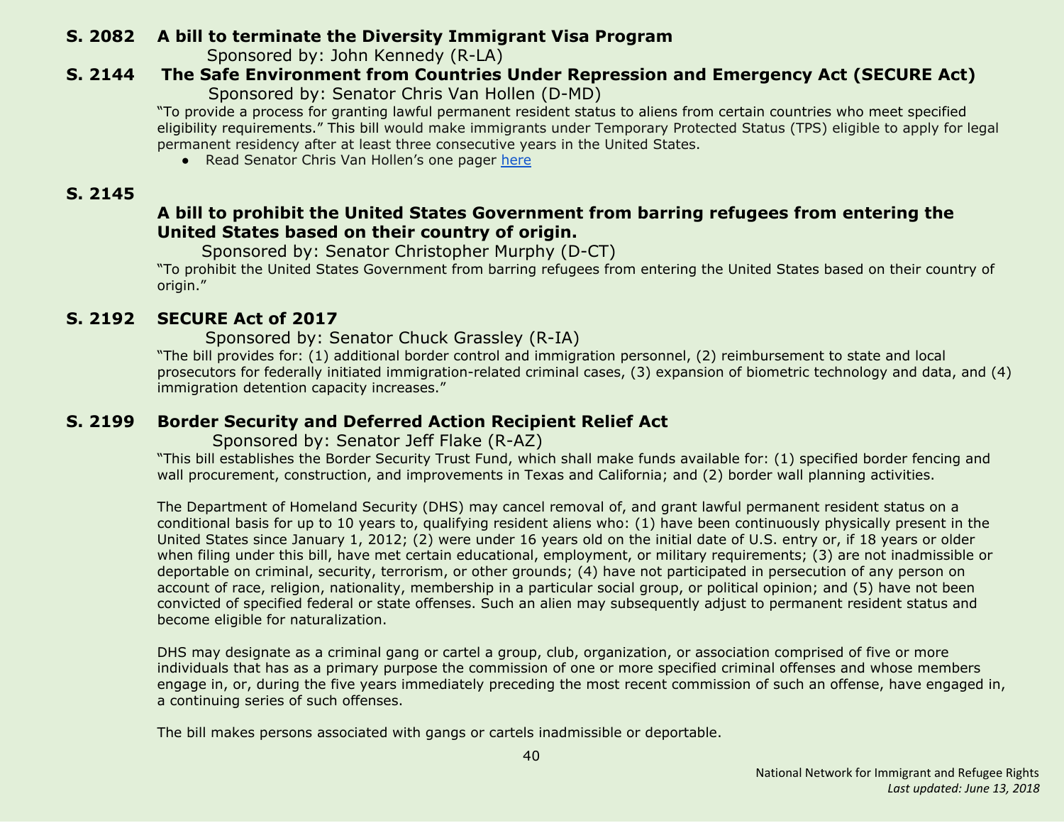**S. 2082 A bill to terminate the Diversity Immigrant Visa Program**

Sponsored by: John Kennedy (R-LA)

**S. 2144 The Safe Environment from Countries Under Repression and Emergency Act (SECURE Act)**

Sponsored by: Senator Chris Van Hollen (D-MD)

"To provide a process for granting lawful permanent resident status to aliens from certain countries who meet specified eligibility requirements." This bill would make immigrants under Temporary Protected Status (TPS) eligible to apply for legal permanent residency after at least three consecutive years in the United States.

- Read Senator Chris Van Hollen's one pager here

**S. 2145**

**A bill to prohibit the United States Government from barring refugees from entering the United States based on their country of origin.**

Sponsored by: Senator Christopher Murphy (D-CT)

"To prohibit the United States Government from barring refugees from entering the United States based on their country of origin."

**S. 2192 SECURE Act of 2017**

Sponsored by: Senator Chuck Grassley (R-IA)

"The bill provides for: (1) additional border control and immigration personnel, (2) reimbursement to state and local prosecutors for federally initiated immigration-related criminal cases, (3) expansion of biometric technology and data, and (4) immigration detention capacity increases."

**S. 2199 Border Security and Deferred Action Recipient Relief Act**

Sponsored by: Senator Jeff Flake (R-AZ)

"This bill establishes the Border Security Trust Fund, which shall make funds available for: (1) specified border fencing and wall procurement, construction, and improvements in Texas and California; and (2) border wall planning activities.

The Department of Homeland Security (DHS) may cancel removal of, and grant lawful permanent resident status on a conditional basis for up to 10 years to, qualifying resident aliens who: (1) have been continuously physically present in the United States since January 1, 2012; (2) were under 16 years old on the initial date of U.S. entry or, if 18 years or older when filing under this bill, have met certain educational, employment, or military requirements; (3) are not inadmissible or deportable on criminal, security, terrorism, or other grounds; (4) have not participated in persecution of any person on account of race, religion, nationality, membership in a particular social group, or political opinion; and (5) have not been convicted of specified federal or state offenses. Such an alien may subsequently adjust to permanent resident status and become eligible for naturalization.

DHS may designate as a criminal gang or cartel a group, club, organization, or association comprised of five or more individuals that has as a primary purpose the commission of one or more specified criminal offenses and whose members engage in, or, during the five years immediately preceding the most recent commission of such an offense, have engaged in, a continuing series of such offenses.

The bill makes persons associated with gangs or cartels inadmissible or deportable.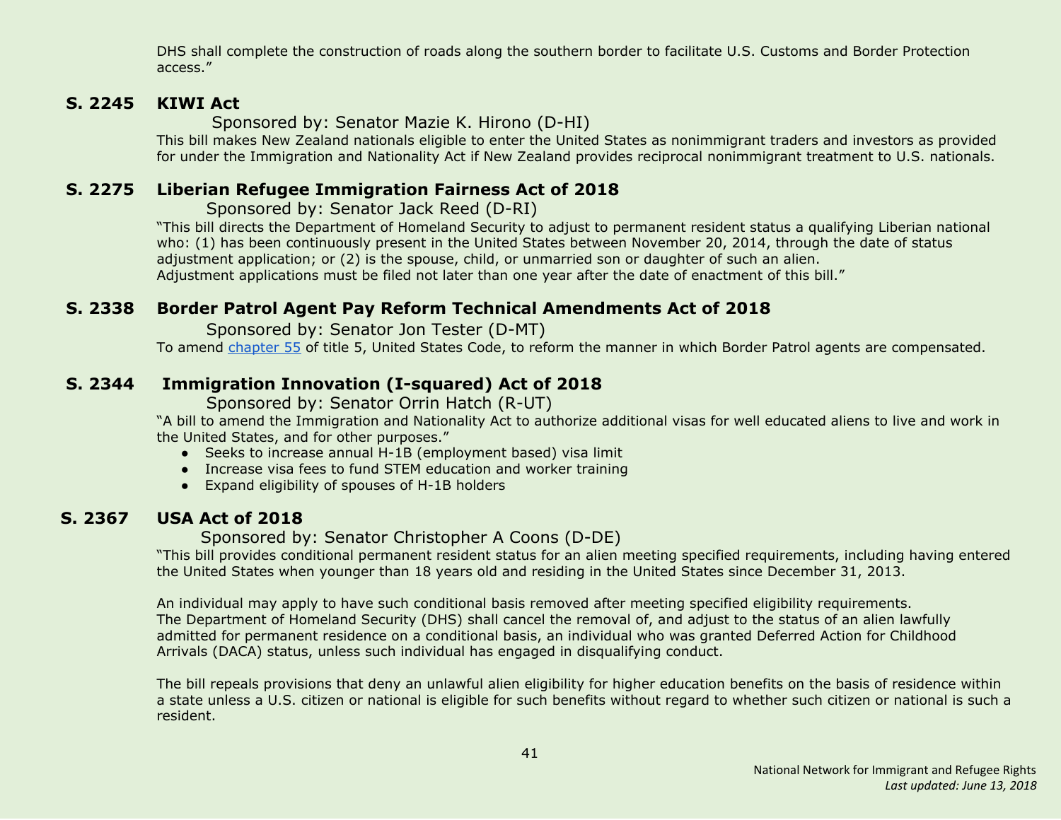DHS shall complete the construction of roads along the southern border to facilitate U.S. Customs and Border Protection access."

## S. 2245 KIWI Act

Sponsored by: Senator Mazie K. Hirono (D-HI)

This bill makes New Zealand nationals eligible to enter the United States as nonimmigrant traders and investors as provided for under the Immigration and Nationality Act if New Zealand provides reciprocal nonimmigrant treatment to U.S. nationals.

## S. 2275 Liberian Refugee Immigration Fairness Act of 2018

Sponsored by: Senator Jack Reed (D-RI)

"This bill directs the Department of Homeland Security to adjust to permanent resident status a qualifying Liberian national who: (1) has been continuously present in the United States between November 20, 2014, through the date of status adjustment application; or (2) is the spouse, child, or unmarried son or daughter of such an alien.
Adjustment applications must be filed not later than one year after the date of enactment of this bill."

## S. 2338 Border Patrol Agent Pay Reform Technical Amendments Act of 2018

Sponsored by: Senator Jon Tester (D-MT)

To amend chapter 55 of title 5, United States Code, to reform the manner in which Border Patrol agents are compensated.

## S. 2344 Immigration Innovation (I-squared) Act of 2018

Sponsored by: Senator Orrin Hatch (R-UT)

"A bill to amend the Immigration and Nationality Act to authorize additional visas for well educated aliens to live and work in the United States, and for other purposes."

- Seeks to increase annual H-1B (employment based) visa limit
- Increase visa fees to fund STEM education and worker training
- Expand eligibility of spouses of H-1B holders

## S. 2367 USA Act of 2018

Sponsored by: Senator Christopher A Coons (D-DE)

"This bill provides conditional permanent resident status for an alien meeting specified requirements, including having entered the United States when younger than 18 years old and residing in the United States since December 31, 2013.

An individual may apply to have such conditional basis removed after meeting specified eligibility requirements.
The Department of Homeland Security (DHS) shall cancel the removal of, and adjust to the status of an alien lawfully admitted for permanent residence on a conditional basis, an individual who was granted Deferred Action for Childhood Arrivals (DACA) status, unless such individual has engaged in disqualifying conduct.

The bill repeals provisions that deny an unlawful alien eligibility for higher education benefits on the basis of residence within a state unless a U.S. citizen or national is eligible for such benefits without regard to whether such citizen or national is such a resident.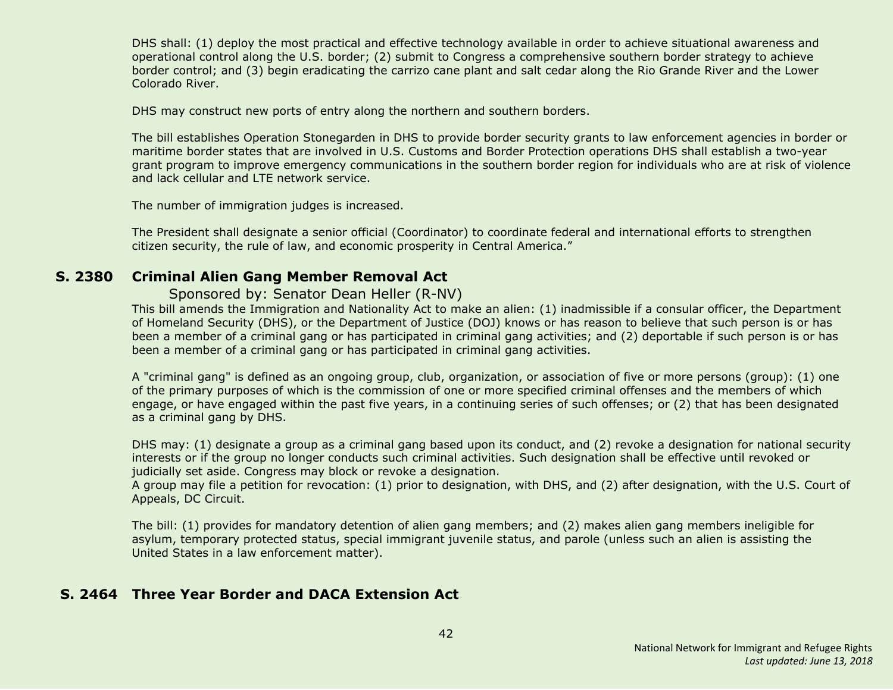DHS shall: (1) deploy the most practical and effective technology available in order to achieve situational awareness and operational control along the U.S. border; (2) submit to Congress a comprehensive southern border strategy to achieve border control; and (3) begin eradicating the carrizo cane plant and salt cedar along the Rio Grande River and the Lower Colorado River.

DHS may construct new ports of entry along the northern and southern borders.

The bill establishes Operation Stonegarden in DHS to provide border security grants to law enforcement agencies in border or maritime border states that are involved in U.S. Customs and Border Protection operations DHS shall establish a two-year grant program to improve emergency communications in the southern border region for individuals who are at risk of violence and lack cellular and LTE network service.

The number of immigration judges is increased.

The President shall designate a senior official (Coordinator) to coordinate federal and international efforts to strengthen citizen security, the rule of law, and economic prosperity in Central America."

## S. 2380 Criminal Alien Gang Member Removal Act

Sponsored by: Senator Dean Heller (R-NV)

This bill amends the Immigration and Nationality Act to make an alien: (1) inadmissible if a consular officer, the Department of Homeland Security (DHS), or the Department of Justice (DOJ) knows or has reason to believe that such person is or has been a member of a criminal gang or has participated in criminal gang activities; and (2) deportable if such person is or has been a member of a criminal gang or has participated in criminal gang activities.

A "criminal gang" is defined as an ongoing group, club, organization, or association of five or more persons (group): (1) one of the primary purposes of which is the commission of one or more specified criminal offenses and the members of which engage, or have engaged within the past five years, in a continuing series of such offenses; or (2) that has been designated as a criminal gang by DHS.

DHS may: (1) designate a group as a criminal gang based upon its conduct, and (2) revoke a designation for national security interests or if the group no longer conducts such criminal activities. Such designation shall be effective until revoked or judicially set aside. Congress may block or revoke a designation.
A group may file a petition for revocation: (1) prior to designation, with DHS, and (2) after designation, with the U.S. Court of Appeals, DC Circuit.

The bill: (1) provides for mandatory detention of alien gang members; and (2) makes alien gang members ineligible for asylum, temporary protected status, special immigrant juvenile status, and parole (unless such an alien is assisting the United States in a law enforcement matter).

## S. 2464 Three Year Border and DACA Extension Act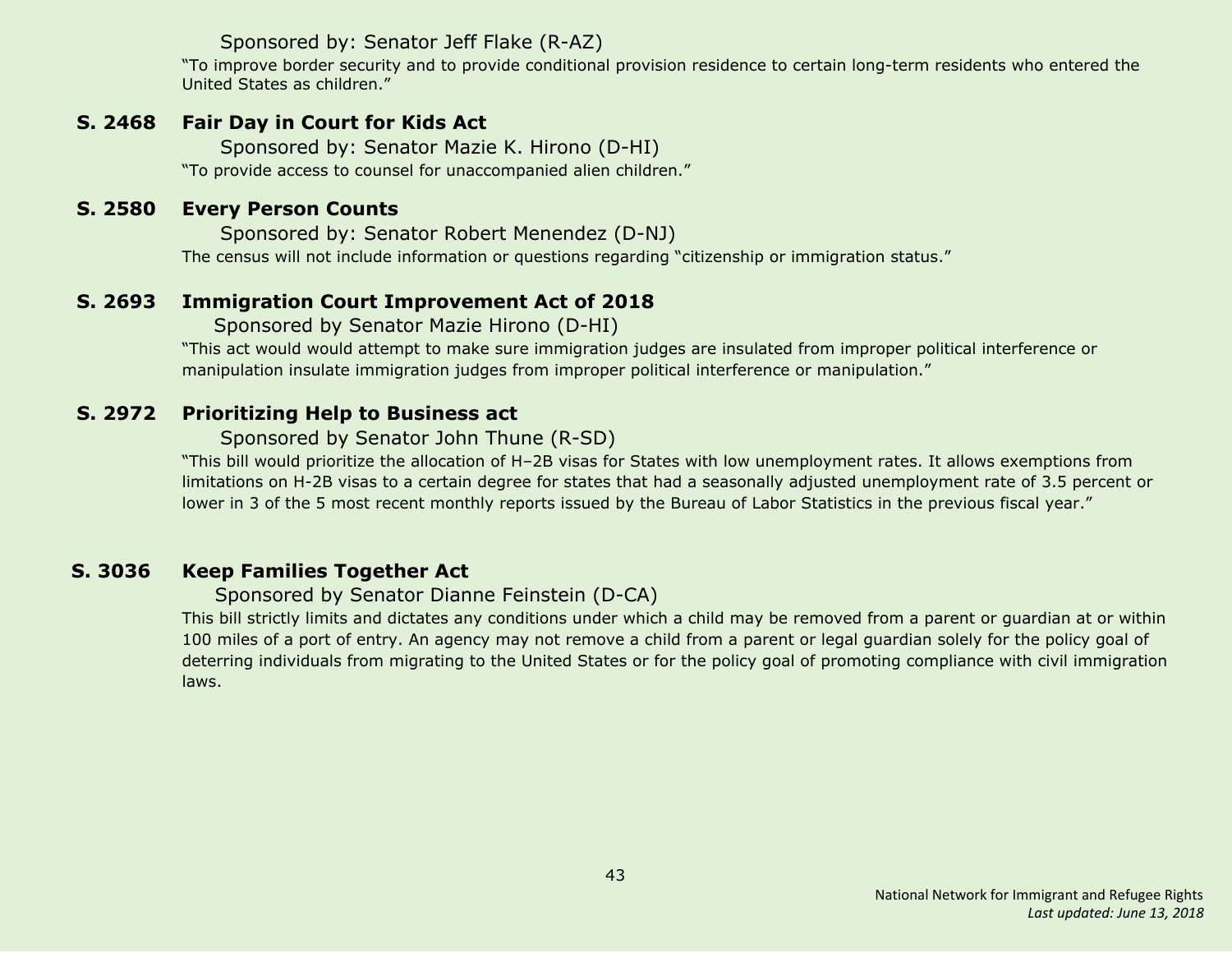Sponsored by: Senator Jeff Flake (R-AZ)

"To improve border security and to provide conditional provision residence to certain long-term residents who entered the United States as children."

**S. 2468 Fair Day in Court for Kids Act**

Sponsored by: Senator Mazie K. Hirono (D-HI)

"To provide access to counsel for unaccompanied alien children."

**S. 2580 Every Person Counts**

Sponsored by: Senator Robert Menendez (D-NJ)

The census will not include information or questions regarding "citizenship or immigration status."

**S. 2693 Immigration Court Improvement Act of 2018**

Sponsored by Senator Mazie Hirono (D-HI)

"This act would would attempt to make sure immigration judges are insulated from improper political interference or manipulation insulate immigration judges from improper political interference or manipulation."

**S. 2972 Prioritizing Help to Business act**

Sponsored by Senator John Thune (R-SD)

"This bill would prioritize the allocation of H–2B visas for States with low unemployment rates. It allows exemptions from limitations on H-2B visas to a certain degree for states that had a seasonally adjusted unemployment rate of 3.5 percent or lower in 3 of the 5 most recent monthly reports issued by the Bureau of Labor Statistics in the previous fiscal year."

**S. 3036 Keep Families Together Act**

Sponsored by Senator Dianne Feinstein (D-CA)

This bill strictly limits and dictates any conditions under which a child may be removed from a parent or guardian at or within 100 miles of a port of entry. An agency may not remove a child from a parent or legal guardian solely for the policy goal of deterring individuals from migrating to the United States or for the policy goal of promoting compliance with civil immigration laws.